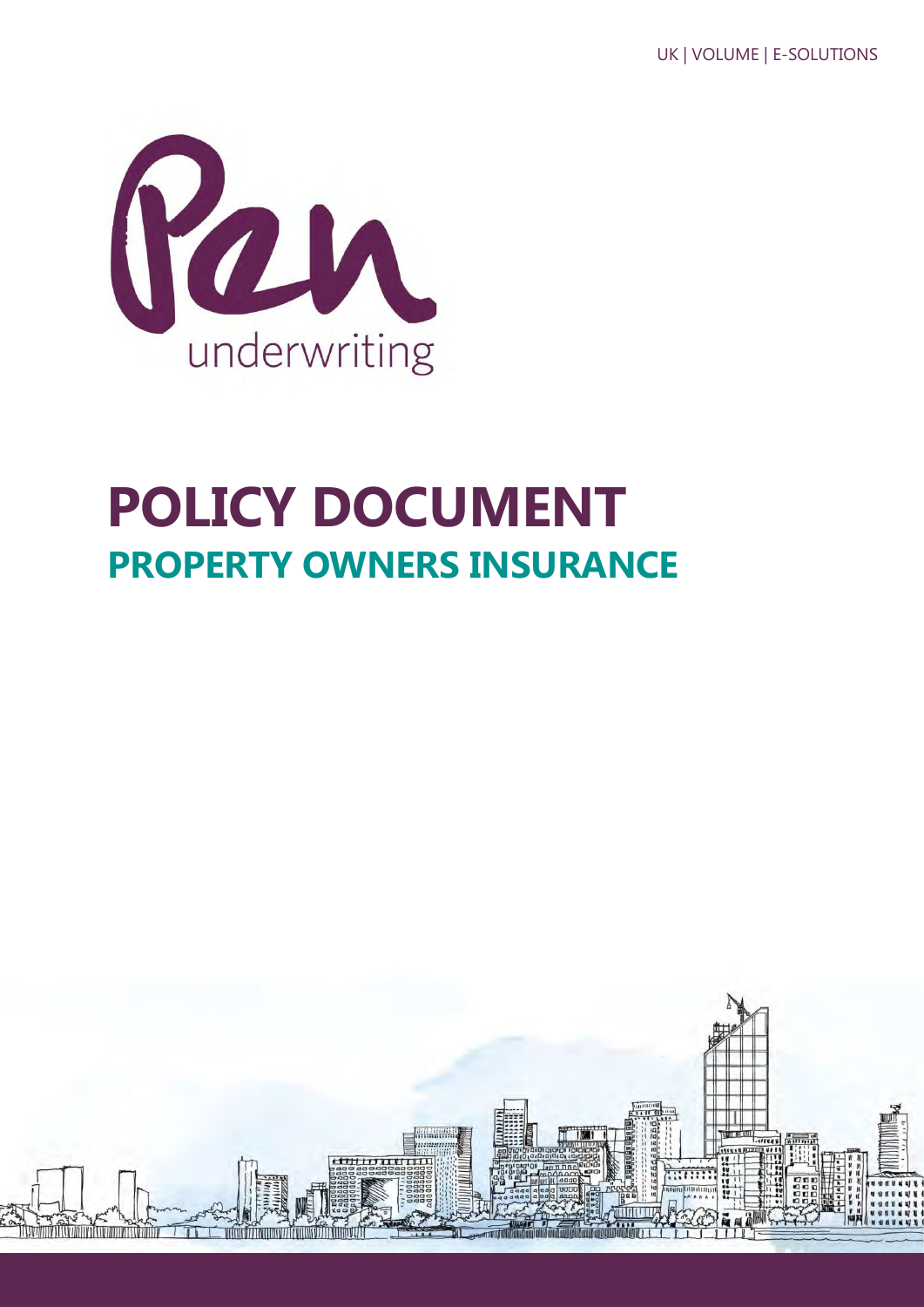UK | VOLUME | E-SOLUTIONS

Pen underwriting

# POLICY DOCUMENT

## PROPERTY OWNERS INSURANCE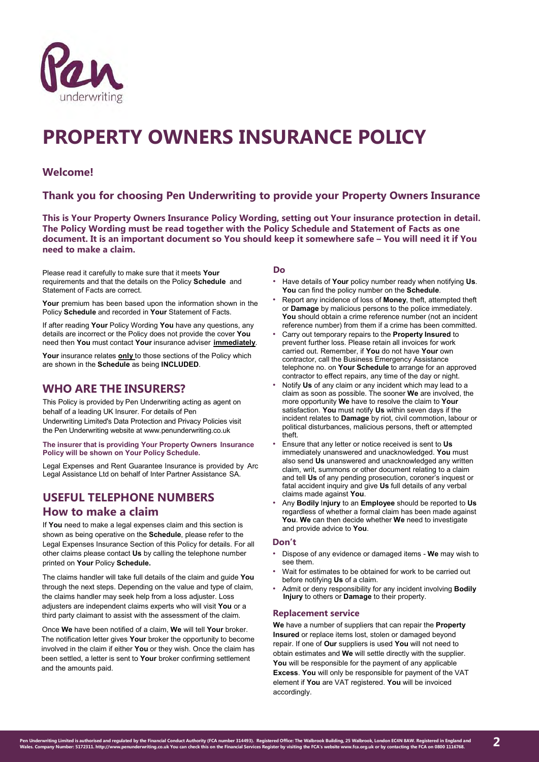# PROPERTY OWNERS INSURANCE POLICY

## Welcome!

## Thank you for choosing Pen Underwriting to provide your Property Owners Insurance

**This is Your Property Owners Insurance Policy Wording, setting out Your insurance protection in detail. The Policy Wording must be read together with the Policy Schedule and Statement of Facts as one document. It is an important document so You should keep it somewhere safe – You will need it if You need to make a claim.**

Please read it carefully to make sure that it meets **Your** requirements and that the details on the Policy **Schedule** and Statement of Facts are correct.

**Your** premium has been based upon the information shown in the Policy **Schedule** and recorded in **Your** Statement of Facts.

If after reading **Your** Policy Wording **You** have any questions, any details are incorrect or the Policy does not provide the cover **You** need then **You** must contact **Your** insurance adviser **immediately**.

**Your** insurance relates **only** to those sections of the Policy which are shown in the **Schedule** as being **INCLUDED**.

## WHO ARE THE INSURERS?

This Policy is provided by Pen Underwriting acting as agent on behalf of a leading UK Insurer. For details of Pen Underwriting Limited's Data Protection and Privacy Policies visit the Pen Underwriting website at www.penunderwriting.co.uk

**The insurer that is providing Your Property Owners Insurance Policy will be shown on Your Policy Schedule.**

Legal Expenses and Rent Guarantee Insurance is provided by Arc Legal Assistance Ltd on behalf of Inter Partner Assistance SA.

## USEFUL TELEPHONE NUMBERS

## How to make a claim

If **You** need to make a legal expenses claim and this section is shown as being operative on the **Schedule**, please refer to the Legal Expenses Insurance Section of this Policy for details. For all other claims please contact **Us** by calling the telephone number printed on **Your** Policy **Schedule.**

The claims handler will take full details of the claim and guide **You** through the next steps. Depending on the value and type of claim, the claims handler may seek help from a loss adjuster. Loss adjusters are independent claims experts who will visit **You** or a third party claimant to assist with the assessment of the claim.

Once **We** have been notified of a claim, **We** will tell **Your** broker. The notification letter gives **Your** broker the opportunity to become involved in the claim if either **You** or they wish. Once the claim has been settled, a letter is sent to **Your** broker confirming settlement and the amounts paid.

### Do

- Have details of **Your** policy number ready when notifying **Us**. **You** can find the policy number on the **Schedule**.
- Report any incidence of loss of **Money**, theft, attempted theft or **Damage** by malicious persons to the police immediately. **You** should obtain a crime reference number (not an incident reference number) from them if a crime has been committed.
- Carry out temporary repairs to the **Property Insured** to prevent further loss. Please retain all invoices for work carried out. Remember, if **You** do not have **Your** own contractor, call the Business Emergency Assistance telephone no. on **Your Schedule** to arrange for an approved contractor to effect repairs, any time of the day or night.
- Notify **Us** of any claim or any incident which may lead to a claim as soon as possible. The sooner **We** are involved, the more opportunity **We** have to resolve the claim to **Your** satisfaction. **You** must notify **Us** within seven days if the incident relates to **Damage** by riot, civil commotion, labour or political disturbances, malicious persons, theft or attempted theft.
- Ensure that any letter or notice received is sent to **Us** immediately unanswered and unacknowledged. **You** must also send **Us** unanswered and unacknowledged any written claim, writ, summons or other document relating to a claim and tell **Us** of any pending prosecution, coroner's inquest or fatal accident inquiry and give **Us** full details of any verbal claims made against **You**.
- Any **Bodily Injury** to an **Employee** should be reported to **Us** regardless of whether a formal claim has been made against **You**. **We** can then decide whether **We** need to investigate and provide advice to **You**.

### Don't

- Dispose of any evidence or damaged items - **We** may wish to see them.
- Wait for estimates to be obtained for work to be carried out before notifying **Us** of a claim.
- Admit or deny responsibility for any incident involving **Bodily Injury** to others or **Damage** to their property.

### Replacement service

**We** have a number of suppliers that can repair the **Property Insured** or replace items lost, stolen or damaged beyond repair. If one of **Our** suppliers is used **You** will not need to obtain estimates and **We** will settle directly with the supplier. **You** will be responsible for the payment of any applicable **Excess**. **You** will only be responsible for payment of the VAT element if **You** are VAT registered. **You** will be invoiced accordingly.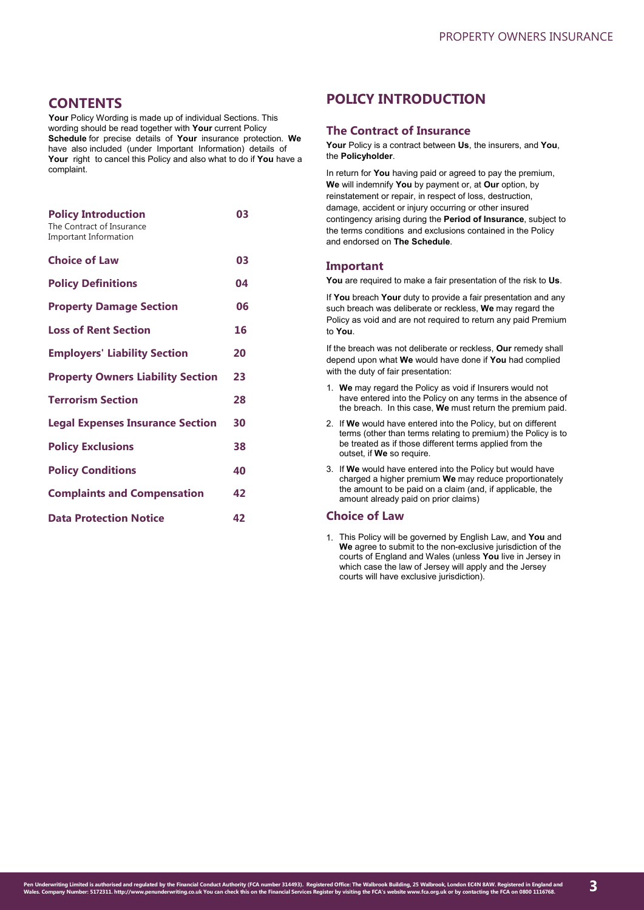## CONTENTS

**Your** Policy Wording is made up of individual Sections. This wording should be read together with **Your** current Policy **Schedule** for precise details of **Your** insurance protection. **We** have also included (under Important Information) details of **Your** right to cancel this Policy and also what to do if **You** have a complaint.

| | |
|---|---|
| **Policy Introduction**<br>The Contract of Insurance<br>Important Information | **03** |
| **Choice of Law** | **03** |
| **Policy Definitions** | **04** |
| **Property Damage Section** | **06** |
| **Loss of Rent Section** | **16** |
| **Employers' Liability Section** | **20** |
| **Property Owners Liability Section** | **23** |
| **Terrorism Section** | **28** |
| **Legal Expenses Insurance Section** | **30** |
| **Policy Exclusions** | **38** |
| **Policy Conditions** | **40** |
| **Complaints and Compensation** | **42** |
| **Data Protection Notice** | **42** |

## POLICY INTRODUCTION

### The Contract of Insurance

**Your** Policy is a contract between **Us**, the insurers, and **You**, the **Policyholder**.

In return for **You** having paid or agreed to pay the premium, **We** will indemnify **You** by payment or, at **Our** option, by reinstatement or repair, in respect of loss, destruction, damage, accident or injury occurring or other insured contingency arising during the **Period of Insurance**, subject to the terms conditions and exclusions contained in the Policy and endorsed on **The Schedule**.

### Important

**You** are required to make a fair presentation of the risk to **Us**.

If **You** breach **Your** duty to provide a fair presentation and any such breach was deliberate or reckless, **We** may regard the Policy as void and are not required to return any paid Premium to **You**.

If the breach was not deliberate or reckless, **Our** remedy shall depend upon what **We** would have done if **You** had complied with the duty of fair presentation:

1. **We** may regard the Policy as void if Insurers would not have entered into the Policy on any terms in the absence of the breach. In this case, **We** must return the premium paid.
2. If **We** would have entered into the Policy, but on different terms (other than terms relating to premium) the Policy is to be treated as if those different terms applied from the outset, if **We** so require.
3. If **We** would have entered into the Policy but would have charged a higher premium **We** may reduce proportionately the amount to be paid on a claim (and, if applicable, the amount already paid on prior claims)

### Choice of Law

1. This Policy will be governed by English Law, and **You** and **We** agree to submit to the non-exclusive jurisdiction of the courts of England and Wales (unless **You** live in Jersey in which case the law of Jersey will apply and the Jersey courts will have exclusive jurisdiction).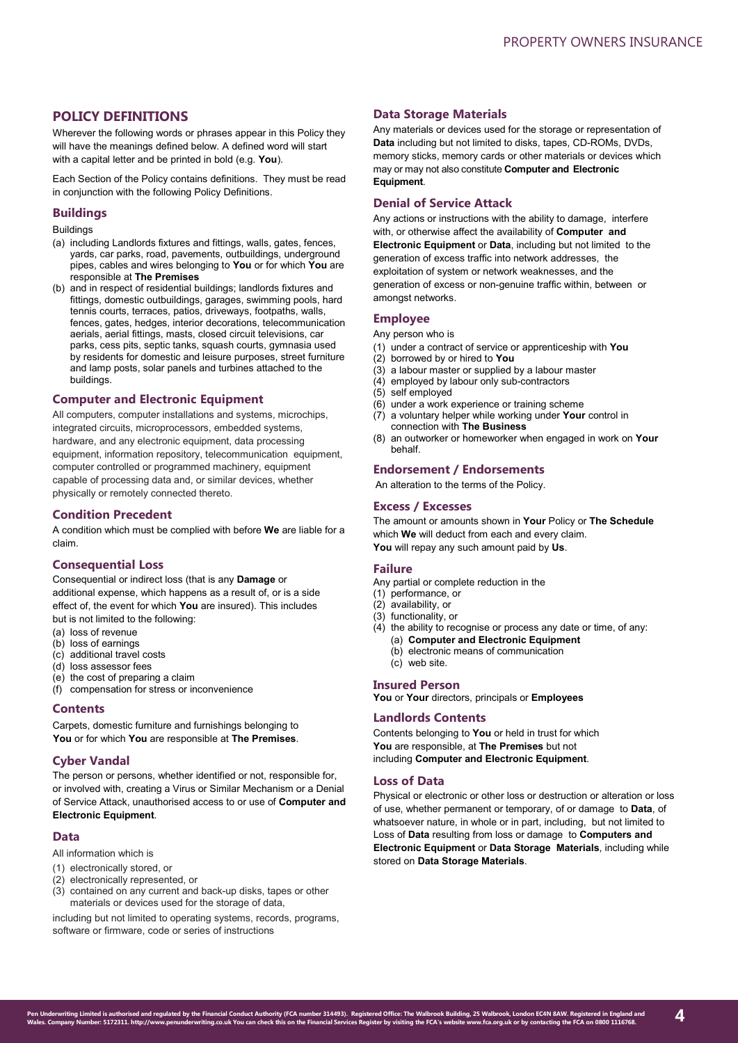## POLICY DEFINITIONS

Wherever the following words or phrases appear in this Policy they will have the meanings defined below. A defined word will start with a capital letter and be printed in bold (e.g. **You**).

Each Section of the Policy contains definitions. They must be read in conjunction with the following Policy Definitions.

### Buildings

Buildings

(a) including Landlords fixtures and fittings, walls, gates, fences, yards, car parks, road, pavements, outbuildings, underground pipes, cables and wires belonging to **You** or for which **You** are responsible at **The Premises**

(b) and in respect of residential buildings; landlords fixtures and fittings, domestic outbuildings, garages, swimming pools, hard tennis courts, terraces, patios, driveways, footpaths, walls, fences, gates, hedges, interior decorations, telecommunication aerials, aerial fittings, masts, closed circuit televisions, car parks, cess pits, septic tanks, squash courts, gymnasia used by residents for domestic and leisure purposes, street furniture and lamp posts, solar panels and turbines attached to the buildings.

### Computer and Electronic Equipment

All computers, computer installations and systems, microchips, integrated circuits, microprocessors, embedded systems, hardware, and any electronic equipment, data processing equipment, information repository, telecommunication equipment, computer controlled or programmed machinery, equipment capable of processing data and, or similar devices, whether physically or remotely connected thereto.

### Condition Precedent

A condition which must be complied with before **We** are liable for a claim.

### Consequential Loss

Consequential or indirect loss (that is any **Damage** or additional expense, which happens as a result of, or is a side effect of, the event for which **You** are insured). This includes but is not limited to the following:

(a) loss of revenue
(b) loss of earnings
(c) additional travel costs
(d) loss assessor fees
(e) the cost of preparing a claim
(f) compensation for stress or inconvenience

### Contents

Carpets, domestic furniture and furnishings belonging to **You** or for which **You** are responsible at **The Premises**.

### Cyber Vandal

The person or persons, whether identified or not, responsible for, or involved with, creating a Virus or Similar Mechanism or a Denial of Service Attack, unauthorised access to or use of **Computer and Electronic Equipment**.

### Data

All information which is

(1) electronically stored, or
(2) electronically represented, or
(3) contained on any current and back-up disks, tapes or other materials or devices used for the storage of data,

including but not limited to operating systems, records, programs, software or firmware, code or series of instructions

### Data Storage Materials

Any materials or devices used for the storage or representation of **Data** including but not limited to disks, tapes, CD-ROMs, DVDs, memory sticks, memory cards or other materials or devices which may or may not also constitute **Computer and Electronic Equipment**.

### Denial of Service Attack

Any actions or instructions with the ability to damage, interfere with, or otherwise affect the availability of **Computer and Electronic Equipment** or **Data**, including but not limited to the generation of excess traffic into network addresses, the exploitation of system or network weaknesses, and the generation of excess or non-genuine traffic within, between or amongst networks.

### Employee

Any person who is

(1) under a contract of service or apprenticeship with **You**
(2) borrowed by or hired to **You**
(3) a labour master or supplied by a labour master
(4) employed by labour only sub-contractors
(5) self employed
(6) under a work experience or training scheme
(7) a voluntary helper while working under **Your** control in connection with **The Business**
(8) an outworker or homeworker when engaged in work on **Your** behalf.

### Endorsement / Endorsements

An alteration to the terms of the Policy.

### Excess / Excesses

The amount or amounts shown in **Your** Policy or **The Schedule** which **We** will deduct from each and every claim.
**You** will repay any such amount paid by **Us**.

### Failure

Any partial or complete reduction in the

(1) performance, or
(2) availability, or
(3) functionality, or
(4) the ability to recognise or process any date or time, of any:
    (a) **Computer and Electronic Equipment**
    (b) electronic means of communication
    (c) web site.

### Insured Person

**You** or **Your** directors, principals or **Employees**

### Landlords Contents

Contents belonging to **You** or held in trust for which **You** are responsible, at **The Premises** but not including **Computer and Electronic Equipment**.

### Loss of Data

Physical or electronic or other loss or destruction or alteration or loss of use, whether permanent or temporary, of or damage to **Data**, of whatsoever nature, in whole or in part, including, but not limited to Loss of **Data** resulting from loss or damage to **Computers and Electronic Equipment** or **Data Storage Materials**, including while stored on **Data Storage Materials**.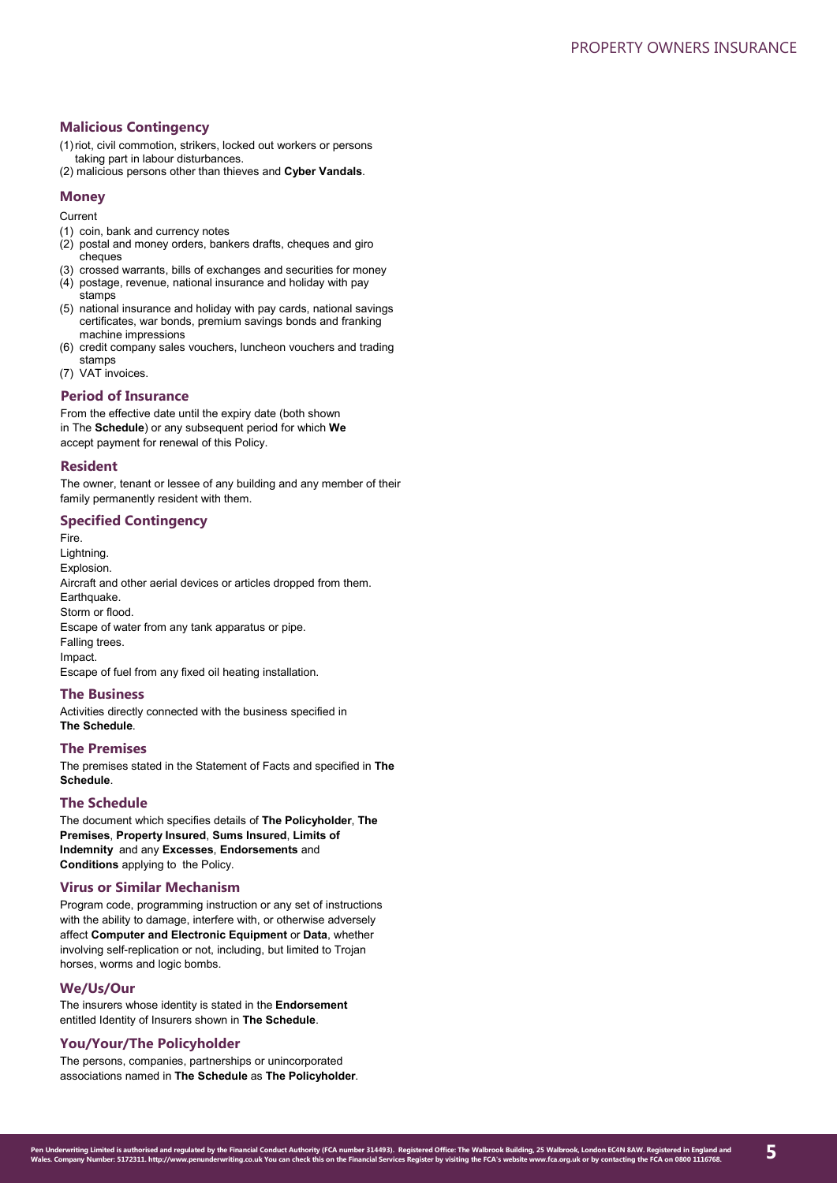### Malicious Contingency

(1) riot, civil commotion, strikers, locked out workers or persons taking part in labour disturbances.
(2) malicious persons other than thieves and **Cyber Vandals**.

### Money

Current

(1) coin, bank and currency notes
(2) postal and money orders, bankers drafts, cheques and giro cheques
(3) crossed warrants, bills of exchanges and securities for money
(4) postage, revenue, national insurance and holiday with pay stamps
(5) national insurance and holiday with pay cards, national savings certificates, war bonds, premium savings bonds and franking machine impressions
(6) credit company sales vouchers, luncheon vouchers and trading stamps
(7) VAT invoices.

### Period of Insurance

From the effective date until the expiry date (both shown in The **Schedule**) or any subsequent period for which **We** accept payment for renewal of this Policy.

### Resident

The owner, tenant or lessee of any building and any member of their family permanently resident with them.

### Specified Contingency

Fire.
Lightning.
Explosion.
Aircraft and other aerial devices or articles dropped from them.
Earthquake.
Storm or flood.
Escape of water from any tank apparatus or pipe.
Falling trees.
Impact.
Escape of fuel from any fixed oil heating installation.

### The Business

Activities directly connected with the business specified in **The Schedule**.

### The Premises

The premises stated in the Statement of Facts and specified in **The Schedule**.

### The Schedule

The document which specifies details of **The Policyholder**, **The Premises**, **Property Insured**, **Sums Insured**, **Limits of Indemnity** and any **Excesses**, **Endorsements** and **Conditions** applying to the Policy.

### Virus or Similar Mechanism

Program code, programming instruction or any set of instructions with the ability to damage, interfere with, or otherwise adversely affect **Computer and Electronic Equipment** or **Data**, whether involving self-replication or not, including, but limited to Trojan horses, worms and logic bombs.

### We/Us/Our

The insurers whose identity is stated in the **Endorsement** entitled Identity of Insurers shown in **The Schedule**.

### You/Your/The Policyholder

The persons, companies, partnerships or unincorporated associations named in **The Schedule** as **The Policyholder**.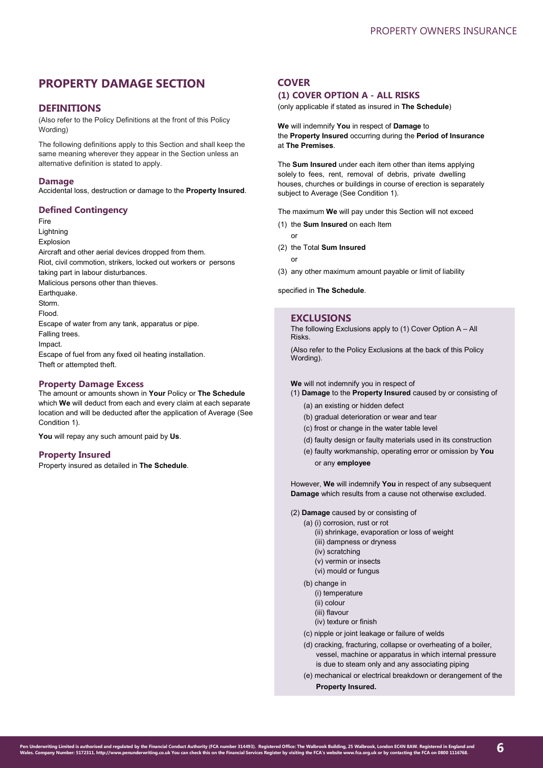# PROPERTY DAMAGE SECTION

## DEFINITIONS

(Also refer to the Policy Definitions at the front of this Policy Wording)

The following definitions apply to this Section and shall keep the same meaning wherever they appear in the Section unless an alternative definition is stated to apply.

### Damage

Accidental loss, destruction or damage to the **Property Insured**.

### Defined Contingency

Fire
Lightning
Explosion
Aircraft and other aerial devices dropped from them.
Riot, civil commotion, strikers, locked out workers or persons taking part in labour disturbances.
Malicious persons other than thieves.
Earthquake.
Storm.
Flood.
Escape of water from any tank, apparatus or pipe.
Falling trees.
Impact.
Escape of fuel from any fixed oil heating installation.
Theft or attempted theft.

### Property Damage Excess

The amount or amounts shown in **Your** Policy or **The Schedule** which **We** will deduct from each and every claim at each separate location and will be deducted after the application of Average (See Condition 1).

**You** will repay any such amount paid by **Us**.

### Property Insured

Property insured as detailed in **The Schedule**.

## COVER

### (1) COVER OPTION A - ALL RISKS

(only applicable if stated as insured in **The Schedule**)

**We** will indemnify **You** in respect of **Damage** to the **Property Insured** occurring during the **Period of Insurance** at **The Premises**.

The **Sum Insured** under each item other than items applying solely to fees, rent, removal of debris, private dwelling houses, churches or buildings in course of erection is separately subject to Average (See Condition 1).

The maximum **We** will pay under this Section will not exceed

(1) the **Sum Insured** on each Item

or

(2) the Total **Sum Insured**

or

(3) any other maximum amount payable or limit of liability

specified in **The Schedule**.

## EXCLUSIONS

The following Exclusions apply to (1) Cover Option A – All Risks.

(Also refer to the Policy Exclusions at the back of this Policy Wording).

**We** will not indemnify you in respect of

(1) **Damage** to the **Property Insured** caused by or consisting of

- (a) an existing or hidden defect
- (b) gradual deterioration or wear and tear
- (c) frost or change in the water table level
- (d) faulty design or faulty materials used in its construction
- (e) faulty workmanship, operating error or omission by **You** or any **employee**

However, **We** will indemnify **You** in respect of any subsequent **Damage** which results from a cause not otherwise excluded.

(2) **Damage** caused by or consisting of

- (a) (i) corrosion, rust or rot
  - (ii) shrinkage, evaporation or loss of weight
  - (iii) dampness or dryness
  - (iv) scratching
  - (v) vermin or insects
  - (vi) mould or fungus
- (b) change in
  - (i) temperature
  - (ii) colour
  - (iii) flavour
  - (iv) texture or finish
- (c) nipple or joint leakage or failure of welds
- (d) cracking, fracturing, collapse or overheating of a boiler, vessel, machine or apparatus in which internal pressure is due to steam only and any associating piping
- (e) mechanical or electrical breakdown or derangement of the **Property Insured.**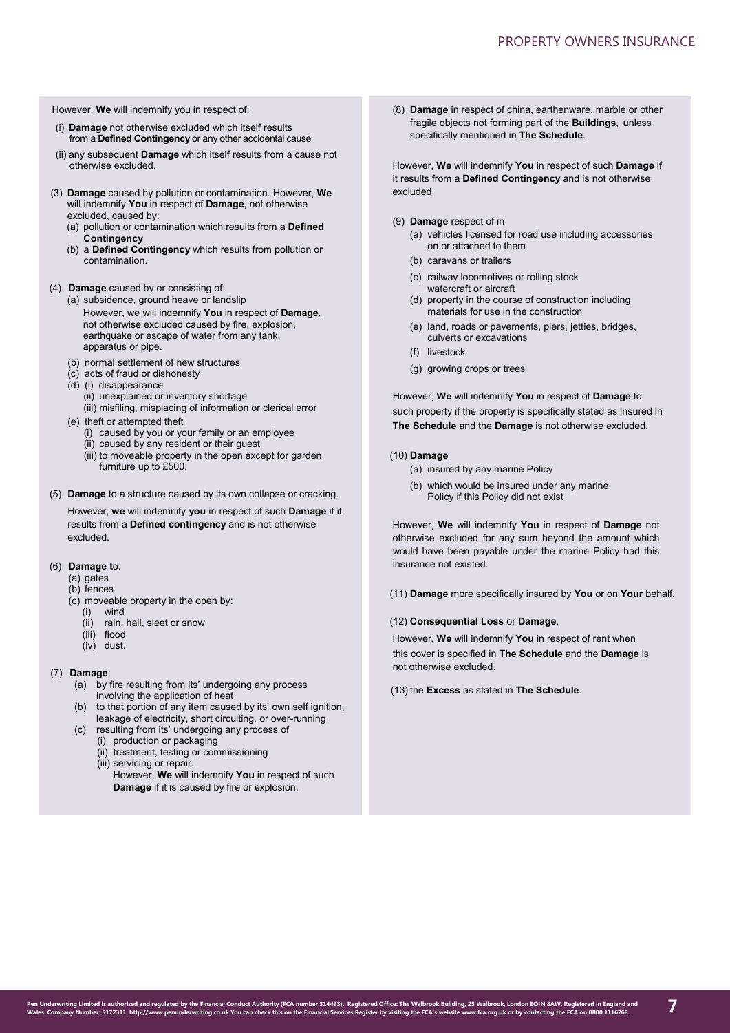However, **We** will indemnify you in respect of:

(i) **Damage** not otherwise excluded which itself results from a **Defined Contingency** or any other accidental cause

(ii) any subsequent **Damage** which itself results from a cause not otherwise excluded.

(3) **Damage** caused by pollution or contamination. However, **We** will indemnify **You** in respect of **Damage**, not otherwise excluded, caused by:

- (a) pollution or contamination which results from a **Defined Contingency**
- (b) a **Defined Contingency** which results from pollution or contamination.

(4) **Damage** caused by or consisting of:

- (a) subsidence, ground heave or landslip

  However, we will indemnify **You** in respect of **Damage**, not otherwise excluded caused by fire, explosion, earthquake or escape of water from any tank, apparatus or pipe.
- (b) normal settlement of new structures
- (c) acts of fraud or dishonesty
- (d) (i) disappearance
  - (ii) unexplained or inventory shortage
  - (iii) misfiling, misplacing of information or clerical error
- (e) theft or attempted theft
  - (i) caused by you or your family or an employee
  - (ii) caused by any resident or their guest
  - (iii) to moveable property in the open except for garden furniture up to £500.

(5) **Damage** to a structure caused by its own collapse or cracking.

However, **we** will indemnify **you** in respect of such **Damage** if it results from a **Defined contingency** and is not otherwise excluded.

(6) **Damage t**o:

- (a) gates
- (b) fences
- (c) moveable property in the open by:
  - (i) wind
  - (ii) rain, hail, sleet or snow
  - (iii) flood
  - (iv) dust.

(7) **Damage**:

- (a) by fire resulting from its' undergoing any process involving the application of heat
- (b) to that portion of any item caused by its' own self ignition, leakage of electricity, short circuiting, or over-running
- (c) resulting from its' undergoing any process of
  - (i) production or packaging
  - (ii) treatment, testing or commissioning
  - (iii) servicing or repair.

  However, **We** will indemnify **You** in respect of such **Damage** if it is caused by fire or explosion.

(8) **Damage** in respect of china, earthenware, marble or other fragile objects not forming part of the **Buildings**, unless specifically mentioned in **The Schedule**.

However, **We** will indemnify **You** in respect of such **Damage** if it results from a **Defined Contingency** and is not otherwise excluded.

(9) **Damage** respect of in

- (a) vehicles licensed for road use including accessories on or attached to them
- (b) caravans or trailers
- (c) railway locomotives or rolling stock watercraft or aircraft
- (d) property in the course of construction including materials for use in the construction
- (e) land, roads or pavements, piers, jetties, bridges, culverts or excavations
- (f) livestock
- (g) growing crops or trees

However, **We** will indemnify **You** in respect of **Damage** to such property if the property is specifically stated as insured in **The Schedule** and the **Damage** is not otherwise excluded.

(10) **Damage**

- (a) insured by any marine Policy
- (b) which would be insured under any marine Policy if this Policy did not exist

However, **We** will indemnify **You** in respect of **Damage** not otherwise excluded for any sum beyond the amount which would have been payable under the marine Policy had this insurance not existed.

(11) **Damage** more specifically insured by **You** or on **Your** behalf.

(12) **Consequential Loss** or **Damage**.

However, **We** will indemnify **You** in respect of rent when this cover is specified in **The Schedule** and the **Damage** is not otherwise excluded.

(13) the **Excess** as stated in **The Schedule**.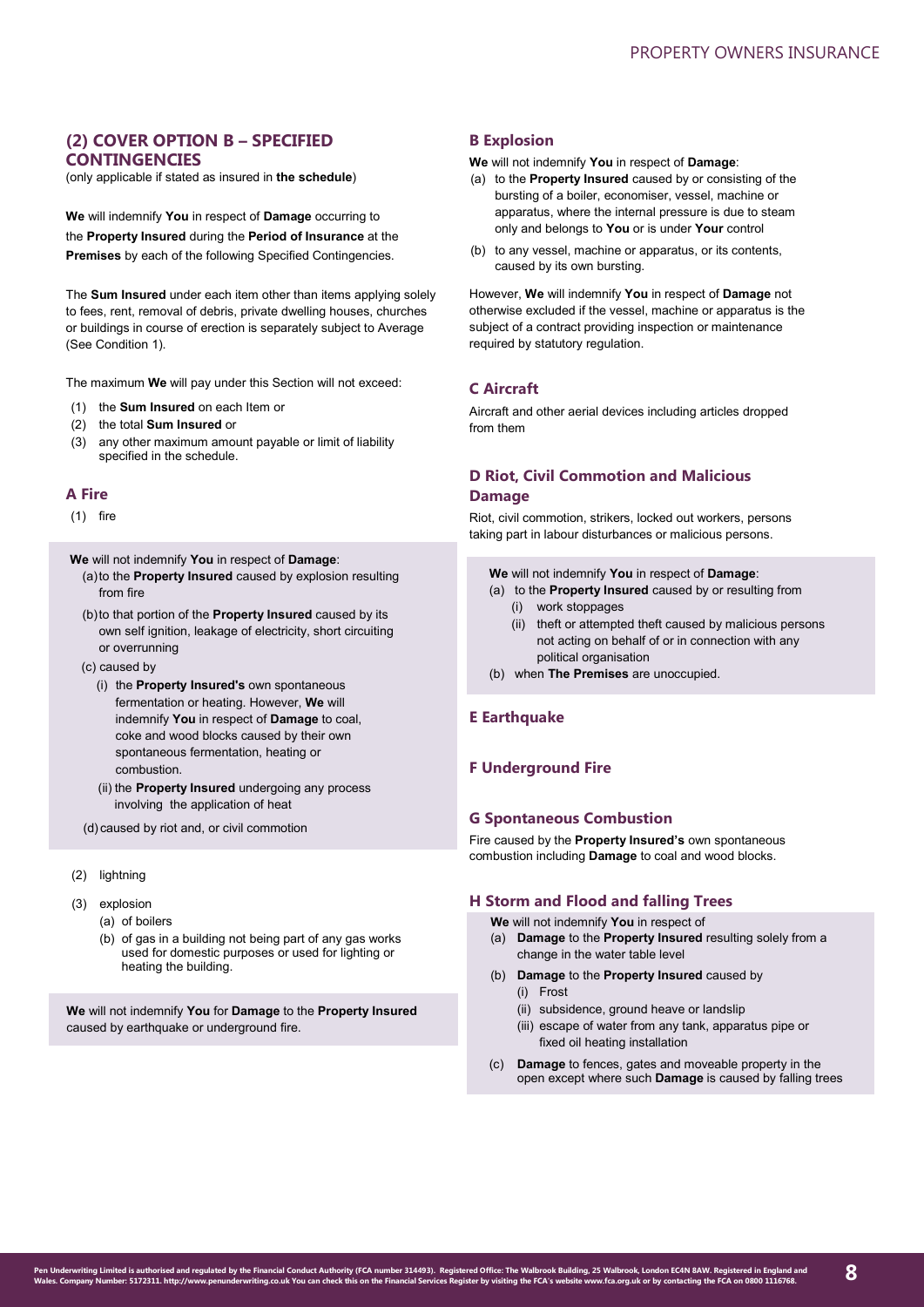## (2) COVER OPTION B – SPECIFIED CONTINGENCIES

(only applicable if stated as insured in **the schedule**)

**We** will indemnify **You** in respect of **Damage** occurring to the **Property Insured** during the **Period of Insurance** at the **Premises** by each of the following Specified Contingencies.

The **Sum Insured** under each item other than items applying solely to fees, rent, removal of debris, private dwelling houses, churches or buildings in course of erection is separately subject to Average (See Condition 1).

The maximum **We** will pay under this Section will not exceed:

(1) the **Sum Insured** on each Item or
(2) the total **Sum Insured** or
(3) any other maximum amount payable or limit of liability specified in the schedule.

### A Fire

(1) fire

**We** will not indemnify **You** in respect of **Damage**:

(a) to the **Property Insured** caused by explosion resulting from fire
(b) to that portion of the **Property Insured** caused by its own self ignition, leakage of electricity, short circuiting or overrunning
(c) caused by
  (i) the **Property Insured's** own spontaneous fermentation or heating. However, **We** will indemnify **You** in respect of **Damage** to coal, coke and wood blocks caused by their own spontaneous fermentation, heating or combustion.
  (ii) the **Property Insured** undergoing any process involving the application of heat
(d) caused by riot and, or civil commotion

(2) lightning

(3) explosion
  (a) of boilers
  (b) of gas in a building not being part of any gas works used for domestic purposes or used for lighting or heating the building.

**We** will not indemnify **You** for **Damage** to the **Property Insured** caused by earthquake or underground fire.

### B Explosion

**We** will not indemnify **You** in respect of **Damage**:

(a) to the **Property Insured** caused by or consisting of the bursting of a boiler, economiser, vessel, machine or apparatus, where the internal pressure is due to steam only and belongs to **You** or is under **Your** control
(b) to any vessel, machine or apparatus, or its contents, caused by its own bursting.

However, **We** will indemnify **You** in respect of **Damage** not otherwise excluded if the vessel, machine or apparatus is the subject of a contract providing inspection or maintenance required by statutory regulation.

### C Aircraft

Aircraft and other aerial devices including articles dropped from them

### D Riot, Civil Commotion and Malicious Damage

Riot, civil commotion, strikers, locked out workers, persons taking part in labour disturbances or malicious persons.

**We** will not indemnify **You** in respect of **Damage**:

(a) to the **Property Insured** caused by or resulting from
  (i) work stoppages
  (ii) theft or attempted theft caused by malicious persons not acting on behalf of or in connection with any political organisation
(b) when **The Premises** are unoccupied.

### E Earthquake

### F Underground Fire

### G Spontaneous Combustion

Fire caused by the **Property Insured's** own spontaneous combustion including **Damage** to coal and wood blocks.

### H Storm and Flood and falling Trees

**We** will not indemnify **You** in respect of

(a) **Damage** to the **Property Insured** resulting solely from a change in the water table level
(b) **Damage** to the **Property Insured** caused by
  (i) Frost
  (ii) subsidence, ground heave or landslip
  (iii) escape of water from any tank, apparatus pipe or fixed oil heating installation
(c) **Damage** to fences, gates and moveable property in the open except where such **Damage** is caused by falling trees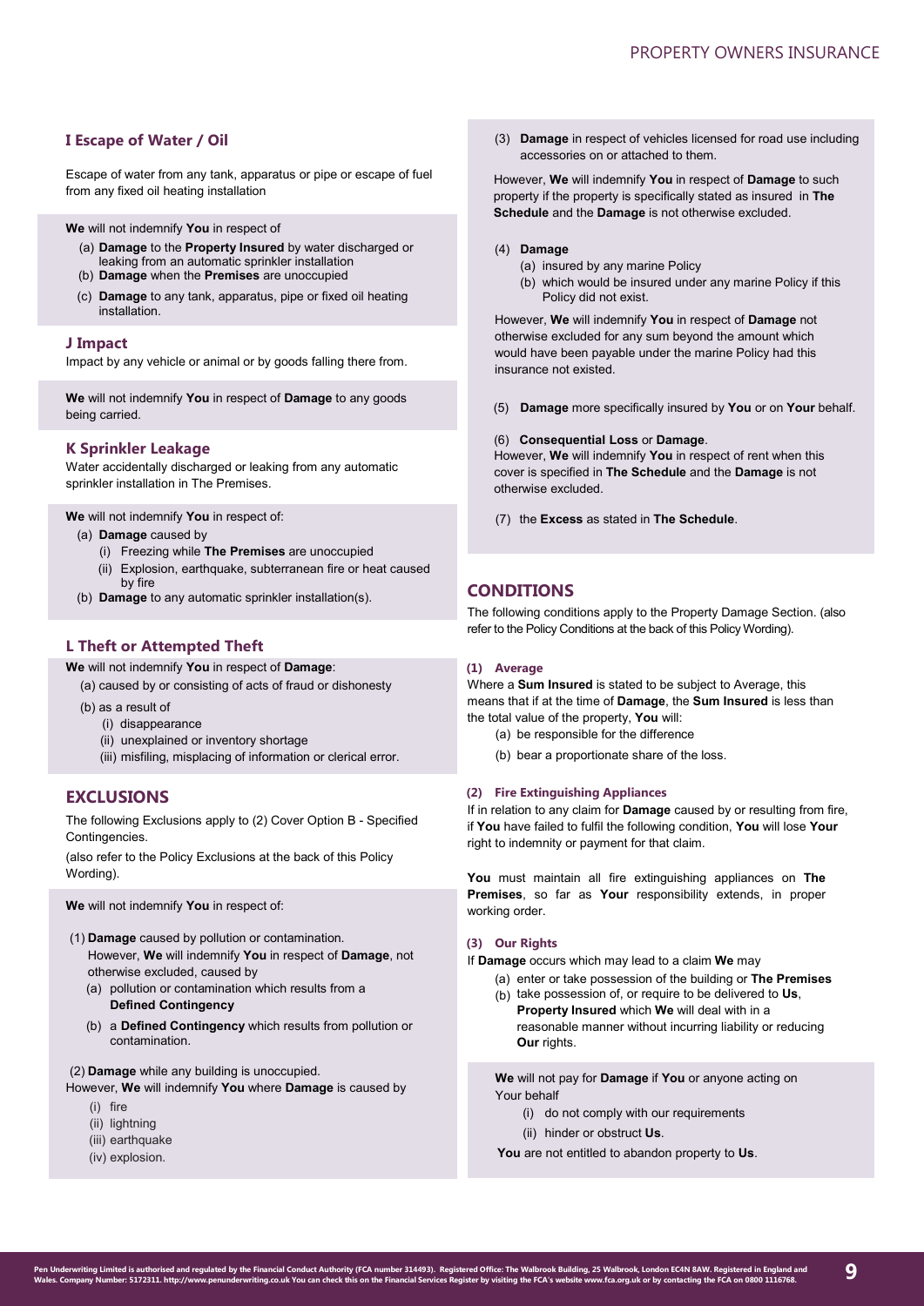### I Escape of Water / Oil

Escape of water from any tank, apparatus or pipe or escape of fuel from any fixed oil heating installation

**We** will not indemnify **You** in respect of

(a) **Damage** to the **Property Insured** by water discharged or leaking from an automatic sprinkler installation
(b) **Damage** when the **Premises** are unoccupied
(c) **Damage** to any tank, apparatus, pipe or fixed oil heating installation.

### J Impact

Impact by any vehicle or animal or by goods falling there from.

**We** will not indemnify **You** in respect of **Damage** to any goods being carried.

### K Sprinkler Leakage

Water accidentally discharged or leaking from any automatic sprinkler installation in The Premises.

**We** will not indemnify **You** in respect of:

(a) **Damage** caused by
  (i) Freezing while **The Premises** are unoccupied
  (ii) Explosion, earthquake, subterranean fire or heat caused by fire
(b) **Damage** to any automatic sprinkler installation(s).

### L Theft or Attempted Theft

**We** will not indemnify **You** in respect of **Damage**:

(a) caused by or consisting of acts of fraud or dishonesty
(b) as a result of
  (i) disappearance
  (ii) unexplained or inventory shortage
  (iii) misfiling, misplacing of information or clerical error.

## EXCLUSIONS

The following Exclusions apply to (2) Cover Option B - Specified Contingencies.

(also refer to the Policy Exclusions at the back of this Policy Wording).

**We** will not indemnify **You** in respect of:

(1) **Damage** caused by pollution or contamination.
However, **We** will indemnify **You** in respect of **Damage**, not otherwise excluded, caused by
  (a) pollution or contamination which results from a **Defined Contingency**
  (b) a **Defined Contingency** which results from pollution or contamination.

(2) **Damage** while any building is unoccupied.
However, **We** will indemnify **You** where **Damage** is caused by
  (i) fire
  (ii) lightning
  (iii) earthquake
  (iv) explosion.

(3) **Damage** in respect of vehicles licensed for road use including accessories on or attached to them.

However, **We** will indemnify **You** in respect of **Damage** to such property if the property is specifically stated as insured in **The Schedule** and the **Damage** is not otherwise excluded.

(4) **Damage**
  (a) insured by any marine Policy
  (b) which would be insured under any marine Policy if this Policy did not exist.

However, **We** will indemnify **You** in respect of **Damage** not otherwise excluded for any sum beyond the amount which would have been payable under the marine Policy had this insurance not existed.

(5) **Damage** more specifically insured by **You** or on **Your** behalf.

(6) **Consequential Loss** or **Damage**.
However, **We** will indemnify **You** in respect of rent when this cover is specified in **The Schedule** and the **Damage** is not otherwise excluded.

(7) the **Excess** as stated in **The Schedule**.

## CONDITIONS

The following conditions apply to the Property Damage Section. (also refer to the Policy Conditions at the back of this Policy Wording).

#### (1) Average

Where a **Sum Insured** is stated to be subject to Average, this means that if at the time of **Damage**, the **Sum Insured** is less than the total value of the property, **You** will:

(a) be responsible for the difference
(b) bear a proportionate share of the loss.

#### (2) Fire Extinguishing Appliances

If in relation to any claim for **Damage** caused by or resulting from fire, if **You** have failed to fulfil the following condition, **You** will lose **Your** right to indemnity or payment for that claim.

**You** must maintain all fire extinguishing appliances on **The Premises**, so far as **Your** responsibility extends, in proper working order.

#### (3) Our Rights

If **Damage** occurs which may lead to a claim **We** may

(a) enter or take possession of the building or **The Premises**
(b) take possession of, or require to be delivered to **Us**, **Property Insured** which **We** will deal with in a reasonable manner without incurring liability or reducing **Our** rights.

**We** will not pay for **Damage** if **You** or anyone acting on Your behalf
  (i) do not comply with our requirements
  (ii) hinder or obstruct **Us**.

**You** are not entitled to abandon property to **Us**.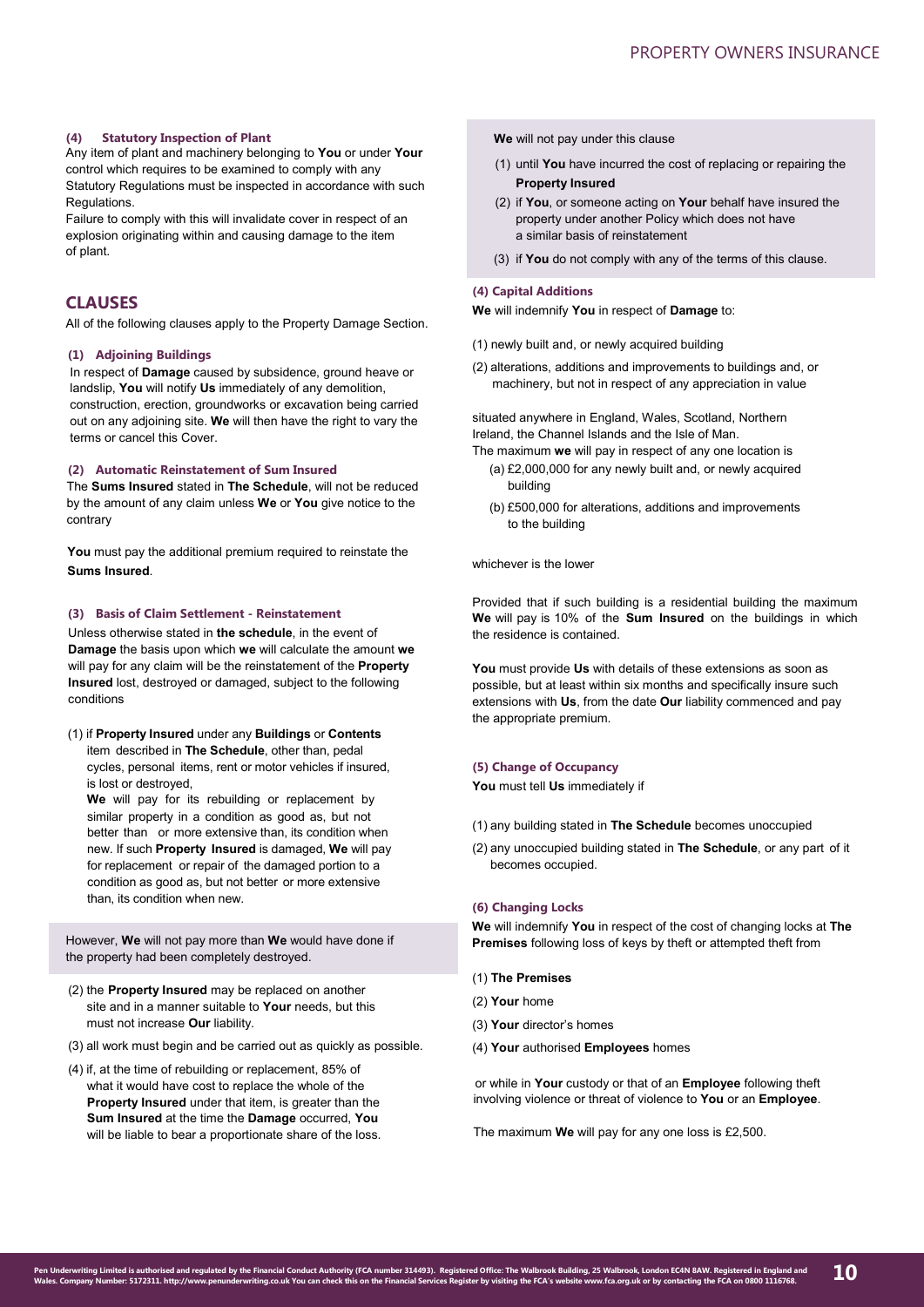#### (4) Statutory Inspection of Plant

Any item of plant and machinery belonging to **You** or under **Your** control which requires to be examined to comply with any Statutory Regulations must be inspected in accordance with such Regulations.

Failure to comply with this will invalidate cover in respect of an explosion originating within and causing damage to the item of plant.

## CLAUSES

All of the following clauses apply to the Property Damage Section.

#### (1) Adjoining Buildings

In respect of **Damage** caused by subsidence, ground heave or landslip, **You** will notify **Us** immediately of any demolition, construction, erection, groundworks or excavation being carried out on any adjoining site. **We** will then have the right to vary the terms or cancel this Cover.

#### (2) Automatic Reinstatement of Sum Insured

The **Sums Insured** stated in **The Schedule**, will not be reduced by the amount of any claim unless **We** or **You** give notice to the contrary

**You** must pay the additional premium required to reinstate the **Sums Insured**.

#### (3) Basis of Claim Settlement - Reinstatement

Unless otherwise stated in **the schedule**, in the event of **Damage** the basis upon which **we** will calculate the amount **we** will pay for any claim will be the reinstatement of the **Property Insured** lost, destroyed or damaged, subject to the following conditions

(1) if **Property Insured** under any **Buildings** or **Contents** item described in **The Schedule**, other than, pedal cycles, personal items, rent or motor vehicles if insured, is lost or destroyed,

**We** will pay for its rebuilding or replacement by similar property in a condition as good as, but not better than or more extensive than, its condition when new. If such **Property Insured** is damaged, **We** will pay for replacement or repair of the damaged portion to a condition as good as, but not better or more extensive than, its condition when new.

However, **We** will not pay more than **We** would have done if the property had been completely destroyed.

(2) the **Property Insured** may be replaced on another site and in a manner suitable to **Your** needs, but this must not increase **Our** liability.

(3) all work must begin and be carried out as quickly as possible.

(4) if, at the time of rebuilding or replacement, 85% of what it would have cost to replace the whole of the **Property Insured** under that item, is greater than the **Sum Insured** at the time the **Damage** occurred, **You** will be liable to bear a proportionate share of the loss.

**We** will not pay under this clause

(1) until **You** have incurred the cost of replacing or repairing the **Property Insured**

(2) if **You**, or someone acting on **Your** behalf have insured the property under another Policy which does not have a similar basis of reinstatement

(3) if **You** do not comply with any of the terms of this clause.

#### (4) Capital Additions

**We** will indemnify **You** in respect of **Damage** to:

(1) newly built and, or newly acquired building

(2) alterations, additions and improvements to buildings and, or machinery, but not in respect of any appreciation in value

situated anywhere in England, Wales, Scotland, Northern Ireland, the Channel Islands and the Isle of Man.

The maximum **we** will pay in respect of any one location is

(a) £2,000,000 for any newly built and, or newly acquired building

(b) £500,000 for alterations, additions and improvements to the building

whichever is the lower

Provided that if such building is a residential building the maximum **We** will pay is 10% of the **Sum Insured** on the buildings in which the residence is contained.

**You** must provide **Us** with details of these extensions as soon as possible, but at least within six months and specifically insure such extensions with **Us**, from the date **Our** liability commenced and pay the appropriate premium.

#### (5) Change of Occupancy

**You** must tell **Us** immediately if

(1) any building stated in **The Schedule** becomes unoccupied

(2) any unoccupied building stated in **The Schedule**, or any part of it becomes occupied.

#### (6) Changing Locks

**We** will indemnify **You** in respect of the cost of changing locks at **The Premises** following loss of keys by theft or attempted theft from

(1) **The Premises**

(2) **Your** home

(3) **Your** director's homes

(4) **Your** authorised **Employees** homes

or while in **Your** custody or that of an **Employee** following theft involving violence or threat of violence to **You** or an **Employee**.

The maximum **We** will pay for any one loss is £2,500.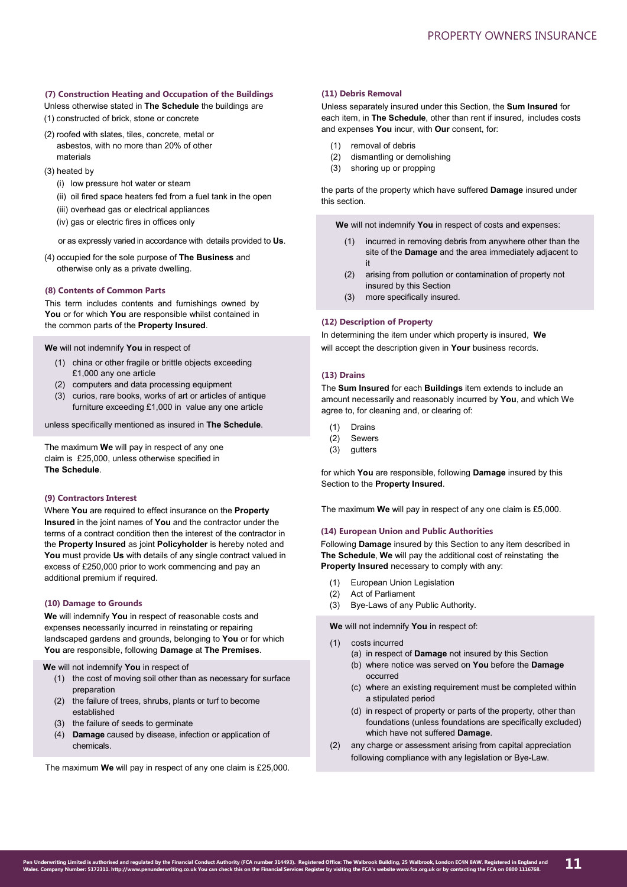### (7) Construction Heating and Occupation of the Buildings

Unless otherwise stated in **The Schedule** the buildings are

(1) constructed of brick, stone or concrete

(2) roofed with slates, tiles, concrete, metal or asbestos, with no more than 20% of other materials

(3) heated by

- (i) low pressure hot water or steam
- (ii) oil fired space heaters fed from a fuel tank in the open
- (iii) overhead gas or electrical appliances
- (iv) gas or electric fires in offices only

or as expressly varied in accordance with details provided to **Us**.

(4) occupied for the sole purpose of **The Business** and otherwise only as a private dwelling.

### (8) Contents of Common Parts

This term includes contents and furnishings owned by **You** or for which **You** are responsible whilst contained in the common parts of the **Property Insured**.

**We** will not indemnify **You** in respect of

1. china or other fragile or brittle objects exceeding £1,000 any one article
2. computers and data processing equipment
3. curios, rare books, works of art or articles of antique furniture exceeding £1,000 in value any one article

unless specifically mentioned as insured in **The Schedule**.

The maximum **We** will pay in respect of any one claim is £25,000, unless otherwise specified in **The Schedule**.

### (9) Contractors Interest

Where **You** are required to effect insurance on the **Property Insured** in the joint names of **You** and the contractor under the terms of a contract condition then the interest of the contractor in the **Property Insured** as joint **Policyholder** is hereby noted and **You** must provide **Us** with details of any single contract valued in excess of £250,000 prior to work commencing and pay an additional premium if required.

### (10) Damage to Grounds

**We** will indemnify **You** in respect of reasonable costs and expenses necessarily incurred in reinstating or repairing landscaped gardens and grounds, belonging to **You** or for which **You** are responsible, following **Damage** at **The Premises**.

**We** will not indemnify **You** in respect of

1. the cost of moving soil other than as necessary for surface preparation
2. the failure of trees, shrubs, plants or turf to become established
3. the failure of seeds to germinate
4. **Damage** caused by disease, infection or application of chemicals.

The maximum **We** will pay in respect of any one claim is £25,000.

### (11) Debris Removal

Unless separately insured under this Section, the **Sum Insured** for each item, in **The Schedule**, other than rent if insured, includes costs and expenses **You** incur, with **Our** consent, for:

1. removal of debris
2. dismantling or demolishing
3. shoring up or propping

the parts of the property which have suffered **Damage** insured under this section.

**We** will not indemnify **You** in respect of costs and expenses:

1. incurred in removing debris from anywhere other than the site of the **Damage** and the area immediately adjacent to it
2. arising from pollution or contamination of property not insured by this Section
3. more specifically insured.

### (12) Description of Property

In determining the item under which property is insured, **We** will accept the description given in **Your** business records.

### (13) Drains

The **Sum Insured** for each **Buildings** item extends to include an amount necessarily and reasonably incurred by **You**, and which We agree to, for cleaning and, or clearing of:

1. Drains
2. Sewers
3. gutters

for which **You** are responsible, following **Damage** insured by this Section to the **Property Insured**.

The maximum **We** will pay in respect of any one claim is £5,000.

### (14) European Union and Public Authorities

Following **Damage** insured by this Section to any item described in **The Schedule**, **We** will pay the additional cost of reinstating the **Property Insured** necessary to comply with any:

1. European Union Legislation
2. Act of Parliament
3. Bye-Laws of any Public Authority.

**We** will not indemnify **You** in respect of:

1. costs incurred
   - (a) in respect of **Damage** not insured by this Section
   - (b) where notice was served on **You** before the **Damage** occurred
   - (c) where an existing requirement must be completed within a stipulated period
   - (d) in respect of property or parts of the property, other than foundations (unless foundations are specifically excluded) which have not suffered **Damage**.
2. any charge or assessment arising from capital appreciation following compliance with any legislation or Bye-Law.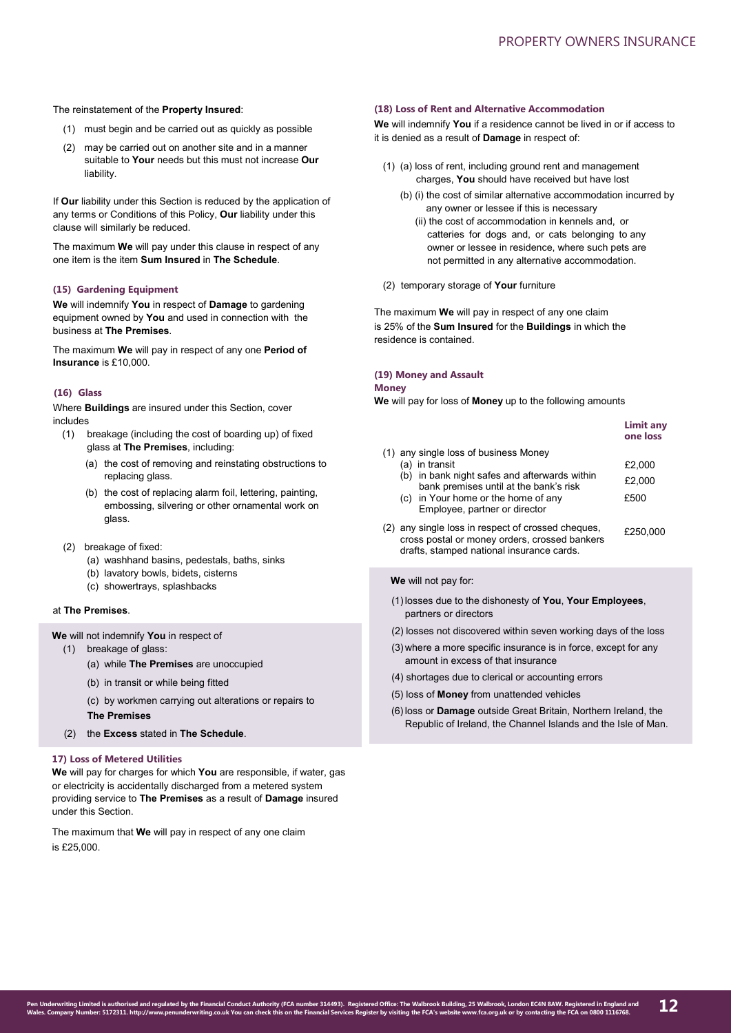The reinstatement of the **Property Insured**:

(1) must begin and be carried out as quickly as possible

(2) may be carried out on another site and in a manner suitable to **Your** needs but this must not increase **Our** liability.

If **Our** liability under this Section is reduced by the application of any terms or Conditions of this Policy, **Our** liability under this clause will similarly be reduced.

The maximum **We** will pay under this clause in respect of any one item is the item **Sum Insured** in **The Schedule**.

### (15) Gardening Equipment

**We** will indemnify **You** in respect of **Damage** to gardening equipment owned by **You** and used in connection with the business at **The Premises**.

The maximum **We** will pay in respect of any one **Period of Insurance** is £10,000.

### (16) Glass

Where **Buildings** are insured under this Section, cover includes

(1) breakage (including the cost of boarding up) of fixed glass at **The Premises**, including:

  (a) the cost of removing and reinstating obstructions to replacing glass.

  (b) the cost of replacing alarm foil, lettering, painting, embossing, silvering or other ornamental work on glass.

(2) breakage of fixed:

  (a) washhand basins, pedestals, baths, sinks

  (b) lavatory bowls, bidets, cisterns

  (c) showertrays, splashbacks

at **The Premises**.

**We** will not indemnify **You** in respect of

(1) breakage of glass:

  (a) while **The Premises** are unoccupied

  (b) in transit or while being fitted

  (c) by workmen carrying out alterations or repairs to **The Premises**

(2) the **Excess** stated in **The Schedule**.

### 17) Loss of Metered Utilities

**We** will pay for charges for which **You** are responsible, if water, gas or electricity is accidentally discharged from a metered system providing service to **The Premises** as a result of **Damage** insured under this Section.

The maximum that **We** will pay in respect of any one claim is £25,000.

### (18) Loss of Rent and Alternative Accommodation

**We** will indemnify **You** if a residence cannot be lived in or if access to it is denied as a result of **Damage** in respect of:

(1) (a) loss of rent, including ground rent and management charges, **You** should have received but have lost

  (b) (i) the cost of similar alternative accommodation incurred by any owner or lessee if this is necessary

    (ii) the cost of accommodation in kennels and, or catteries for dogs and, or cats belonging to any owner or lessee in residence, where such pets are not permitted in any alternative accommodation.

(2) temporary storage of **Your** furniture

The maximum **We** will pay in respect of any one claim is 25% of the **Sum Insured** for the **Buildings** in which the residence is contained.

### (19) Money and Assault

**Money**

**We** will pay for loss of **Money** up to the following amounts

| | Limit any one loss |
|---|---|
| (1) any single loss of business Money | |
| (a) in transit | £2,000 |
| (b) in bank night safes and afterwards within bank premises until at the bank's risk | £2,000 |
| (c) in Your home or the home of any Employee, partner or director | £500 |
| (2) any single loss in respect of crossed cheques, cross postal or money orders, crossed bankers drafts, stamped national insurance cards. | £250,000 |

**We** will not pay for:

(1) losses due to the dishonesty of **You**, **Your Employees**, partners or directors

(2) losses not discovered within seven working days of the loss

(3) where a more specific insurance is in force, except for any amount in excess of that insurance

(4) shortages due to clerical or accounting errors

(5) loss of **Money** from unattended vehicles

(6) loss or **Damage** outside Great Britain, Northern Ireland, the Republic of Ireland, the Channel Islands and the Isle of Man.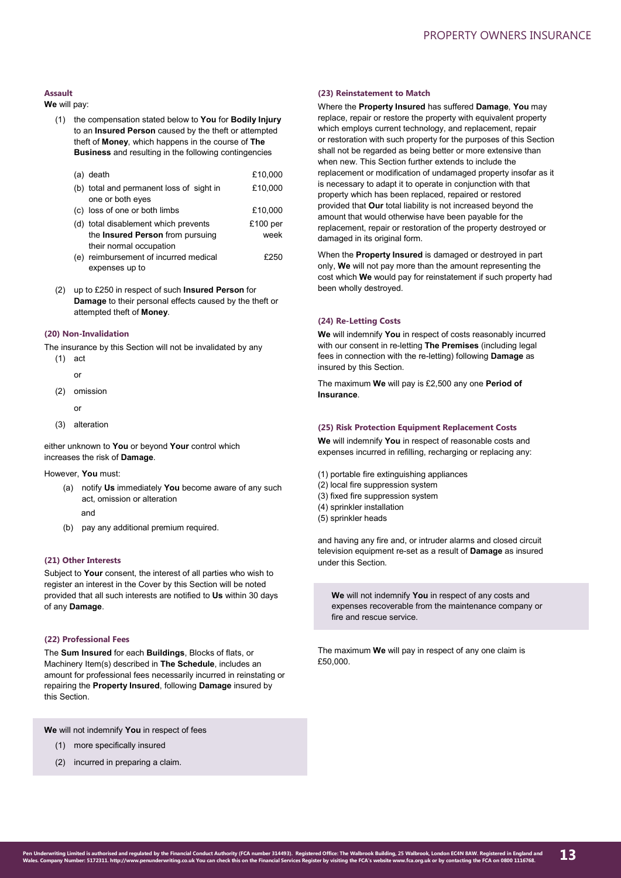### Assault

**We** will pay:

(1) the compensation stated below to **You** for **Bodily Injury** to an **Insured Person** caused by the theft or attempted theft of **Money**, which happens in the course of **The Business** and resulting in the following contingencies

| | |
|---|---|
| (a) death | £10,000 |
| (b) total and permanent loss of sight in one or both eyes | £10,000 |
| (c) loss of one or both limbs | £10,000 |
| (d) total disablement which prevents the **Insured Person** from pursuing their normal occupation | £100 per week |
| (e) reimbursement of incurred medical expenses up to | £250 |

(2) up to £250 in respect of such **Insured Person** for **Damage** to their personal effects caused by the theft or attempted theft of **Money**.

### (20) Non-Invalidation

The insurance by this Section will not be invalidated by any

(1) act

or

(2) omission

or

(3) alteration

either unknown to **You** or beyond **Your** control which increases the risk of **Damage**.

However, **You** must:

(a) notify **Us** immediately **You** become aware of any such act, omission or alteration

and

(b) pay any additional premium required.

### (21) Other Interests

Subject to **Your** consent, the interest of all parties who wish to register an interest in the Cover by this Section will be noted provided that all such interests are notified to **Us** within 30 days of any **Damage**.

### (22) Professional Fees

The **Sum Insured** for each **Buildings**, Blocks of flats, or Machinery Item(s) described in **The Schedule**, includes an amount for professional fees necessarily incurred in reinstating or repairing the **Property Insured**, following **Damage** insured by this Section.

> **We** will not indemnify **You** in respect of fees
>
> (1) more specifically insured
>
> (2) incurred in preparing a claim.

### (23) Reinstatement to Match

Where the **Property Insured** has suffered **Damage**, **You** may replace, repair or restore the property with equivalent property which employs current technology, and replacement, repair or restoration with such property for the purposes of this Section shall not be regarded as being better or more extensive than when new. This Section further extends to include the replacement or modification of undamaged property insofar as it is necessary to adapt it to operate in conjunction with that property which has been replaced, repaired or restored provided that **Our** total liability is not increased beyond the amount that would otherwise have been payable for the replacement, repair or restoration of the property destroyed or damaged in its original form.

When the **Property Insured** is damaged or destroyed in part only, **We** will not pay more than the amount representing the cost which **We** would pay for reinstatement if such property had been wholly destroyed.

### (24) Re-Letting Costs

**We** will indemnify **You** in respect of costs reasonably incurred with our consent in re-letting **The Premises** (including legal fees in connection with the re-letting) following **Damage** as insured by this Section.

The maximum **We** will pay is £2,500 any one **Period of Insurance**.

### (25) Risk Protection Equipment Replacement Costs

**We** will indemnify **You** in respect of reasonable costs and expenses incurred in refilling, recharging or replacing any:

(1) portable fire extinguishing appliances
(2) local fire suppression system
(3) fixed fire suppression system
(4) sprinkler installation
(5) sprinkler heads

and having any fire and, or intruder alarms and closed circuit television equipment re-set as a result of **Damage** as insured under this Section.

> **We** will not indemnify **You** in respect of any costs and expenses recoverable from the maintenance company or fire and rescue service.

The maximum **We** will pay in respect of any one claim is £50,000.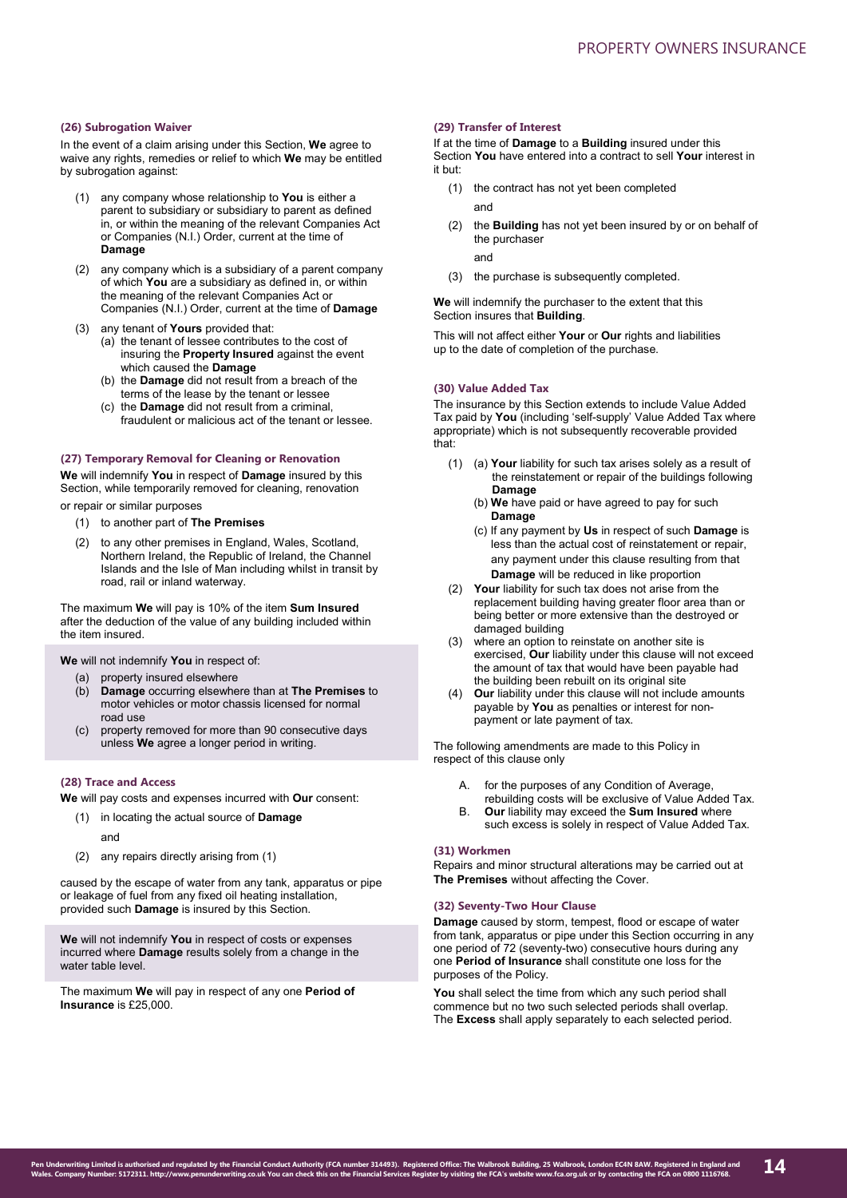### (26) Subrogation Waiver

In the event of a claim arising under this Section, **We** agree to waive any rights, remedies or relief to which **We** may be entitled by subrogation against:

(1) any company whose relationship to **You** is either a parent to subsidiary or subsidiary to parent as defined in, or within the meaning of the relevant Companies Act or Companies (N.I.) Order, current at the time of **Damage**

(2) any company which is a subsidiary of a parent company of which **You** are a subsidiary as defined in, or within the meaning of the relevant Companies Act or Companies (N.I.) Order, current at the time of **Damage**

(3) any tenant of **Yours** provided that:
   (a) the tenant of lessee contributes to the cost of insuring the **Property Insured** against the event which caused the **Damage**
   (b) the **Damage** did not result from a breach of the terms of the lease by the tenant or lessee
   (c) the **Damage** did not result from a criminal, fraudulent or malicious act of the tenant or lessee.

### (27) Temporary Removal for Cleaning or Renovation

**We** will indemnify **You** in respect of **Damage** insured by this Section, while temporarily removed for cleaning, renovation or repair or similar purposes

(1) to another part of **The Premises**

(2) to any other premises in England, Wales, Scotland, Northern Ireland, the Republic of Ireland, the Channel Islands and the Isle of Man including whilst in transit by road, rail or inland waterway.

The maximum **We** will pay is 10% of the item **Sum Insured** after the deduction of the value of any building included within the item insured.

**We** will not indemnify **You** in respect of:

(a) property insured elsewhere
(b) **Damage** occurring elsewhere than at **The Premises** to motor vehicles or motor chassis licensed for normal road use
(c) property removed for more than 90 consecutive days unless **We** agree a longer period in writing.

### (28) Trace and Access

**We** will pay costs and expenses incurred with **Our** consent:

(1) in locating the actual source of **Damage**

and

(2) any repairs directly arising from (1)

caused by the escape of water from any tank, apparatus or pipe or leakage of fuel from any fixed oil heating installation, provided such **Damage** is insured by this Section.

**We** will not indemnify **You** in respect of costs or expenses incurred where **Damage** results solely from a change in the water table level.

The maximum **We** will pay in respect of any one **Period of Insurance** is £25,000.

### (29) Transfer of Interest

If at the time of **Damage** to a **Building** insured under this Section **You** have entered into a contract to sell **Your** interest in it but:

(1) the contract has not yet been completed

and

(2) the **Building** has not yet been insured by or on behalf of the purchaser

and

(3) the purchase is subsequently completed.

**We** will indemnify the purchaser to the extent that this Section insures that **Building**.

This will not affect either **Your** or **Our** rights and liabilities up to the date of completion of the purchase.

### (30) Value Added Tax

The insurance by this Section extends to include Value Added Tax paid by **You** (including 'self-supply' Value Added Tax where appropriate) which is not subsequently recoverable provided that:

(1) (a) **Your** liability for such tax arises solely as a result of the reinstatement or repair of the buildings following **Damage**
   (b) **We** have paid or have agreed to pay for such **Damage**
   (c) If any payment by **Us** in respect of such **Damage** is less than the actual cost of reinstatement or repair, any payment under this clause resulting from that **Damage** will be reduced in like proportion

(2) **Your** liability for such tax does not arise from the replacement building having greater floor area than or being better or more extensive than the destroyed or damaged building

(3) where an option to reinstate on another site is exercised, **Our** liability under this clause will not exceed the amount of tax that would have been payable had the building been rebuilt on its original site

(4) **Our** liability under this clause will not include amounts payable by **You** as penalties or interest for non-payment or late payment of tax.

The following amendments are made to this Policy in respect of this clause only

A. for the purposes of any Condition of Average, rebuilding costs will be exclusive of Value Added Tax.
B. **Our** liability may exceed the **Sum Insured** where such excess is solely in respect of Value Added Tax.

### (31) Workmen

Repairs and minor structural alterations may be carried out at **The Premises** without affecting the Cover.

### (32) Seventy-Two Hour Clause

**Damage** caused by storm, tempest, flood or escape of water from tank, apparatus or pipe under this Section occurring in any one period of 72 (seventy-two) consecutive hours during any one **Period of Insurance** shall constitute one loss for the purposes of the Policy.

**You** shall select the time from which any such period shall commence but no two such selected periods shall overlap. The **Excess** shall apply separately to each selected period.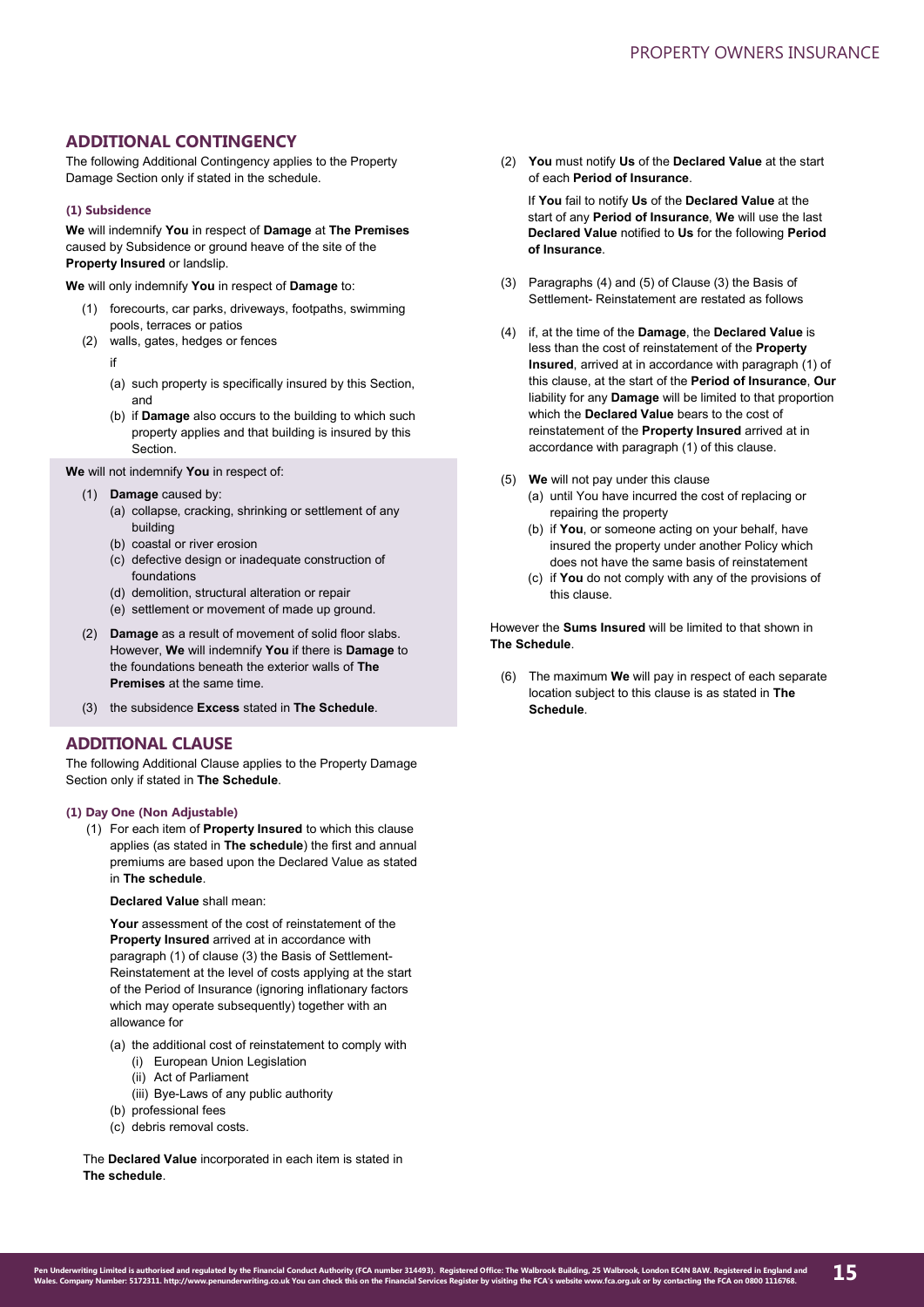## ADDITIONAL CONTINGENCY

The following Additional Contingency applies to the Property Damage Section only if stated in the schedule.

#### (1) Subsidence

**We** will indemnify **You** in respect of **Damage** at **The Premises** caused by Subsidence or ground heave of the site of the **Property Insured** or landslip.

**We** will only indemnify **You** in respect of **Damage** to:

(1) forecourts, car parks, driveways, footpaths, swimming pools, terraces or patios
(2) walls, gates, hedges or fences

if

(a) such property is specifically insured by this Section, and
(b) if **Damage** also occurs to the building to which such property applies and that building is insured by this Section.

**We** will not indemnify **You** in respect of:

(1) **Damage** caused by:
 (a) collapse, cracking, shrinking or settlement of any building
 (b) coastal or river erosion
 (c) defective design or inadequate construction of foundations
 (d) demolition, structural alteration or repair
 (e) settlement or movement of made up ground.
(2) **Damage** as a result of movement of solid floor slabs. However, **We** will indemnify **You** if there is **Damage** to the foundations beneath the exterior walls of **The Premises** at the same time.
(3) the subsidence **Excess** stated in **The Schedule**.

## ADDITIONAL CLAUSE

The following Additional Clause applies to the Property Damage Section only if stated in **The Schedule**.

#### (1) Day One (Non Adjustable)

(1) For each item of **Property Insured** to which this clause applies (as stated in **The schedule**) the first and annual premiums are based upon the Declared Value as stated in **The schedule**.

**Declared Value** shall mean:

**Your** assessment of the cost of reinstatement of the **Property Insured** arrived at in accordance with paragraph (1) of clause (3) the Basis of Settlement-Reinstatement at the level of costs applying at the start of the Period of Insurance (ignoring inflationary factors which may operate subsequently) together with an allowance for

(a) the additional cost of reinstatement to comply with
 (i) European Union Legislation
 (ii) Act of Parliament
 (iii) Bye-Laws of any public authority
(b) professional fees
(c) debris removal costs.

The **Declared Value** incorporated in each item is stated in **The schedule**.

(2) **You** must notify **Us** of the **Declared Value** at the start of each **Period of Insurance**.

If **You** fail to notify **Us** of the **Declared Value** at the start of any **Period of Insurance**, **We** will use the last **Declared Value** notified to **Us** for the following **Period of Insurance**.

(3) Paragraphs (4) and (5) of Clause (3) the Basis of Settlement- Reinstatement are restated as follows

(4) if, at the time of the **Damage**, the **Declared Value** is less than the cost of reinstatement of the **Property Insured**, arrived at in accordance with paragraph (1) of this clause, at the start of the **Period of Insurance**, **Our** liability for any **Damage** will be limited to that proportion which the **Declared Value** bears to the cost of reinstatement of the **Property Insured** arrived at in accordance with paragraph (1) of this clause.

(5) **We** will not pay under this clause
 (a) until You have incurred the cost of replacing or repairing the property
 (b) if **You**, or someone acting on your behalf, have insured the property under another Policy which does not have the same basis of reinstatement
 (c) if **You** do not comply with any of the provisions of this clause.

However the **Sums Insured** will be limited to that shown in **The Schedule**.

(6) The maximum **We** will pay in respect of each separate location subject to this clause is as stated in **The Schedule**.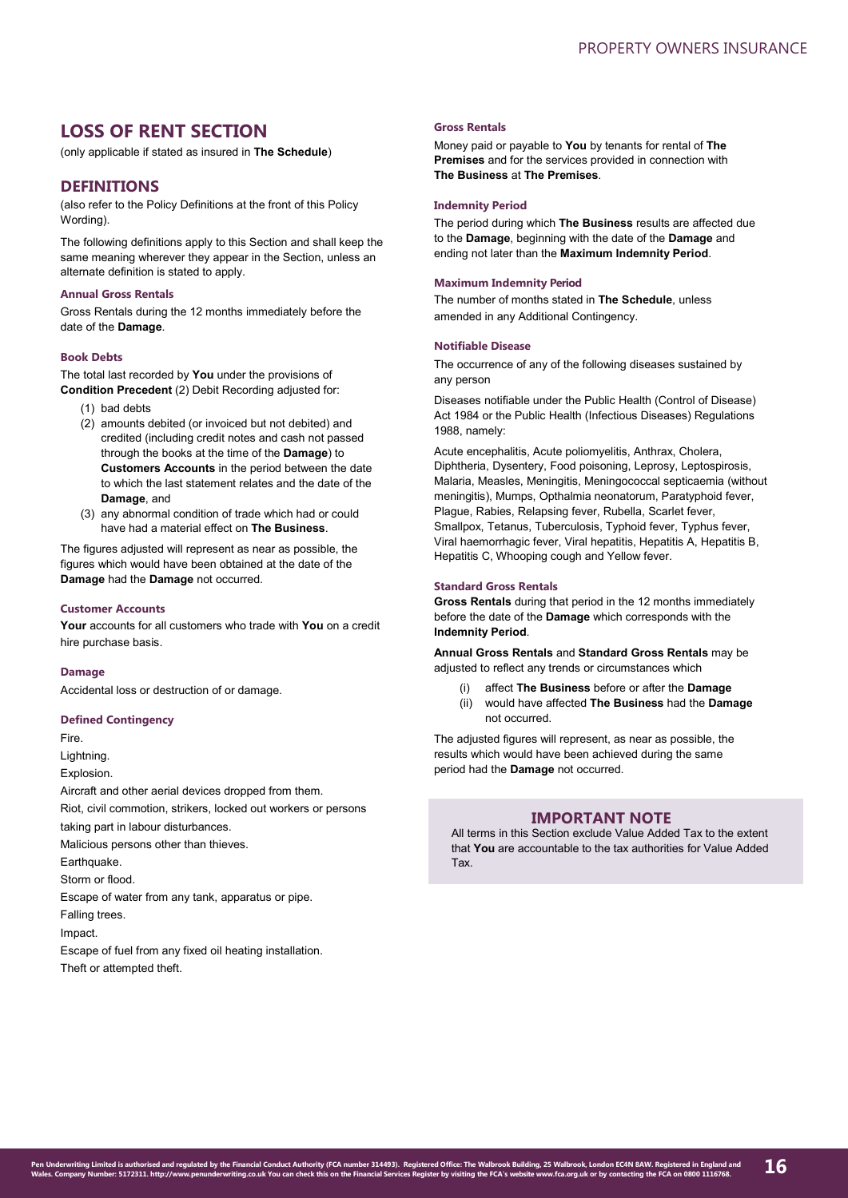## LOSS OF RENT SECTION

(only applicable if stated as insured in **The Schedule**)

### DEFINITIONS

(also refer to the Policy Definitions at the front of this Policy Wording).

The following definitions apply to this Section and shall keep the same meaning wherever they appear in the Section, unless an alternate definition is stated to apply.

#### Annual Gross Rentals

Gross Rentals during the 12 months immediately before the date of the **Damage**.

#### Book Debts

The total last recorded by **You** under the provisions of **Condition Precedent** (2) Debit Recording adjusted for:

(1) bad debts
(2) amounts debited (or invoiced but not debited) and credited (including credit notes and cash not passed through the books at the time of the **Damage**) to **Customers Accounts** in the period between the date to which the last statement relates and the date of the **Damage**, and
(3) any abnormal condition of trade which had or could have had a material effect on **The Business**.

The figures adjusted will represent as near as possible, the figures which would have been obtained at the date of the **Damage** had the **Damage** not occurred.

#### Customer Accounts

**Your** accounts for all customers who trade with **You** on a credit hire purchase basis.

#### Damage

Accidental loss or destruction of or damage.

#### Defined Contingency

Fire.

Lightning.

Explosion.

Aircraft and other aerial devices dropped from them.

Riot, civil commotion, strikers, locked out workers or persons taking part in labour disturbances.

Malicious persons other than thieves.

Earthquake.

Storm or flood.

Escape of water from any tank, apparatus or pipe.

Falling trees.

Impact.

Escape of fuel from any fixed oil heating installation.

Theft or attempted theft.

#### Gross Rentals

Money paid or payable to **You** by tenants for rental of **The Premises** and for the services provided in connection with **The Business** at **The Premises**.

#### Indemnity Period

The period during which **The Business** results are affected due to the **Damage**, beginning with the date of the **Damage** and ending not later than the **Maximum Indemnity Period**.

#### Maximum Indemnity Period

The number of months stated in **The Schedule**, unless amended in any Additional Contingency.

#### Notifiable Disease

The occurrence of any of the following diseases sustained by any person

Diseases notifiable under the Public Health (Control of Disease) Act 1984 or the Public Health (Infectious Diseases) Regulations 1988, namely:

Acute encephalitis, Acute poliomyelitis, Anthrax, Cholera, Diphtheria, Dysentery, Food poisoning, Leprosy, Leptospirosis, Malaria, Measles, Meningitis, Meningococcal septicaemia (without meningitis), Mumps, Opthalmia neonatorum, Paratyphoid fever, Plague, Rabies, Relapsing fever, Rubella, Scarlet fever, Smallpox, Tetanus, Tuberculosis, Typhoid fever, Typhus fever, Viral haemorrhagic fever, Viral hepatitis, Hepatitis A, Hepatitis B, Hepatitis C, Whooping cough and Yellow fever.

#### Standard Gross Rentals

**Gross Rentals** during that period in the 12 months immediately before the date of the **Damage** which corresponds with the **Indemnity Period**.

**Annual Gross Rentals** and **Standard Gross Rentals** may be adjusted to reflect any trends or circumstances which

(i) affect **The Business** before or after the **Damage**
(ii) would have affected **The Business** had the **Damage** not occurred.

The adjusted figures will represent, as near as possible, the results which would have been achieved during the same period had the **Damage** not occurred.

### IMPORTANT NOTE

All terms in this Section exclude Value Added Tax to the extent that **You** are accountable to the tax authorities for Value Added Tax.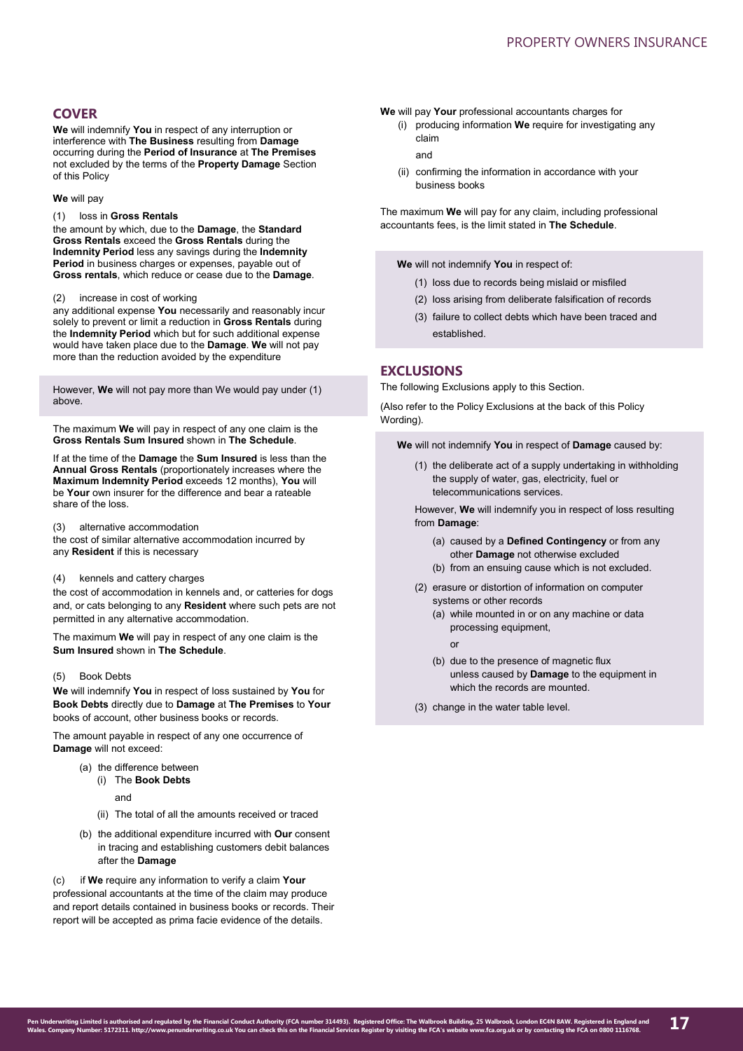## COVER

**We** will indemnify **You** in respect of any interruption or interference with **The Business** resulting from **Damage** occurring during the **Period of Insurance** at **The Premises** not excluded by the terms of the **Property Damage** Section of this Policy

**We** will pay

(1) loss in **Gross Rentals**

the amount by which, due to the **Damage**, the **Standard Gross Rentals** exceed the **Gross Rentals** during the **Indemnity Period** less any savings during the **Indemnity Period** in business charges or expenses, payable out of **Gross rentals**, which reduce or cease due to the **Damage**.

(2) increase in cost of working

any additional expense **You** necessarily and reasonably incur solely to prevent or limit a reduction in **Gross Rentals** during the **Indemnity Period** which but for such additional expense would have taken place due to the **Damage**. **We** will not pay more than the reduction avoided by the expenditure

However, **We** will not pay more than We would pay under (1) above.

The maximum **We** will pay in respect of any one claim is the **Gross Rentals Sum Insured** shown in **The Schedule**.

If at the time of the **Damage** the **Sum Insured** is less than the **Annual Gross Rentals** (proportionately increases where the **Maximum Indemnity Period** exceeds 12 months), **You** will be **Your** own insurer for the difference and bear a rateable share of the loss.

(3) alternative accommodation

the cost of similar alternative accommodation incurred by any **Resident** if this is necessary

(4) kennels and cattery charges

the cost of accommodation in kennels and, or catteries for dogs and, or cats belonging to any **Resident** where such pets are not permitted in any alternative accommodation.

The maximum **We** will pay in respect of any one claim is the **Sum Insured** shown in **The Schedule**.

(5) Book Debts

**We** will indemnify **You** in respect of loss sustained by **You** for **Book Debts** directly due to **Damage** at **The Premises** to **Your** books of account, other business books or records.

The amount payable in respect of any one occurrence of **Damage** will not exceed:

(a) the difference between
   (i) The **Book Debts**

   and

   (ii) The total of all the amounts received or traced

(b) the additional expenditure incurred with **Our** consent in tracing and establishing customers debit balances after the **Damage**

(c) if **We** require any information to verify a claim **Your** professional accountants at the time of the claim may produce and report details contained in business books or records. Their report will be accepted as prima facie evidence of the details.

**We** will pay **Your** professional accountants charges for

(i) producing information **We** require for investigating any claim

and

(ii) confirming the information in accordance with your business books

The maximum **We** will pay for any claim, including professional accountants fees, is the limit stated in **The Schedule**.

**We** will not indemnify **You** in respect of:

(1) loss due to records being mislaid or misfiled
(2) loss arising from deliberate falsification of records
(3) failure to collect debts which have been traced and established.

## EXCLUSIONS

The following Exclusions apply to this Section.

(Also refer to the Policy Exclusions at the back of this Policy Wording).

**We** will not indemnify **You** in respect of **Damage** caused by:

(1) the deliberate act of a supply undertaking in withholding the supply of water, gas, electricity, fuel or telecommunications services.

However, **We** will indemnify you in respect of loss resulting from **Damage**:

(a) caused by a **Defined Contingency** or from any other **Damage** not otherwise excluded
(b) from an ensuing cause which is not excluded.

(2) erasure or distortion of information on computer systems or other records
   (a) while mounted in or on any machine or data processing equipment,

   or

   (b) due to the presence of magnetic flux unless caused by **Damage** to the equipment in which the records are mounted.

(3) change in the water table level.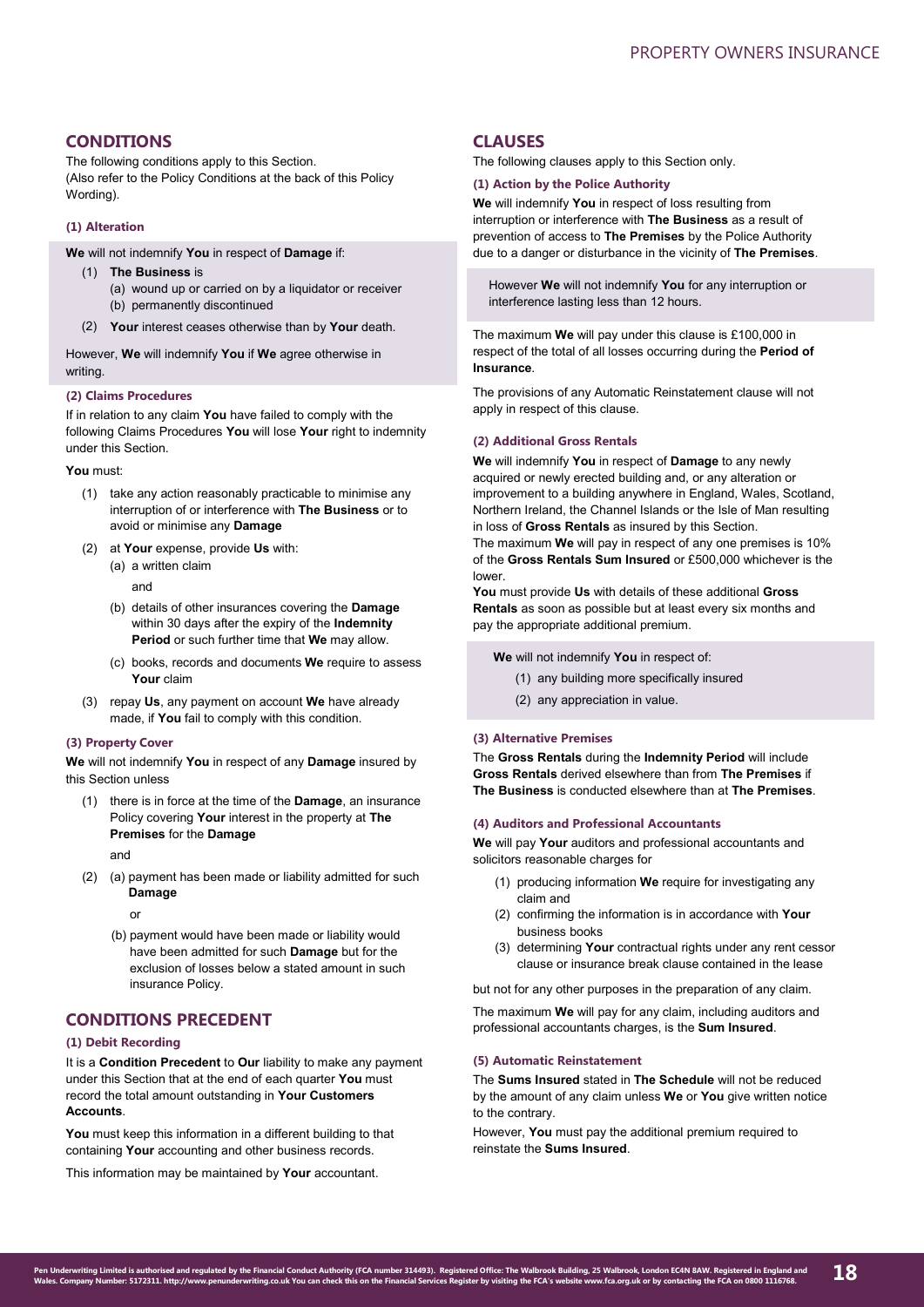## CONDITIONS

The following conditions apply to this Section.
(Also refer to the Policy Conditions at the back of this Policy Wording).

#### (1) Alteration

**We** will not indemnify **You** in respect of **Damage** if:

(1) **The Business** is
   (a) wound up or carried on by a liquidator or receiver
   (b) permanently discontinued

(2) **Your** interest ceases otherwise than by **Your** death.

However, **We** will indemnify **You** if **We** agree otherwise in writing.

#### (2) Claims Procedures

If in relation to any claim **You** have failed to comply with the following Claims Procedures **You** will lose **Your** right to indemnity under this Section.

**You** must:

(1) take any action reasonably practicable to minimise any interruption of or interference with **The Business** or to avoid or minimise any **Damage**

(2) at **Your** expense, provide **Us** with:
   (a) a written claim

   and

   (b) details of other insurances covering the **Damage** within 30 days after the expiry of the **Indemnity Period** or such further time that **We** may allow.

   (c) books, records and documents **We** require to assess **Your** claim

(3) repay **Us**, any payment on account **We** have already made, if **You** fail to comply with this condition.

#### (3) Property Cover

**We** will not indemnify **You** in respect of any **Damage** insured by this Section unless

(1) there is in force at the time of the **Damage**, an insurance Policy covering **Your** interest in the property at **The Premises** for the **Damage**

and

(2) (a) payment has been made or liability admitted for such **Damage**

   or

   (b) payment would have been made or liability would have been admitted for such **Damage** but for the exclusion of losses below a stated amount in such insurance Policy.

## CONDITIONS PRECEDENT

#### (1) Debit Recording

It is a **Condition Precedent** to **Our** liability to make any payment under this Section that at the end of each quarter **You** must record the total amount outstanding in **Your Customers Accounts**.

**You** must keep this information in a different building to that containing **Your** accounting and other business records.

This information may be maintained by **Your** accountant.

## CLAUSES

The following clauses apply to this Section only.

#### (1) Action by the Police Authority

**We** will indemnify **You** in respect of loss resulting from interruption or interference with **The Business** as a result of prevention of access to **The Premises** by the Police Authority due to a danger or disturbance in the vicinity of **The Premises**.

However **We** will not indemnify **You** for any interruption or interference lasting less than 12 hours.

The maximum **We** will pay under this clause is £100,000 in respect of the total of all losses occurring during the **Period of Insurance**.

The provisions of any Automatic Reinstatement clause will not apply in respect of this clause.

#### (2) Additional Gross Rentals

**We** will indemnify **You** in respect of **Damage** to any newly acquired or newly erected building and, or any alteration or improvement to a building anywhere in England, Wales, Scotland, Northern Ireland, the Channel Islands or the Isle of Man resulting in loss of **Gross Rentals** as insured by this Section.

The maximum **We** will pay in respect of any one premises is 10% of the **Gross Rentals Sum Insured** or £500,000 whichever is the lower.

**You** must provide **Us** with details of these additional **Gross Rentals** as soon as possible but at least every six months and pay the appropriate additional premium.

**We** will not indemnify **You** in respect of:

(1) any building more specifically insured
(2) any appreciation in value.

#### (3) Alternative Premises

The **Gross Rentals** during the **Indemnity Period** will include **Gross Rentals** derived elsewhere than from **The Premises** if **The Business** is conducted elsewhere than at **The Premises**.

#### (4) Auditors and Professional Accountants

**We** will pay **Your** auditors and professional accountants and solicitors reasonable charges for

(1) producing information **We** require for investigating any claim and
(2) confirming the information is in accordance with **Your** business books
(3) determining **Your** contractual rights under any rent cessor clause or insurance break clause contained in the lease

but not for any other purposes in the preparation of any claim.

The maximum **We** will pay for any claim, including auditors and professional accountants charges, is the **Sum Insured**.

#### (5) Automatic Reinstatement

The **Sums Insured** stated in **The Schedule** will not be reduced by the amount of any claim unless **We** or **You** give written notice to the contrary.

However, **You** must pay the additional premium required to reinstate the **Sums Insured**.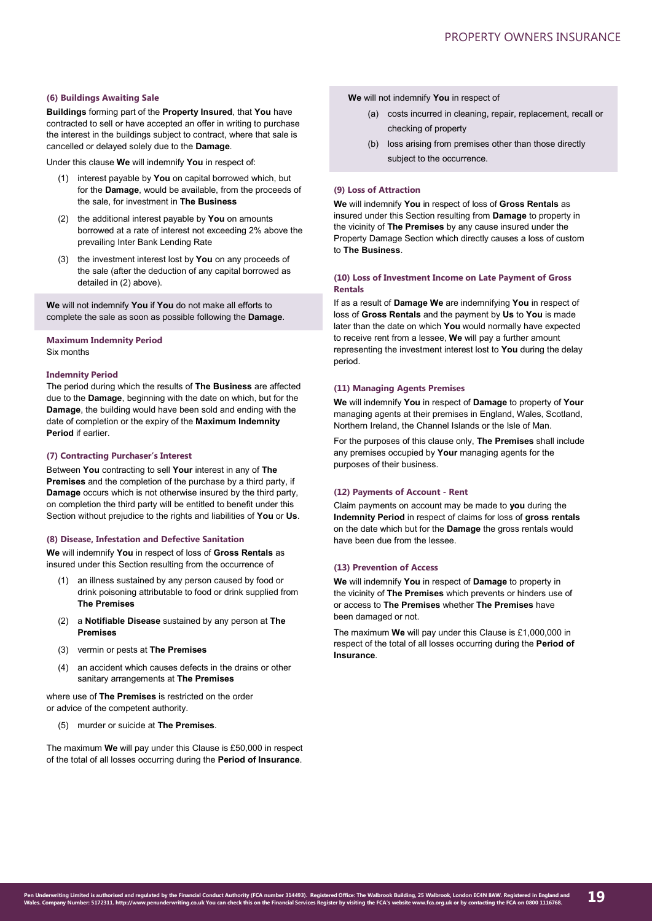#### (6) Buildings Awaiting Sale

**Buildings** forming part of the **Property Insured**, that **You** have contracted to sell or have accepted an offer in writing to purchase the interest in the buildings subject to contract, where that sale is cancelled or delayed solely due to the **Damage**.

Under this clause **We** will indemnify **You** in respect of:

(1) interest payable by **You** on capital borrowed which, but for the **Damage**, would be available, from the proceeds of the sale, for investment in **The Business**

(2) the additional interest payable by **You** on amounts borrowed at a rate of interest not exceeding 2% above the prevailing Inter Bank Lending Rate

(3) the investment interest lost by **You** on any proceeds of the sale (after the deduction of any capital borrowed as detailed in (2) above).

**We** will not indemnify **You** if **You** do not make all efforts to complete the sale as soon as possible following the **Damage**.

**Maximum Indemnity Period**
Six months

**Indemnity Period**
The period during which the results of **The Business** are affected due to the **Damage**, beginning with the date on which, but for the **Damage**, the building would have been sold and ending with the date of completion or the expiry of the **Maximum Indemnity Period** if earlier.

#### (7) Contracting Purchaser's Interest

Between **You** contracting to sell **Your** interest in any of **The Premises** and the completion of the purchase by a third party, if **Damage** occurs which is not otherwise insured by the third party, on completion the third party will be entitled to benefit under this Section without prejudice to the rights and liabilities of **You** or **Us**.

#### (8) Disease, Infestation and Defective Sanitation

**We** will indemnify **You** in respect of loss of **Gross Rentals** as insured under this Section resulting from the occurrence of

(1) an illness sustained by any person caused by food or drink poisoning attributable to food or drink supplied from **The Premises**

(2) a **Notifiable Disease** sustained by any person at **The Premises**

(3) vermin or pests at **The Premises**

(4) an accident which causes defects in the drains or other sanitary arrangements at **The Premises**

where use of **The Premises** is restricted on the order or advice of the competent authority.

(5) murder or suicide at **The Premises**.

The maximum **We** will pay under this Clause is £50,000 in respect of the total of all losses occurring during the **Period of Insurance**.

**We** will not indemnify **You** in respect of

(a) costs incurred in cleaning, repair, replacement, recall or checking of property

(b) loss arising from premises other than those directly subject to the occurrence.

#### (9) Loss of Attraction

**We** will indemnify **You** in respect of loss of **Gross Rentals** as insured under this Section resulting from **Damage** to property in the vicinity of **The Premises** by any cause insured under the Property Damage Section which directly causes a loss of custom to **The Business**.

#### (10) Loss of Investment Income on Late Payment of Gross Rentals

If as a result of **Damage We** are indemnifying **You** in respect of loss of **Gross Rentals** and the payment by **Us** to **You** is made later than the date on which **You** would normally have expected to receive rent from a lessee, **We** will pay a further amount representing the investment interest lost to **You** during the delay period.

#### (11) Managing Agents Premises

**We** will indemnify **You** in respect of **Damage** to property of **Your** managing agents at their premises in England, Wales, Scotland, Northern Ireland, the Channel Islands or the Isle of Man.

For the purposes of this clause only, **The Premises** shall include any premises occupied by **Your** managing agents for the purposes of their business.

#### (12) Payments of Account - Rent

Claim payments on account may be made to **you** during the **Indemnity Period** in respect of claims for loss of **gross rentals** on the date which but for the **Damage** the gross rentals would have been due from the lessee.

#### (13) Prevention of Access

**We** will indemnify **You** in respect of **Damage** to property in the vicinity of **The Premises** which prevents or hinders use of or access to **The Premises** whether **The Premises** have been damaged or not.

The maximum **We** will pay under this Clause is £1,000,000 in respect of the total of all losses occurring during the **Period of Insurance**.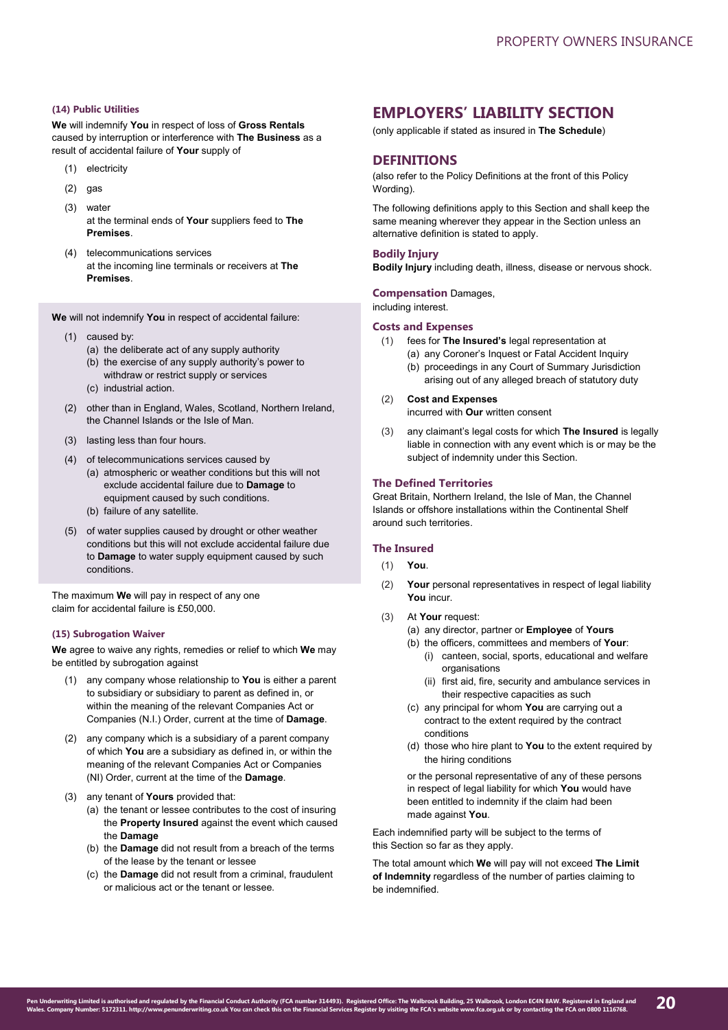#### (14) Public Utilities

**We** will indemnify **You** in respect of loss of **Gross Rentals** caused by interruption or interference with **The Business** as a result of accidental failure of **Your** supply of

(1) electricity

(2) gas

(3) water
at the terminal ends of **Your** suppliers feed to **The Premises**.

(4) telecommunications services
at the incoming line terminals or receivers at **The Premises**.

**We** will not indemnify **You** in respect of accidental failure:

(1) caused by:
  (a) the deliberate act of any supply authority
  (b) the exercise of any supply authority's power to withdraw or restrict supply or services
  (c) industrial action.

(2) other than in England, Wales, Scotland, Northern Ireland, the Channel Islands or the Isle of Man.

(3) lasting less than four hours.

(4) of telecommunications services caused by
  (a) atmospheric or weather conditions but this will not exclude accidental failure due to **Damage** to equipment caused by such conditions.
  (b) failure of any satellite.

(5) of water supplies caused by drought or other weather conditions but this will not exclude accidental failure due to **Damage** to water supply equipment caused by such conditions.

The maximum **We** will pay in respect of any one claim for accidental failure is £50,000.

#### (15) Subrogation Waiver

**We** agree to waive any rights, remedies or relief to which **We** may be entitled by subrogation against

(1) any company whose relationship to **You** is either a parent to subsidiary or subsidiary to parent as defined in, or within the meaning of the relevant Companies Act or Companies (N.I.) Order, current at the time of **Damage**.

(2) any company which is a subsidiary of a parent company of which **You** are a subsidiary as defined in, or within the meaning of the relevant Companies Act or Companies (NI) Order, current at the time of the **Damage**.

(3) any tenant of **Yours** provided that:
  (a) the tenant or lessee contributes to the cost of insuring the **Property Insured** against the event which caused the **Damage**
  (b) the **Damage** did not result from a breach of the terms of the lease by the tenant or lessee
  (c) the **Damage** did not result from a criminal, fraudulent or malicious act or the tenant or lessee.

# EMPLOYERS' LIABILITY SECTION

(only applicable if stated as insured in **The Schedule**)

## DEFINITIONS

(also refer to the Policy Definitions at the front of this Policy Wording).

The following definitions apply to this Section and shall keep the same meaning wherever they appear in the Section unless an alternative definition is stated to apply.

### Bodily Injury

**Bodily Injury** including death, illness, disease or nervous shock.

### Compensation

Damages, including interest.

### Costs and Expenses

(1) fees for **The Insured's** legal representation at
  (a) any Coroner's Inquest or Fatal Accident Inquiry
  (b) proceedings in any Court of Summary Jurisdiction arising out of any alleged breach of statutory duty

(2) **Cost and Expenses**
incurred with **Our** written consent

(3) any claimant's legal costs for which **The Insured** is legally liable in connection with any event which is or may be the subject of indemnity under this Section.

### The Defined Territories

Great Britain, Northern Ireland, the Isle of Man, the Channel Islands or offshore installations within the Continental Shelf around such territories.

### The Insured

(1) **You**.

(2) **Your** personal representatives in respect of legal liability **You** incur.

(3) At **Your** request:
  (a) any director, partner or **Employee** of **Yours**
  (b) the officers, committees and members of **Your**:
    (i) canteen, social, sports, educational and welfare organisations
    (ii) first aid, fire, security and ambulance services in their respective capacities as such
  (c) any principal for whom **You** are carrying out a contract to the extent required by the contract conditions
  (d) those who hire plant to **You** to the extent required by the hiring conditions

  or the personal representative of any of these persons in respect of legal liability for which **You** would have been entitled to indemnity if the claim had been made against **You**.

Each indemnified party will be subject to the terms of this Section so far as they apply.

The total amount which **We** will pay will not exceed **The Limit of Indemnity** regardless of the number of parties claiming to be indemnified.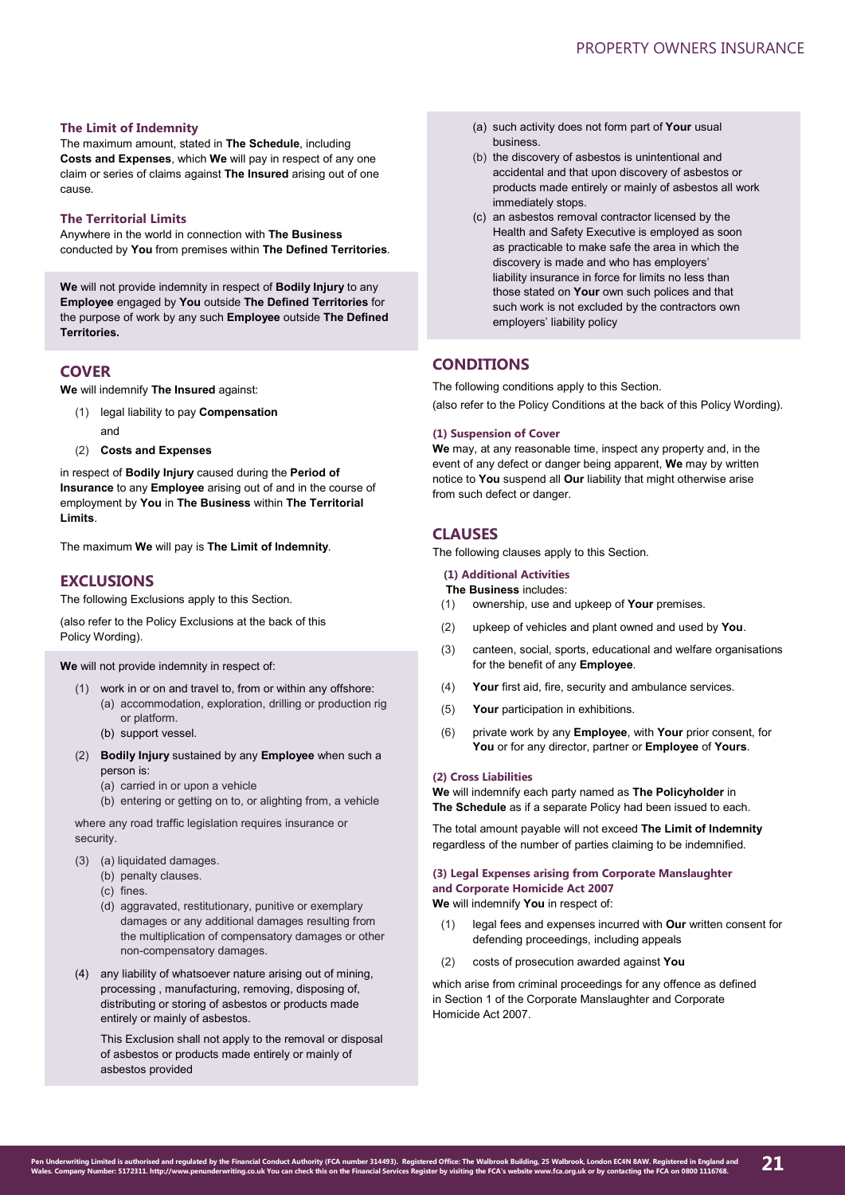### The Limit of Indemnity

The maximum amount, stated in **The Schedule**, including **Costs and Expenses**, which **We** will pay in respect of any one claim or series of claims against **The Insured** arising out of one cause.

### The Territorial Limits

Anywhere in the world in connection with **The Business** conducted by **You** from premises within **The Defined Territories**.

**We** will not provide indemnity in respect of **Bodily Injury** to any **Employee** engaged by **You** outside **The Defined Territories** for the purpose of work by any such **Employee** outside **The Defined Territories.**

## COVER

**We** will indemnify **The Insured** against:

(1) legal liability to pay **Compensation**

and

(2) **Costs and Expenses**

in respect of **Bodily Injury** caused during the **Period of Insurance** to any **Employee** arising out of and in the course of employment by **You** in **The Business** within **The Territorial Limits**.

The maximum **We** will pay is **The Limit of Indemnity**.

## EXCLUSIONS

The following Exclusions apply to this Section.

(also refer to the Policy Exclusions at the back of this Policy Wording).

**We** will not provide indemnity in respect of:

(1) work in or on and travel to, from or within any offshore:
   (a) accommodation, exploration, drilling or production rig or platform.
   (b) support vessel.

(2) **Bodily Injury** sustained by any **Employee** when such a person is:
   (a) carried in or upon a vehicle
   (b) entering or getting on to, or alighting from, a vehicle

where any road traffic legislation requires insurance or security.

(3) (a) liquidated damages.
   (b) penalty clauses.
   (c) fines.
   (d) aggravated, restitutionary, punitive or exemplary damages or any additional damages resulting from the multiplication of compensatory damages or other non-compensatory damages.

(4) any liability of whatsoever nature arising out of mining, processing , manufacturing, removing, disposing of, distributing or storing of asbestos or products made entirely or mainly of asbestos.

This Exclusion shall not apply to the removal or disposal of asbestos or products made entirely or mainly of asbestos provided

   (a) such activity does not form part of **Your** usual business.
   (b) the discovery of asbestos is unintentional and accidental and that upon discovery of asbestos or products made entirely or mainly of asbestos all work immediately stops.
   (c) an asbestos removal contractor licensed by the Health and Safety Executive is employed as soon as practicable to make safe the area in which the discovery is made and who has employers' liability insurance in force for limits no less than those stated on **Your** own such polices and that such work is not excluded by the contractors own employers' liability policy

## CONDITIONS

The following conditions apply to this Section.

(also refer to the Policy Conditions at the back of this Policy Wording).

### (1) Suspension of Cover

**We** may, at any reasonable time, inspect any property and, in the event of any defect or danger being apparent, **We** may by written notice to **You** suspend all **Our** liability that might otherwise arise from such defect or danger.

## CLAUSES

The following clauses apply to this Section.

### (1) Additional Activities

**The Business** includes:

(1) ownership, use and upkeep of **Your** premises.

(2) upkeep of vehicles and plant owned and used by **You**.

(3) canteen, social, sports, educational and welfare organisations for the benefit of any **Employee**.

(4) **Your** first aid, fire, security and ambulance services.

(5) **Your** participation in exhibitions.

(6) private work by any **Employee**, with **Your** prior consent, for **You** or for any director, partner or **Employee** of **Yours**.

### (2) Cross Liabilities

**We** will indemnify each party named as **The Policyholder** in **The Schedule** as if a separate Policy had been issued to each.

The total amount payable will not exceed **The Limit of Indemnity** regardless of the number of parties claiming to be indemnified.

### (3) Legal Expenses arising from Corporate Manslaughter and Corporate Homicide Act 2007

**We** will indemnify **You** in respect of:

(1) legal fees and expenses incurred with **Our** written consent for defending proceedings, including appeals

(2) costs of prosecution awarded against **You**

which arise from criminal proceedings for any offence as defined in Section 1 of the Corporate Manslaughter and Corporate Homicide Act 2007.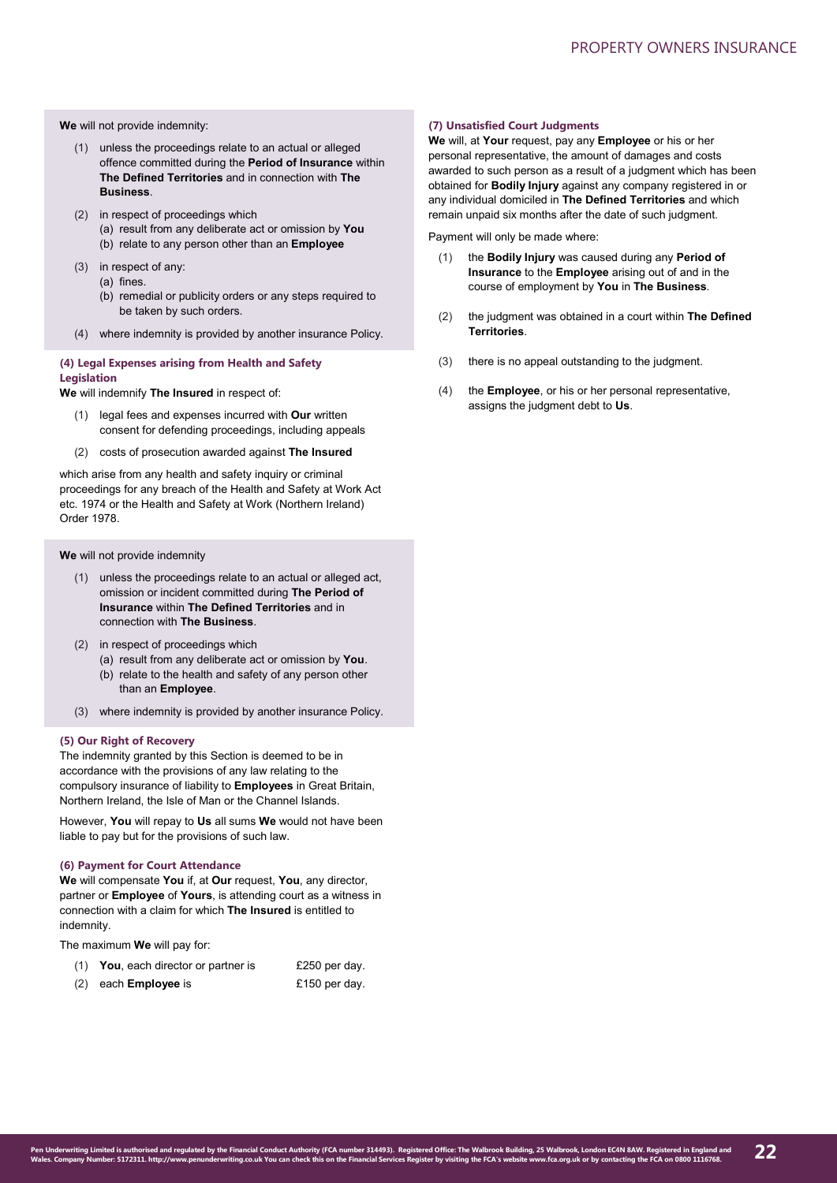**We** will not provide indemnity:

(1) unless the proceedings relate to an actual or alleged offence committed during the **Period of Insurance** within **The Defined Territories** and in connection with **The Business**.

(2) in respect of proceedings which
  (a) result from any deliberate act or omission by **You**
  (b) relate to any person other than an **Employee**

(3) in respect of any:
  (a) fines.
  (b) remedial or publicity orders or any steps required to be taken by such orders.

(4) where indemnity is provided by another insurance Policy.

#### (4) Legal Expenses arising from Health and Safety Legislation

**We** will indemnify **The Insured** in respect of:

(1) legal fees and expenses incurred with **Our** written consent for defending proceedings, including appeals

(2) costs of prosecution awarded against **The Insured**

which arise from any health and safety inquiry or criminal proceedings for any breach of the Health and Safety at Work Act etc. 1974 or the Health and Safety at Work (Northern Ireland) Order 1978.

**We** will not provide indemnity

(1) unless the proceedings relate to an actual or alleged act, omission or incident committed during **The Period of Insurance** within **The Defined Territories** and in connection with **The Business**.

(2) in respect of proceedings which
  (a) result from any deliberate act or omission by **You**.
  (b) relate to the health and safety of any person other than an **Employee**.

(3) where indemnity is provided by another insurance Policy.

#### (5) Our Right of Recovery

The indemnity granted by this Section is deemed to be in accordance with the provisions of any law relating to the compulsory insurance of liability to **Employees** in Great Britain, Northern Ireland, the Isle of Man or the Channel Islands.

However, **You** will repay to **Us** all sums **We** would not have been liable to pay but for the provisions of such law.

#### (6) Payment for Court Attendance

**We** will compensate **You** if, at **Our** request, **You**, any director, partner or **Employee** of **Yours**, is attending court as a witness in connection with a claim for which **The Insured** is entitled to indemnity.

The maximum **We** will pay for:

(1) **You**, each director or partner is £250 per day.
(2) each **Employee** is £150 per day.

#### (7) Unsatisfied Court Judgments

**We** will, at **Your** request, pay any **Employee** or his or her personal representative, the amount of damages and costs awarded to such person as a result of a judgment which has been obtained for **Bodily Injury** against any company registered in or any individual domiciled in **The Defined Territories** and which remain unpaid six months after the date of such judgment.

Payment will only be made where:

(1) the **Bodily Injury** was caused during any **Period of Insurance** to the **Employee** arising out of and in the course of employment by **You** in **The Business**.

(2) the judgment was obtained in a court within **The Defined Territories**.

(3) there is no appeal outstanding to the judgment.

(4) the **Employee**, or his or her personal representative, assigns the judgment debt to **Us**.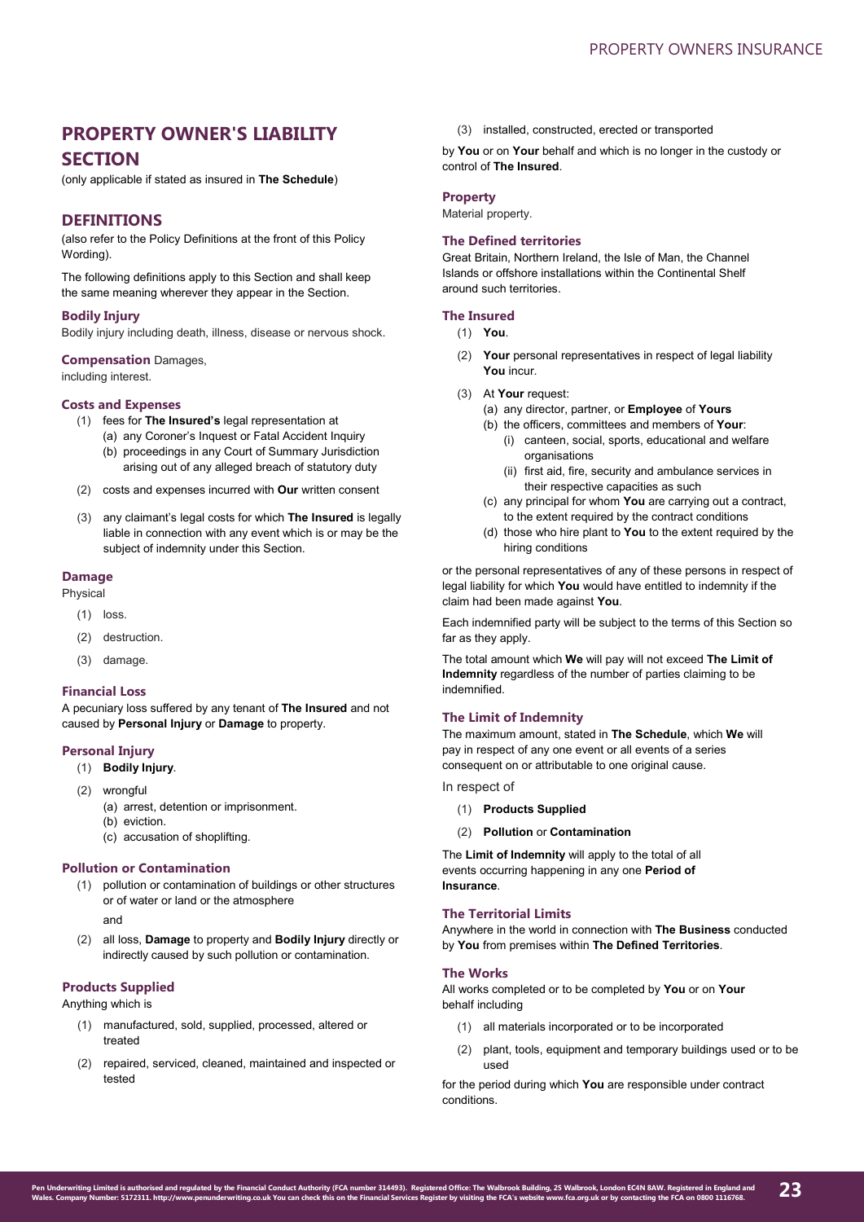# PROPERTY OWNER'S LIABILITY SECTION

(only applicable if stated as insured in **The Schedule**)

## DEFINITIONS

(also refer to the Policy Definitions at the front of this Policy Wording).

The following definitions apply to this Section and shall keep the same meaning wherever they appear in the Section.

### Bodily Injury

Bodily injury including death, illness, disease or nervous shock.

### Compensation

Damages, including interest.

### Costs and Expenses

(1) fees for **The Insured's** legal representation at
   (a) any Coroner's Inquest or Fatal Accident Inquiry
   (b) proceedings in any Court of Summary Jurisdiction arising out of any alleged breach of statutory duty

(2) costs and expenses incurred with **Our** written consent

(3) any claimant's legal costs for which **The Insured** is legally liable in connection with any event which is or may be the subject of indemnity under this Section.

### Damage

Physical

(1) loss.

(2) destruction.

(3) damage.

### Financial Loss

A pecuniary loss suffered by any tenant of **The Insured** and not caused by **Personal Injury** or **Damage** to property.

### Personal Injury

(1) **Bodily Injury**.

(2) wrongful
   (a) arrest, detention or imprisonment.
   (b) eviction.
   (c) accusation of shoplifting.

### Pollution or Contamination

(1) pollution or contamination of buildings or other structures or of water or land or the atmosphere

   and

(2) all loss, **Damage** to property and **Bodily Injury** directly or indirectly caused by such pollution or contamination.

### Products Supplied

Anything which is

(1) manufactured, sold, supplied, processed, altered or treated

(2) repaired, serviced, cleaned, maintained and inspected or tested

(3) installed, constructed, erected or transported

by **You** or on **Your** behalf and which is no longer in the custody or control of **The Insured**.

### Property

Material property.

### The Defined territories

Great Britain, Northern Ireland, the Isle of Man, the Channel Islands or offshore installations within the Continental Shelf around such territories.

### The Insured

(1) **You**.

(2) **Your** personal representatives in respect of legal liability **You** incur.

(3) At **Your** request:
   (a) any director, partner, or **Employee** of **Yours**
   (b) the officers, committees and members of **Your**:
      (i) canteen, social, sports, educational and welfare organisations
      (ii) first aid, fire, security and ambulance services in their respective capacities as such
   (c) any principal for whom **You** are carrying out a contract, to the extent required by the contract conditions
   (d) those who hire plant to **You** to the extent required by the hiring conditions

or the personal representatives of any of these persons in respect of legal liability for which **You** would have entitled to indemnity if the claim had been made against **You**.

Each indemnified party will be subject to the terms of this Section so far as they apply.

The total amount which **We** will pay will not exceed **The Limit of Indemnity** regardless of the number of parties claiming to be indemnified.

### The Limit of Indemnity

The maximum amount, stated in **The Schedule**, which **We** will pay in respect of any one event or all events of a series consequent on or attributable to one original cause.

In respect of

(1) **Products Supplied**

(2) **Pollution** or **Contamination**

The **Limit of Indemnity** will apply to the total of all events occurring happening in any one **Period of Insurance**.

### The Territorial Limits

Anywhere in the world in connection with **The Business** conducted by **You** from premises within **The Defined Territories**.

### The Works

All works completed or to be completed by **You** or on **Your** behalf including

(1) all materials incorporated or to be incorporated

(2) plant, tools, equipment and temporary buildings used or to be used

for the period during which **You** are responsible under contract conditions.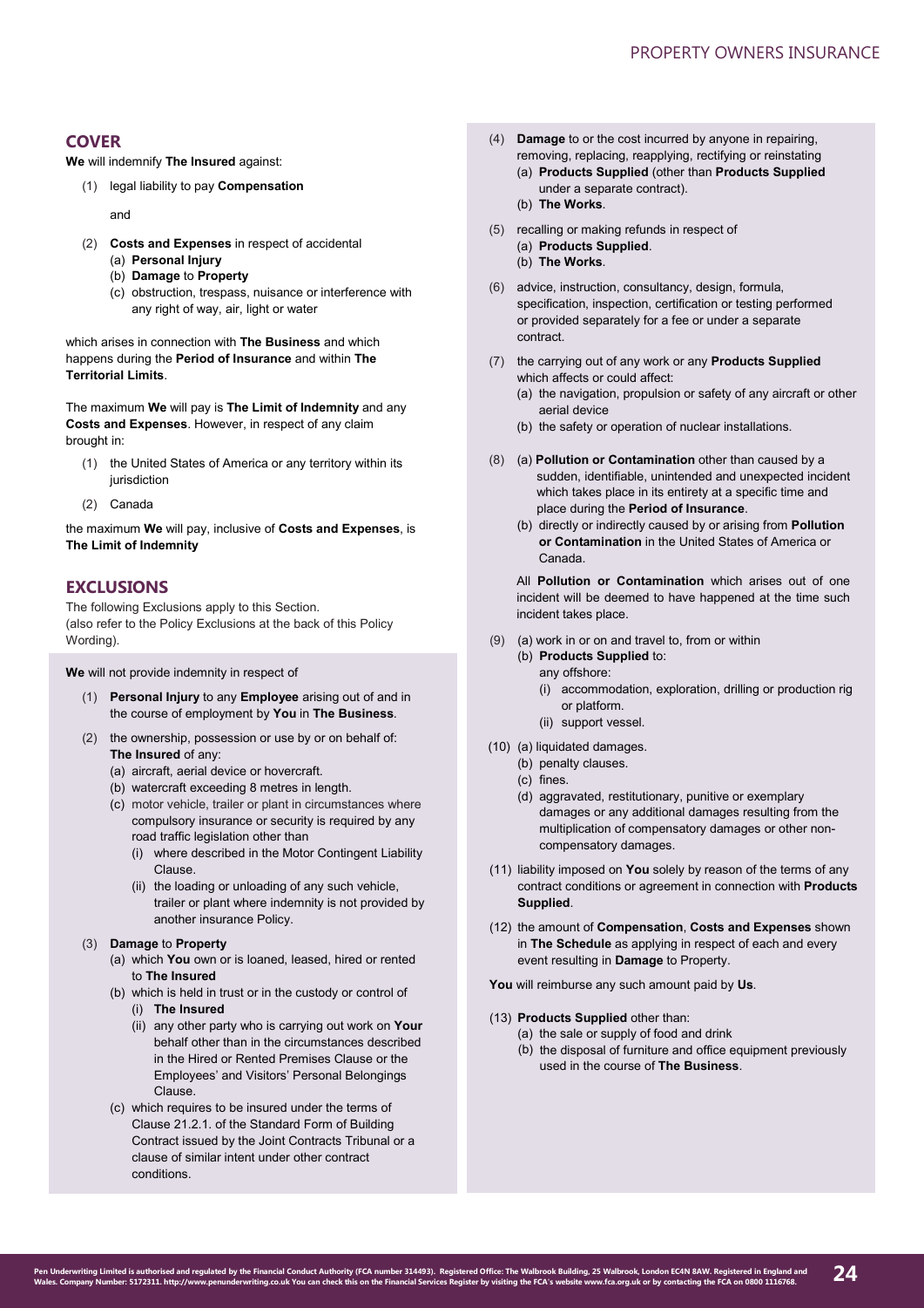## COVER

**We** will indemnify **The Insured** against:

(1) legal liability to pay **Compensation**

and

(2) **Costs and Expenses** in respect of accidental
   (a) **Personal Injury**
   (b) **Damage** to **Property**
   (c) obstruction, trespass, nuisance or interference with any right of way, air, light or water

which arises in connection with **The Business** and which happens during the **Period of Insurance** and within **The Territorial Limits**.

The maximum **We** will pay is **The Limit of Indemnity** and any **Costs and Expenses**. However, in respect of any claim brought in:

(1) the United States of America or any territory within its jurisdiction

(2) Canada

the maximum **We** will pay, inclusive of **Costs and Expenses**, is **The Limit of Indemnity**

## EXCLUSIONS

The following Exclusions apply to this Section.
(also refer to the Policy Exclusions at the back of this Policy Wording).

**We** will not provide indemnity in respect of

(1) **Personal Injury** to any **Employee** arising out of and in the course of employment by **You** in **The Business**.

(2) the ownership, possession or use by or on behalf of: **The Insured** of any:
   (a) aircraft, aerial device or hovercraft.
   (b) watercraft exceeding 8 metres in length.
   (c) motor vehicle, trailer or plant in circumstances where compulsory insurance or security is required by any road traffic legislation other than
      (i) where described in the Motor Contingent Liability Clause.
      (ii) the loading or unloading of any such vehicle, trailer or plant where indemnity is not provided by another insurance Policy.

(3) **Damage** to **Property**
   (a) which **You** own or is loaned, leased, hired or rented to **The Insured**
   (b) which is held in trust or in the custody or control of
      (i) **The Insured**
      (ii) any other party who is carrying out work on **Your** behalf other than in the circumstances described in the Hired or Rented Premises Clause or the Employees' and Visitors' Personal Belongings Clause.
   (c) which requires to be insured under the terms of Clause 21.2.1. of the Standard Form of Building Contract issued by the Joint Contracts Tribunal or a clause of similar intent under other contract conditions.

(4) **Damage** to or the cost incurred by anyone in repairing, removing, replacing, reapplying, rectifying or reinstating
   (a) **Products Supplied** (other than **Products Supplied** under a separate contract).
   (b) **The Works**.

(5) recalling or making refunds in respect of
   (a) **Products Supplied**.
   (b) **The Works**.

(6) advice, instruction, consultancy, design, formula, specification, inspection, certification or testing performed or provided separately for a fee or under a separate contract.

(7) the carrying out of any work or any **Products Supplied** which affects or could affect:
   (a) the navigation, propulsion or safety of any aircraft or other aerial device
   (b) the safety or operation of nuclear installations.

(8) (a) **Pollution or Contamination** other than caused by a sudden, identifiable, unintended and unexpected incident which takes place in its entirety at a specific time and place during the **Period of Insurance**.
   (b) directly or indirectly caused by or arising from **Pollution or Contamination** in the United States of America or Canada.

   All **Pollution or Contamination** which arises out of one incident will be deemed to have happened at the time such incident takes place.

(9) (a) work in or on and travel to, from or within
   (b) **Products Supplied** to:
   any offshore:
      (i) accommodation, exploration, drilling or production rig or platform.
      (ii) support vessel.

(10) (a) liquidated damages.
   (b) penalty clauses.
   (c) fines.
   (d) aggravated, restitutionary, punitive or exemplary damages or any additional damages resulting from the multiplication of compensatory damages or other non-compensatory damages.

(11) liability imposed on **You** solely by reason of the terms of any contract conditions or agreement in connection with **Products Supplied**.

(12) the amount of **Compensation**, **Costs and Expenses** shown in **The Schedule** as applying in respect of each and every event resulting in **Damage** to Property.

**You** will reimburse any such amount paid by **Us**.

(13) **Products Supplied** other than:
   (a) the sale or supply of food and drink
   (b) the disposal of furniture and office equipment previously used in the course of **The Business**.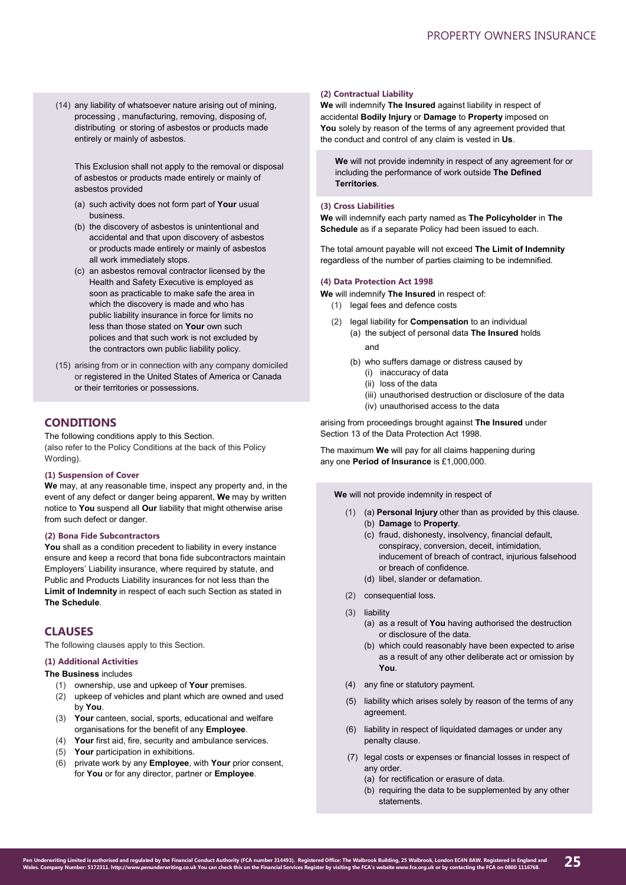(14) any liability of whatsoever nature arising out of mining, processing , manufacturing, removing, disposing of, distributing or storing of asbestos or products made entirely or mainly of asbestos.

This Exclusion shall not apply to the removal or disposal of asbestos or products made entirely or mainly of asbestos provided

(a) such activity does not form part of **Your** usual business.
(b) the discovery of asbestos is unintentional and accidental and that upon discovery of asbestos or products made entirely or mainly of asbestos all work immediately stops.
(c) an asbestos removal contractor licensed by the Health and Safety Executive is employed as soon as practicable to make safe the area in which the discovery is made and who has public liability insurance in force for limits no less than those stated on **Your** own such polices and that such work is not excluded by the contractors own public liability policy.

(15) arising from or in connection with any company domiciled or registered in the United States of America or Canada or their territories or possessions.

## CONDITIONS

The following conditions apply to this Section.
(also refer to the Policy Conditions at the back of this Policy Wording).

#### (1) Suspension of Cover

**We** may, at any reasonable time, inspect any property and, in the event of any defect or danger being apparent, **We** may by written notice to **You** suspend all **Our** liability that might otherwise arise from such defect or danger.

#### (2) Bona Fide Subcontractors

**You** shall as a condition precedent to liability in every instance ensure and keep a record that bona fide subcontractors maintain Employers' Liability insurance, where required by statute, and Public and Products Liability insurances for not less than the **Limit of Indemnity** in respect of each such Section as stated in **The Schedule**.

## CLAUSES

The following clauses apply to this Section.

#### (1) Additional Activities

**The Business** includes

(1) ownership, use and upkeep of **Your** premises.
(2) upkeep of vehicles and plant which are owned and used by **You**.
(3) **Your** canteen, social, sports, educational and welfare organisations for the benefit of any **Employee**.
(4) **Your** first aid, fire, security and ambulance services.
(5) **Your** participation in exhibitions.
(6) private work by any **Employee**, with **Your** prior consent, for **You** or for any director, partner or **Employee**.

#### (2) Contractual Liability

**We** will indemnify **The Insured** against liability in respect of accidental **Bodily Injury** or **Damage** to **Property** imposed on **You** solely by reason of the terms of any agreement provided that the conduct and control of any claim is vested in **Us**.

**We** will not provide indemnity in respect of any agreement for or including the performance of work outside **The Defined Territories**.

#### (3) Cross Liabilities

**We** will indemnify each party named as **The Policyholder** in **The Schedule** as if a separate Policy had been issued to each.

The total amount payable will not exceed **The Limit of Indemnity** regardless of the number of parties claiming to be indemnified.

#### (4) Data Protection Act 1998

**We** will indemnify **The Insured** in respect of:

(1) legal fees and defence costs
(2) legal liability for **Compensation** to an individual
   (a) the subject of personal data **The Insured** holds
   
   and
   
   (b) who suffers damage or distress caused by
      (i) inaccuracy of data
      (ii) loss of the data
      (iii) unauthorised destruction or disclosure of the data
      (iv) unauthorised access to the data

arising from proceedings brought against **The Insured** under Section 13 of the Data Protection Act 1998.

The maximum **We** will pay for all claims happening during any one **Period of Insurance** is £1,000,000.

**We** will not provide indemnity in respect of

(1) (a) **Personal Injury** other than as provided by this clause.
   (b) **Damage** to **Property**.
   (c) fraud, dishonesty, insolvency, financial default, conspiracy, conversion, deceit, intimidation, inducement of breach of contract, injurious falsehood or breach of confidence.
   (d) libel, slander or defamation.
(2) consequential loss.
(3) liability
   (a) as a result of **You** having authorised the destruction or disclosure of the data.
   (b) which could reasonably have been expected to arise as a result of any other deliberate act or omission by **You**.
(4) any fine or statutory payment.
(5) liability which arises solely by reason of the terms of any agreement.
(6) liability in respect of liquidated damages or under any penalty clause.
(7) legal costs or expenses or financial losses in respect of any order.
   (a) for rectification or erasure of data.
   (b) requiring the data to be supplemented by any other statements.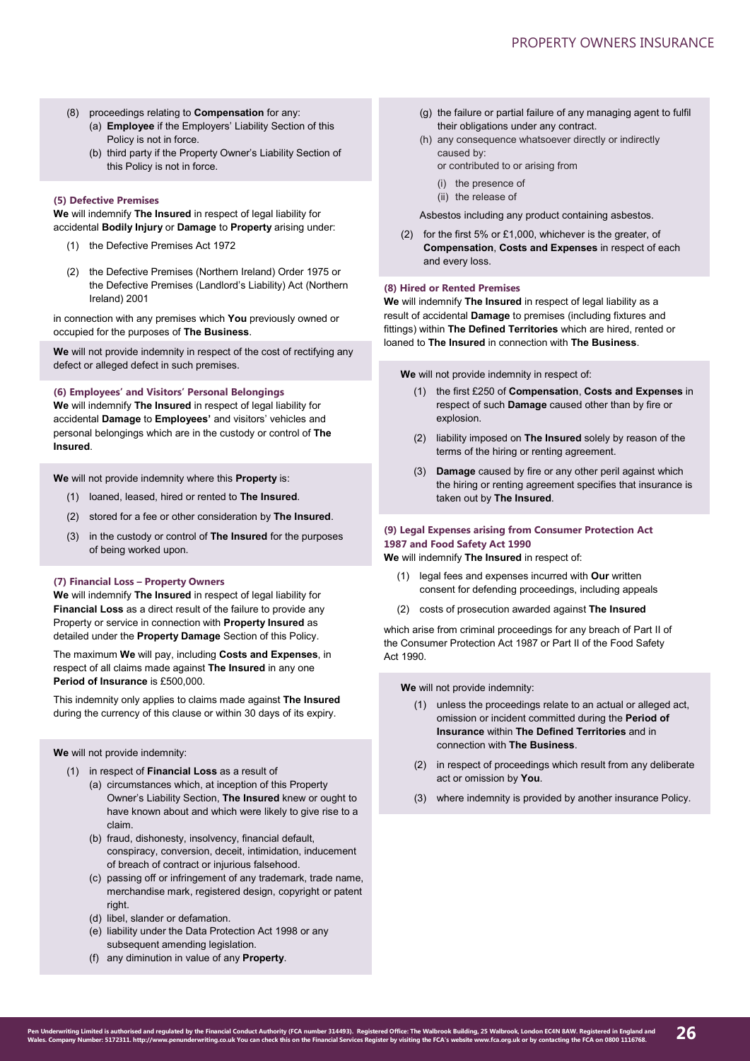(8) proceedings relating to **Compensation** for any:
   - (a) **Employee** if the Employers' Liability Section of this Policy is not in force.
   - (b) third party if the Property Owner's Liability Section of this Policy is not in force.

#### (5) Defective Premises

**We** will indemnify **The Insured** in respect of legal liability for accidental **Bodily Injury** or **Damage** to **Property** arising under:

(1) the Defective Premises Act 1972

(2) the Defective Premises (Northern Ireland) Order 1975 or the Defective Premises (Landlord's Liability) Act (Northern Ireland) 2001

in connection with any premises which **You** previously owned or occupied for the purposes of **The Business**.

**We** will not provide indemnity in respect of the cost of rectifying any defect or alleged defect in such premises.

#### (6) Employees' and Visitors' Personal Belongings

**We** will indemnify **The Insured** in respect of legal liability for accidental **Damage** to **Employees'** and visitors' vehicles and personal belongings which are in the custody or control of **The Insured**.

**We** will not provide indemnity where this **Property** is:

(1) loaned, leased, hired or rented to **The Insured**.

(2) stored for a fee or other consideration by **The Insured**.

(3) in the custody or control of **The Insured** for the purposes of being worked upon.

#### (7) Financial Loss – Property Owners

**We** will indemnify **The Insured** in respect of legal liability for **Financial Loss** as a direct result of the failure to provide any Property or service in connection with **Property Insured** as detailed under the **Property Damage** Section of this Policy.

The maximum **We** will pay, including **Costs and Expenses**, in respect of all claims made against **The Insured** in any one **Period of Insurance** is £500,000.

This indemnity only applies to claims made against **The Insured** during the currency of this clause or within 30 days of its expiry.

**We** will not provide indemnity:

(1) in respect of **Financial Loss** as a result of
   - (a) circumstances which, at inception of this Property Owner's Liability Section, **The Insured** knew or ought to have known about and which were likely to give rise to a claim.
   - (b) fraud, dishonesty, insolvency, financial default, conspiracy, conversion, deceit, intimidation, inducement of breach of contract or injurious falsehood.
   - (c) passing off or infringement of any trademark, trade name, merchandise mark, registered design, copyright or patent right.
   - (d) libel, slander or defamation.
   - (e) liability under the Data Protection Act 1998 or any subsequent amending legislation.
   - (f) any diminution in value of any **Property**.
   - (g) the failure or partial failure of any managing agent to fulfil their obligations under any contract.
   - (h) any consequence whatsoever directly or indirectly caused by:
     or contributed to or arising from
     - (i) the presence of
     - (ii) the release of

   Asbestos including any product containing asbestos.

(2) for the first 5% or £1,000, whichever is the greater, of **Compensation**, **Costs and Expenses** in respect of each and every loss.

#### (8) Hired or Rented Premises

**We** will indemnify **The Insured** in respect of legal liability as a result of accidental **Damage** to premises (including fixtures and fittings) within **The Defined Territories** which are hired, rented or loaned to **The Insured** in connection with **The Business**.

**We** will not provide indemnity in respect of:

(1) the first £250 of **Compensation**, **Costs and Expenses** in respect of such **Damage** caused other than by fire or explosion.

(2) liability imposed on **The Insured** solely by reason of the terms of the hiring or renting agreement.

(3) **Damage** caused by fire or any other peril against which the hiring or renting agreement specifies that insurance is taken out by **The Insured**.

#### (9) Legal Expenses arising from Consumer Protection Act 1987 and Food Safety Act 1990

**We** will indemnify **The Insured** in respect of:

(1) legal fees and expenses incurred with **Our** written consent for defending proceedings, including appeals

(2) costs of prosecution awarded against **The Insured**

which arise from criminal proceedings for any breach of Part II of the Consumer Protection Act 1987 or Part II of the Food Safety Act 1990.

**We** will not provide indemnity:

(1) unless the proceedings relate to an actual or alleged act, omission or incident committed during the **Period of Insurance** within **The Defined Territories** and in connection with **The Business**.

(2) in respect of proceedings which result from any deliberate act or omission by **You**.

(3) where indemnity is provided by another insurance Policy.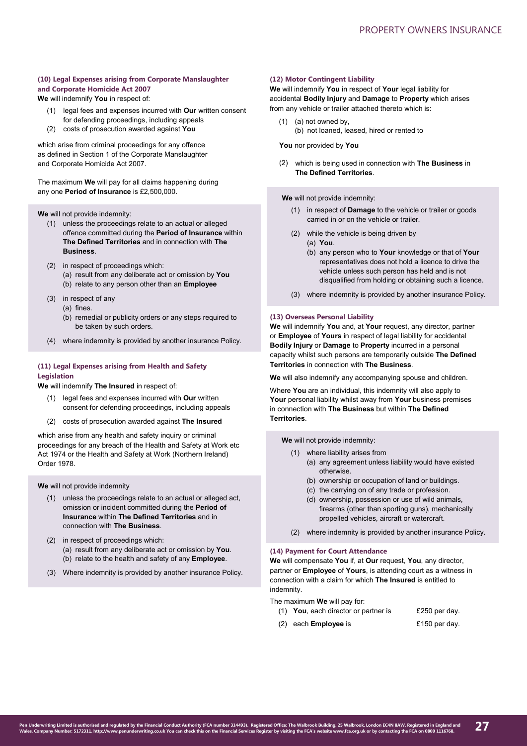#### (10) Legal Expenses arising from Corporate Manslaughter and Corporate Homicide Act 2007

**We** will indemnify **You** in respect of:

(1) legal fees and expenses incurred with **Our** written consent for defending proceedings, including appeals
(2) costs of prosecution awarded against **You**

which arise from criminal proceedings for any offence as defined in Section 1 of the Corporate Manslaughter and Corporate Homicide Act 2007.

The maximum **We** will pay for all claims happening during any one **Period of Insurance** is £2,500,000.

**We** will not provide indemnity:

(1) unless the proceedings relate to an actual or alleged offence committed during the **Period of Insurance** within **The Defined Territories** and in connection with **The Business**.
(2) in respect of proceedings which:
    (a) result from any deliberate act or omission by **You**
    (b) relate to any person other than an **Employee**
(3) in respect of any
    (a) fines.
    (b) remedial or publicity orders or any steps required to be taken by such orders.
(4) where indemnity is provided by another insurance Policy.

#### (11) Legal Expenses arising from Health and Safety Legislation

**We** will indemnify **The Insured** in respect of:

(1) legal fees and expenses incurred with **Our** written consent for defending proceedings, including appeals
(2) costs of prosecution awarded against **The Insured**

which arise from any health and safety inquiry or criminal proceedings for any breach of the Health and Safety at Work etc Act 1974 or the Health and Safety at Work (Northern Ireland) Order 1978.

**We** will not provide indemnity

(1) unless the proceedings relate to an actual or alleged act, omission or incident committed during the **Period of Insurance** within **The Defined Territories** and in connection with **The Business**.
(2) in respect of proceedings which:
    (a) result from any deliberate act or omission by **You**.
    (b) relate to the health and safety of any **Employee**.
(3) Where indemnity is provided by another insurance Policy.

#### (12) Motor Contingent Liability

**We** will indemnify **You** in respect of **Your** legal liability for accidental **Bodily Injury** and **Damage** to **Property** which arises from any vehicle or trailer attached thereto which is:

(1) (a) not owned by,
    (b) not loaned, leased, hired or rented to

**You** nor provided by **You**

(2) which is being used in connection with **The Business** in **The Defined Territories**.

**We** will not provide indemnity:

(1) in respect of **Damage** to the vehicle or trailer or goods carried in or on the vehicle or trailer.
(2) while the vehicle is being driven by
    (a) **You**.
    (b) any person who to **Your** knowledge or that of **Your** representatives does not hold a licence to drive the vehicle unless such person has held and is not disqualified from holding or obtaining such a licence.
(3) where indemnity is provided by another insurance Policy.

#### (13) Overseas Personal Liability

**We** will indemnify **You** and, at **Your** request, any director, partner or **Employee** of **Yours** in respect of legal liability for accidental **Bodily Injury** or **Damage** to **Property** incurred in a personal capacity whilst such persons are temporarily outside **The Defined Territories** in connection with **The Business**.

**We** will also indemnify any accompanying spouse and children.

Where **You** are an individual, this indemnity will also apply to **Your** personal liability whilst away from **Your** business premises in connection with **The Business** but within **The Defined Territories**.

**We** will not provide indemnity:

(1) where liability arises from
    (a) any agreement unless liability would have existed otherwise.
    (b) ownership or occupation of land or buildings.
    (c) the carrying on of any trade or profession.
    (d) ownership, possession or use of wild animals, firearms (other than sporting guns), mechanically propelled vehicles, aircraft or watercraft.
(2) where indemnity is provided by another insurance Policy.

#### (14) Payment for Court Attendance

**We** will compensate **You** if, at **Our** request, **You**, any director, partner or **Employee** of **Yours**, is attending court as a witness in connection with a claim for which **The Insured** is entitled to indemnity.

The maximum **We** will pay for:

| | |
|---|---|
| (1) **You**, each director or partner is | £250 per day. |
| (2) each **Employee** is | £150 per day. |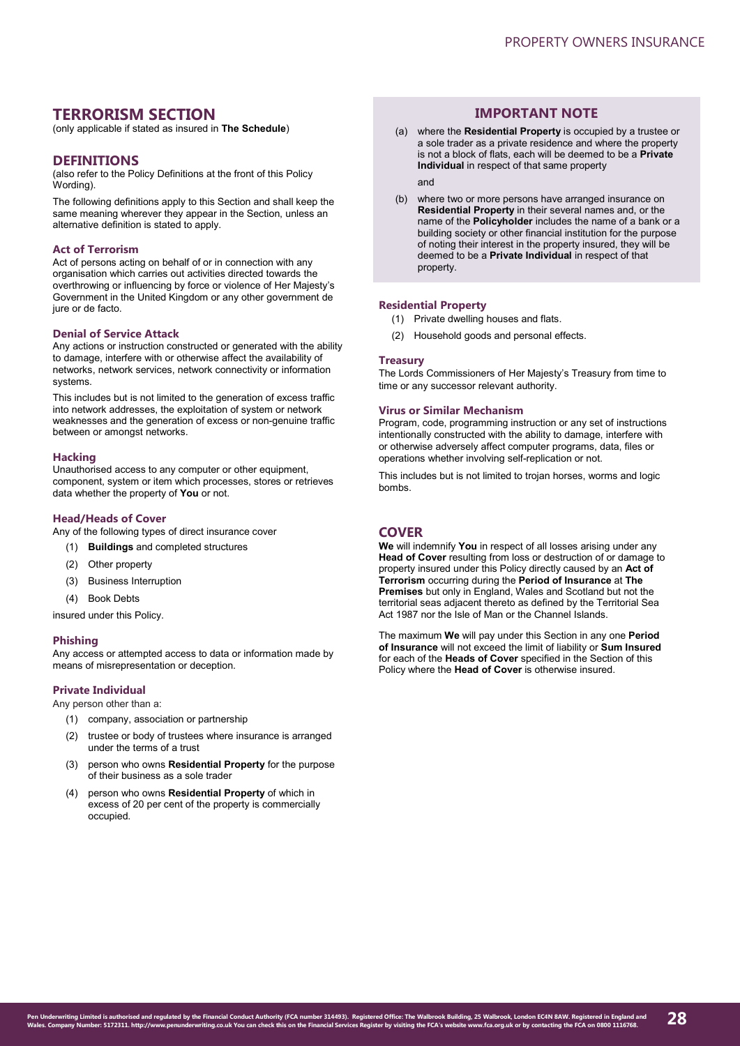# TERRORISM SECTION

(only applicable if stated as insured in **The Schedule**)

## DEFINITIONS

(also refer to the Policy Definitions at the front of this Policy Wording).

The following definitions apply to this Section and shall keep the same meaning wherever they appear in the Section, unless an alternative definition is stated to apply.

### Act of Terrorism

Act of persons acting on behalf of or in connection with any organisation which carries out activities directed towards the overthrowing or influencing by force or violence of Her Majesty's Government in the United Kingdom or any other government de jure or de facto.

### Denial of Service Attack

Any actions or instruction constructed or generated with the ability to damage, interfere with or otherwise affect the availability of networks, network services, network connectivity or information systems.

This includes but is not limited to the generation of excess traffic into network addresses, the exploitation of system or network weaknesses and the generation of excess or non-genuine traffic between or amongst networks.

### Hacking

Unauthorised access to any computer or other equipment, component, system or item which processes, stores or retrieves data whether the property of **You** or not.

### Head/Heads of Cover

Any of the following types of direct insurance cover

(1) **Buildings** and completed structures

(2) Other property

(3) Business Interruption

(4) Book Debts

insured under this Policy.

### Phishing

Any access or attempted access to data or information made by means of misrepresentation or deception.

### Private Individual

Any person other than a:

(1) company, association or partnership

(2) trustee or body of trustees where insurance is arranged under the terms of a trust

(3) person who owns **Residential Property** for the purpose of their business as a sole trader

(4) person who owns **Residential Property** of which in excess of 20 per cent of the property is commercially occupied.

### IMPORTANT NOTE

(a) where the **Residential Property** is occupied by a trustee or a sole trader as a private residence and where the property is not a block of flats, each will be deemed to be a **Private Individual** in respect of that same property

and

(b) where two or more persons have arranged insurance on **Residential Property** in their several names and, or the name of the **Policyholder** includes the name of a bank or a building society or other financial institution for the purpose of noting their interest in the property insured, they will be deemed to be a **Private Individual** in respect of that property.

### Residential Property

(1) Private dwelling houses and flats.

(2) Household goods and personal effects.

### Treasury

The Lords Commissioners of Her Majesty's Treasury from time to time or any successor relevant authority.

### Virus or Similar Mechanism

Program, code, programming instruction or any set of instructions intentionally constructed with the ability to damage, interfere with or otherwise adversely affect computer programs, data, files or operations whether involving self-replication or not.

This includes but is not limited to trojan horses, worms and logic bombs.

## COVER

**We** will indemnify **You** in respect of all losses arising under any **Head of Cover** resulting from loss or destruction of or damage to property insured under this Policy directly caused by an **Act of Terrorism** occurring during the **Period of Insurance** at **The Premises** but only in England, Wales and Scotland but not the territorial seas adjacent thereto as defined by the Territorial Sea Act 1987 nor the Isle of Man or the Channel Islands.

The maximum **We** will pay under this Section in any one **Period of Insurance** will not exceed the limit of liability or **Sum Insured** for each of the **Heads of Cover** specified in the Section of this Policy where the **Head of Cover** is otherwise insured.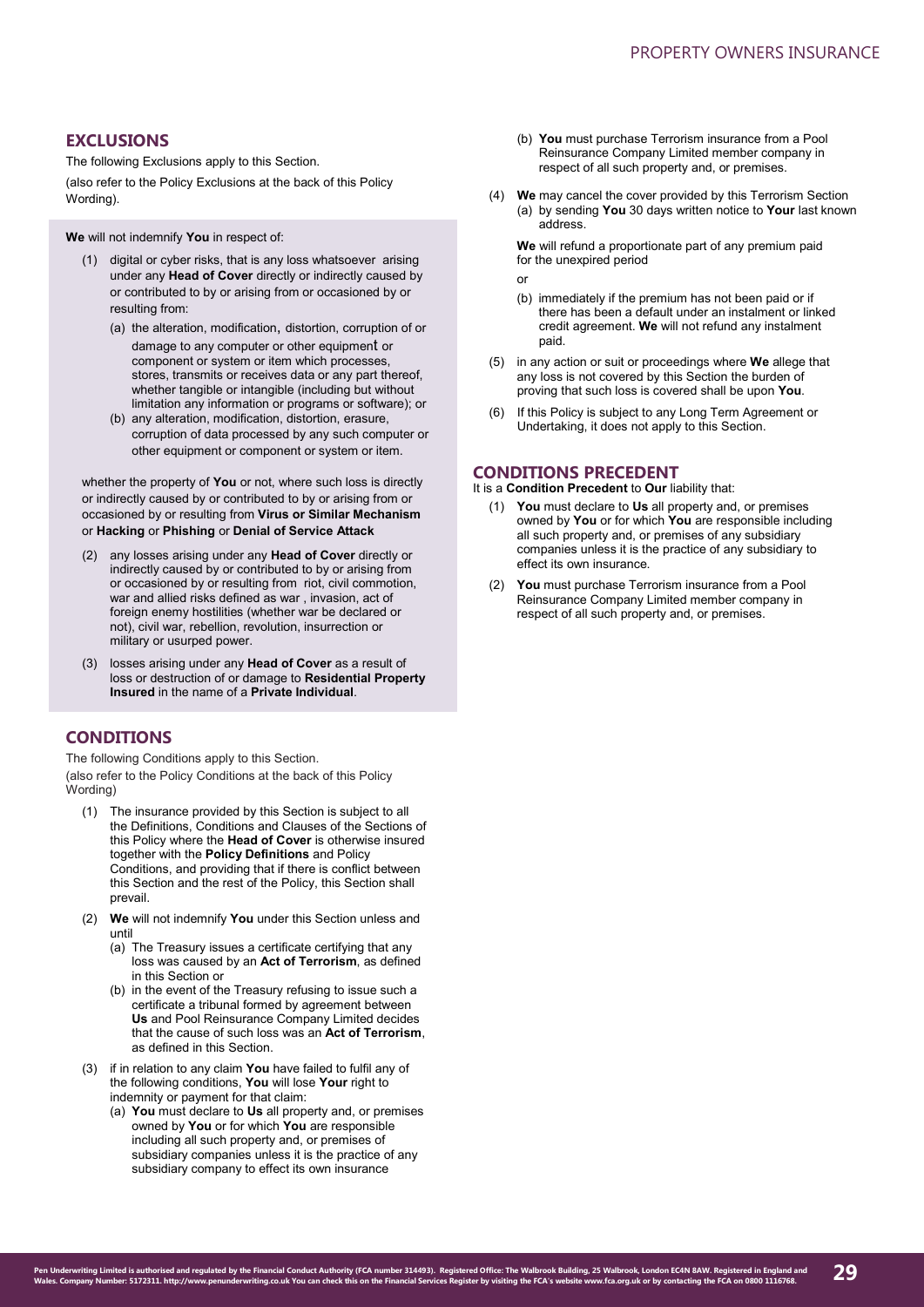## EXCLUSIONS

The following Exclusions apply to this Section.

(also refer to the Policy Exclusions at the back of this Policy Wording).

**We** will not indemnify **You** in respect of:

(1) digital or cyber risks, that is any loss whatsoever arising under any **Head of Cover** directly or indirectly caused by or contributed to by or arising from or occasioned by or resulting from:

  (a) the alteration, modification, distortion, corruption of or damage to any computer or other equipment or component or system or item which processes, stores, transmits or receives data or any part thereof, whether tangible or intangible (including but without limitation any information or programs or software); or

  (b) any alteration, modification, distortion, erasure, corruption of data processed by any such computer or other equipment or component or system or item.

whether the property of **You** or not, where such loss is directly or indirectly caused by or contributed to by or arising from or occasioned by or resulting from **Virus or Similar Mechanism** or **Hacking** or **Phishing** or **Denial of Service Attack**

(2) any losses arising under any **Head of Cover** directly or indirectly caused by or contributed to by or arising from or occasioned by or resulting from riot, civil commotion, war and allied risks defined as war , invasion, act of foreign enemy hostilities (whether war be declared or not), civil war, rebellion, revolution, insurrection or military or usurped power.

(3) losses arising under any **Head of Cover** as a result of loss or destruction of or damage to **Residential Property Insured** in the name of a **Private Individual**.

## CONDITIONS

The following Conditions apply to this Section.

(also refer to the Policy Conditions at the back of this Policy Wording)

(1) The insurance provided by this Section is subject to all the Definitions, Conditions and Clauses of the Sections of this Policy where the **Head of Cover** is otherwise insured together with the **Policy Definitions** and Policy Conditions, and providing that if there is conflict between this Section and the rest of the Policy, this Section shall prevail.

(2) **We** will not indemnify **You** under this Section unless and until

  (a) The Treasury issues a certificate certifying that any loss was caused by an **Act of Terrorism**, as defined in this Section or

  (b) in the event of the Treasury refusing to issue such a certificate a tribunal formed by agreement between **Us** and Pool Reinsurance Company Limited decides that the cause of such loss was an **Act of Terrorism**, as defined in this Section.

(3) if in relation to any claim **You** have failed to fulfil any of the following conditions, **You** will lose **Your** right to indemnity or payment for that claim:

  (a) **You** must declare to **Us** all property and, or premises owned by **You** or for which **You** are responsible including all such property and, or premises of subsidiary companies unless it is the practice of any subsidiary company to effect its own insurance

  (b) **You** must purchase Terrorism insurance from a Pool Reinsurance Company Limited member company in respect of all such property and, or premises.

(4) **We** may cancel the cover provided by this Terrorism Section

  (a) by sending **You** 30 days written notice to **Your** last known address.

  **We** will refund a proportionate part of any premium paid for the unexpired period

  or

  (b) immediately if the premium has not been paid or if there has been a default under an instalment or linked credit agreement. **We** will not refund any instalment paid.

(5) in any action or suit or proceedings where **We** allege that any loss is not covered by this Section the burden of proving that such loss is covered shall be upon **You**.

(6) If this Policy is subject to any Long Term Agreement or Undertaking, it does not apply to this Section.

## CONDITIONS PRECEDENT

It is a **Condition Precedent** to **Our** liability that:

(1) **You** must declare to **Us** all property and, or premises owned by **You** or for which **You** are responsible including all such property and, or premises of any subsidiary companies unless it is the practice of any subsidiary to effect its own insurance.

(2) **You** must purchase Terrorism insurance from a Pool Reinsurance Company Limited member company in respect of all such property and, or premises.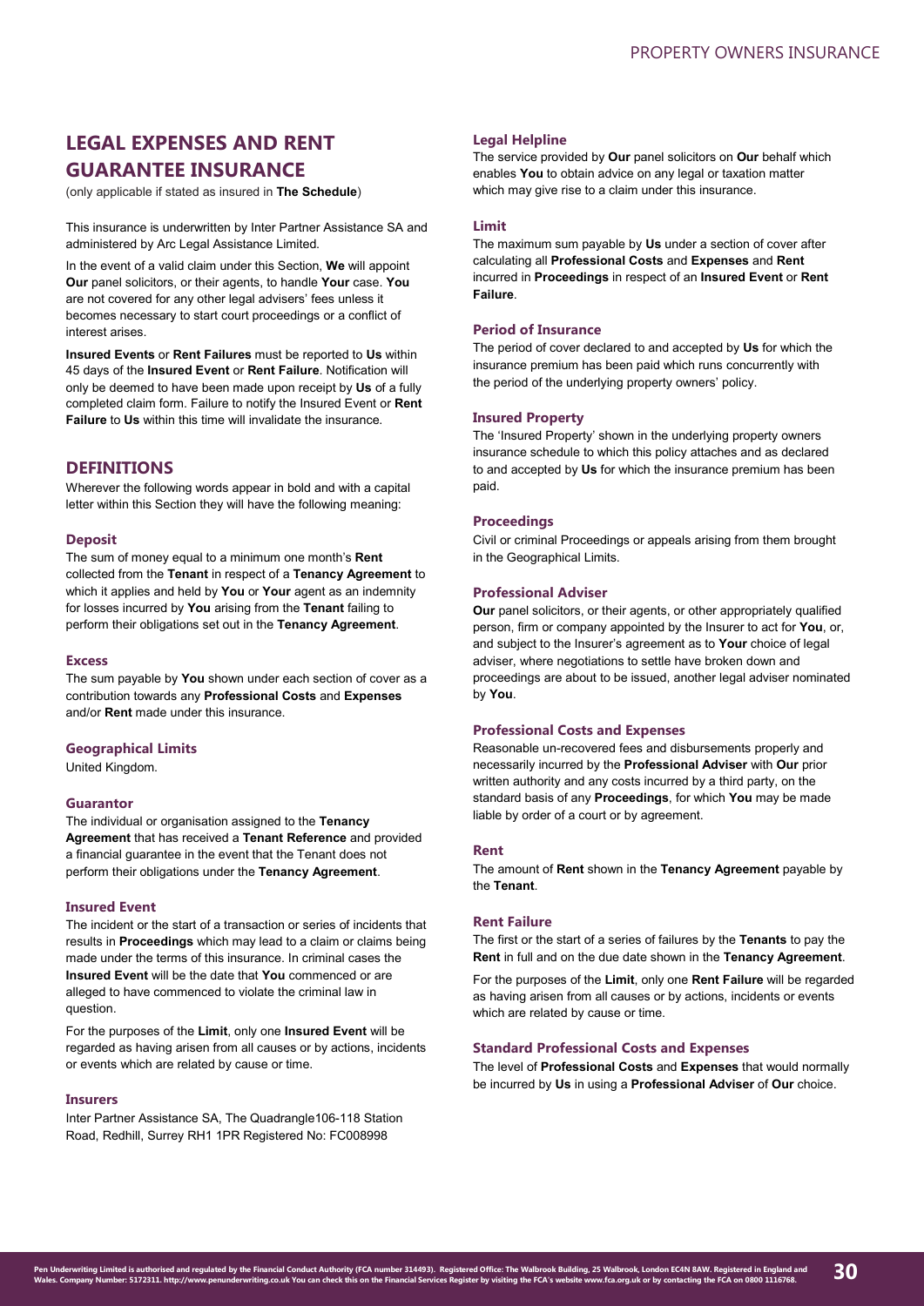# LEGAL EXPENSES AND RENT GUARANTEE INSURANCE

(only applicable if stated as insured in **The Schedule**)

This insurance is underwritten by Inter Partner Assistance SA and administered by Arc Legal Assistance Limited.

In the event of a valid claim under this Section, **We** will appoint **Our** panel solicitors, or their agents, to handle **Your** case. **You** are not covered for any other legal advisers' fees unless it becomes necessary to start court proceedings or a conflict of interest arises.

**Insured Events** or **Rent Failures** must be reported to **Us** within 45 days of the **Insured Event** or **Rent Failure**. Notification will only be deemed to have been made upon receipt by **Us** of a fully completed claim form. Failure to notify the Insured Event or **Rent Failure** to **Us** within this time will invalidate the insurance.

## DEFINITIONS

Wherever the following words appear in bold and with a capital letter within this Section they will have the following meaning:

### Deposit

The sum of money equal to a minimum one month's **Rent** collected from the **Tenant** in respect of a **Tenancy Agreement** to which it applies and held by **You** or **Your** agent as an indemnity for losses incurred by **You** arising from the **Tenant** failing to perform their obligations set out in the **Tenancy Agreement**.

### Excess

The sum payable by **You** shown under each section of cover as a contribution towards any **Professional Costs** and **Expenses** and/or **Rent** made under this insurance.

### Geographical Limits

United Kingdom.

### Guarantor

The individual or organisation assigned to the **Tenancy Agreement** that has received a **Tenant Reference** and provided a financial guarantee in the event that the Tenant does not perform their obligations under the **Tenancy Agreement**.

### Insured Event

The incident or the start of a transaction or series of incidents that results in **Proceedings** which may lead to a claim or claims being made under the terms of this insurance. In criminal cases the **Insured Event** will be the date that **You** commenced or are alleged to have commenced to violate the criminal law in question.

For the purposes of the **Limit**, only one **Insured Event** will be regarded as having arisen from all causes or by actions, incidents or events which are related by cause or time.

### Insurers

Inter Partner Assistance SA, The Quadrangle106-118 Station Road, Redhill, Surrey RH1 1PR Registered No: FC008998

### Legal Helpline

The service provided by **Our** panel solicitors on **Our** behalf which enables **You** to obtain advice on any legal or taxation matter which may give rise to a claim under this insurance.

### Limit

The maximum sum payable by **Us** under a section of cover after calculating all **Professional Costs** and **Expenses** and **Rent** incurred in **Proceedings** in respect of an **Insured Event** or **Rent Failure**.

### Period of Insurance

The period of cover declared to and accepted by **Us** for which the insurance premium has been paid which runs concurrently with the period of the underlying property owners' policy.

### Insured Property

The 'Insured Property' shown in the underlying property owners insurance schedule to which this policy attaches and as declared to and accepted by **Us** for which the insurance premium has been paid.

### Proceedings

Civil or criminal Proceedings or appeals arising from them brought in the Geographical Limits.

### Professional Adviser

**Our** panel solicitors, or their agents, or other appropriately qualified person, firm or company appointed by the Insurer to act for **You**, or, and subject to the Insurer's agreement as to **Your** choice of legal adviser, where negotiations to settle have broken down and proceedings are about to be issued, another legal adviser nominated by **You**.

### Professional Costs and Expenses

Reasonable un-recovered fees and disbursements properly and necessarily incurred by the **Professional Adviser** with **Our** prior written authority and any costs incurred by a third party, on the standard basis of any **Proceedings**, for which **You** may be made liable by order of a court or by agreement.

### Rent

The amount of **Rent** shown in the **Tenancy Agreement** payable by the **Tenant**.

### Rent Failure

The first or the start of a series of failures by the **Tenants** to pay the **Rent** in full and on the due date shown in the **Tenancy Agreement**.

For the purposes of the **Limit**, only one **Rent Failure** will be regarded as having arisen from all causes or by actions, incidents or events which are related by cause or time.

### Standard Professional Costs and Expenses

The level of **Professional Costs** and **Expenses** that would normally be incurred by **Us** in using a **Professional Adviser** of **Our** choice.

Pen Underwriting Limited is authorised and regulated by the Financial Conduct Authority (FCA number 314493). Registered Office: The Walbrook Building, 25 Walbrook, London EC4N 8AW. Registered in England and Wales. Company Number: 5172311. http://www.penunderwriting.co.uk You can check this on the Financial Services Register by visiting the FCA's website www.fca.org.uk or by contacting the FCA on 0800 1116768.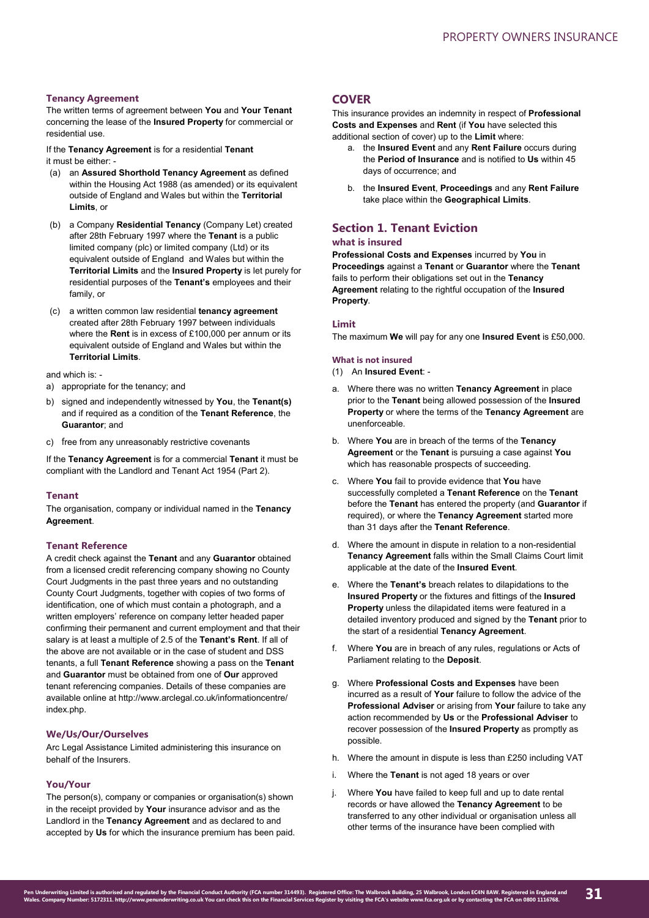### Tenancy Agreement

The written terms of agreement between **You** and **Your Tenant** concerning the lease of the **Insured Property** for commercial or residential use.

If the **Tenancy Agreement** is for a residential **Tenant** it must be either: -

(a) an **Assured Shorthold Tenancy Agreement** as defined within the Housing Act 1988 (as amended) or its equivalent outside of England and Wales but within the **Territorial Limits**, or

(b) a Company **Residential Tenancy** (Company Let) created after 28th February 1997 where the **Tenant** is a public limited company (plc) or limited company (Ltd) or its equivalent outside of England and Wales but within the **Territorial Limits** and the **Insured Property** is let purely for residential purposes of the **Tenant's** employees and their family, or

(c) a written common law residential **tenancy agreement** created after 28th February 1997 between individuals where the **Rent** is in excess of £100,000 per annum or its equivalent outside of England and Wales but within the **Territorial Limits**.

and which is: -

a) appropriate for the tenancy; and

b) signed and independently witnessed by **You**, the **Tenant(s)** and if required as a condition of the **Tenant Reference**, the **Guarantor**; and

c) free from any unreasonably restrictive covenants

If the **Tenancy Agreement** is for a commercial **Tenant** it must be compliant with the Landlord and Tenant Act 1954 (Part 2).

### Tenant

The organisation, company or individual named in the **Tenancy Agreement**.

### Tenant Reference

A credit check against the **Tenant** and any **Guarantor** obtained from a licensed credit referencing company showing no County Court Judgments in the past three years and no outstanding County Court Judgments, together with copies of two forms of identification, one of which must contain a photograph, and a written employers' reference on company letter headed paper confirming their permanent and current employment and that their salary is at least a multiple of 2.5 of the **Tenant's Rent**. If all of the above are not available or in the case of student and DSS tenants, a full **Tenant Reference** showing a pass on the **Tenant** and **Guarantor** must be obtained from one of **Our** approved tenant referencing companies. Details of these companies are available online at http://www.arclegal.co.uk/informationcentre/index.php.

### We/Us/Our/Ourselves

Arc Legal Assistance Limited administering this insurance on behalf of the Insurers.

### You/Your

The person(s), company or companies or organisation(s) shown in the receipt provided by **Your** insurance advisor and as the Landlord in the **Tenancy Agreement** and as declared to and accepted by **Us** for which the insurance premium has been paid.

## COVER

This insurance provides an indemnity in respect of **Professional Costs and Expenses** and **Rent** (if **You** have selected this additional section of cover) up to the **Limit** where:

a. the **Insured Event** and any **Rent Failure** occurs during the **Period of Insurance** and is notified to **Us** within 45 days of occurrence; and

b. the **Insured Event**, **Proceedings** and any **Rent Failure** take place within the **Geographical Limits**.

## Section 1. Tenant Eviction

### what is insured

**Professional Costs and Expenses** incurred by **You** in **Proceedings** against a **Tenant** or **Guarantor** where the **Tenant** fails to perform their obligations set out in the **Tenancy Agreement** relating to the rightful occupation of the **Insured Property**.

### Limit

The maximum **We** will pay for any one **Insured Event** is £50,000.

### What is not insured

(1) An **Insured Event**: -

a. Where there was no written **Tenancy Agreement** in place prior to the **Tenant** being allowed possession of the **Insured Property** or where the terms of the **Tenancy Agreement** are unenforceable.

b. Where **You** are in breach of the terms of the **Tenancy Agreement** or the **Tenant** is pursuing a case against **You** which has reasonable prospects of succeeding.

c. Where **You** fail to provide evidence that **You** have successfully completed a **Tenant Reference** on the **Tenant** before the **Tenant** has entered the property (and **Guarantor** if required), or where the **Tenancy Agreement** started more than 31 days after the **Tenant Reference**.

d. Where the amount in dispute in relation to a non-residential **Tenancy Agreement** falls within the Small Claims Court limit applicable at the date of the **Insured Event**.

e. Where the **Tenant's** breach relates to dilapidations to the **Insured Property** or the fixtures and fittings of the **Insured Property** unless the dilapidated items were featured in a detailed inventory produced and signed by the **Tenant** prior to the start of a residential **Tenancy Agreement**.

f. Where **You** are in breach of any rules, regulations or Acts of Parliament relating to the **Deposit**.

g. Where **Professional Costs and Expenses** have been incurred as a result of **Your** failure to follow the advice of the **Professional Adviser** or arising from **Your** failure to take any action recommended by **Us** or the **Professional Adviser** to recover possession of the **Insured Property** as promptly as possible.

h. Where the amount in dispute is less than £250 including VAT

i. Where the **Tenant** is not aged 18 years or over

j. Where **You** have failed to keep full and up to date rental records or have allowed the **Tenancy Agreement** to be transferred to any other individual or organisation unless all other terms of the insurance have been complied with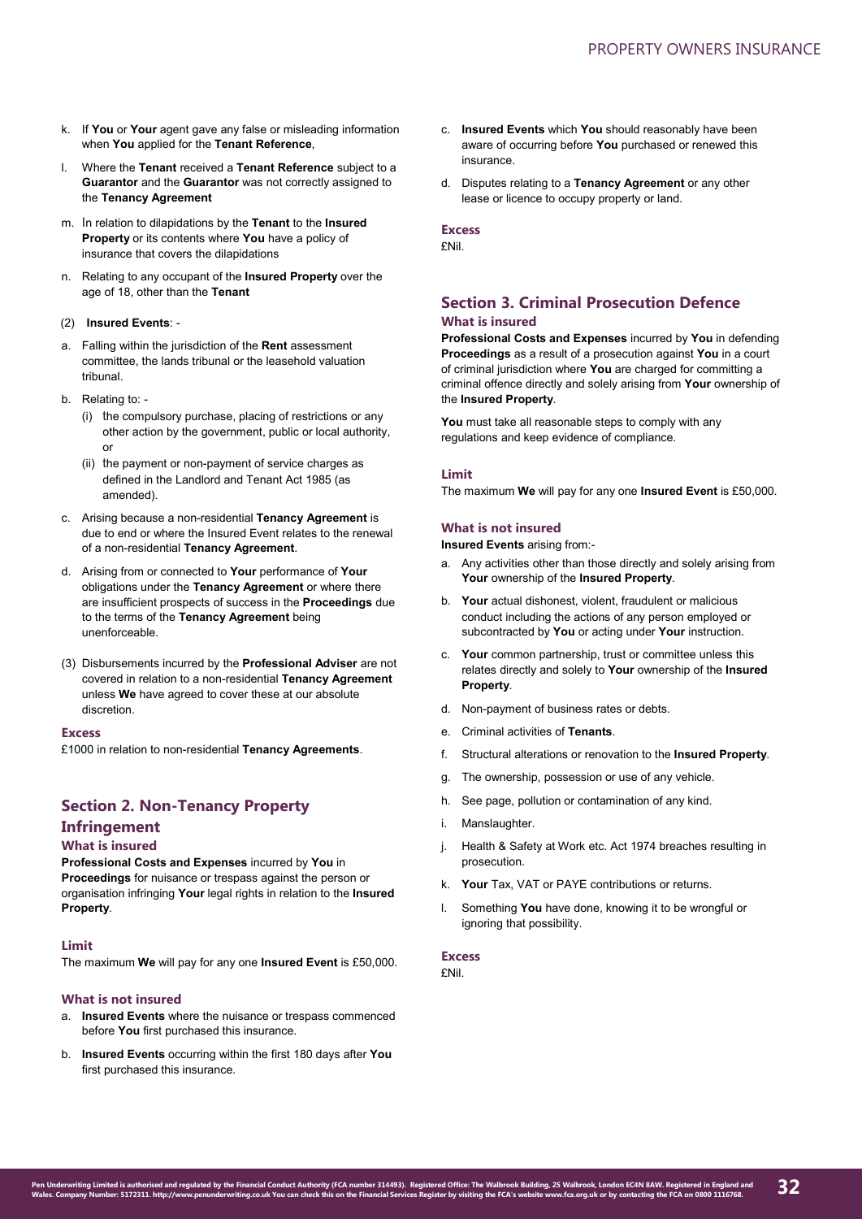k. If **You** or **Your** agent gave any false or misleading information when **You** applied for the **Tenant Reference**,

l. Where the **Tenant** received a **Tenant Reference** subject to a **Guarantor** and the **Guarantor** was not correctly assigned to the **Tenancy Agreement**

m. In relation to dilapidations by the **Tenant** to the **Insured Property** or its contents where **You** have a policy of insurance that covers the dilapidations

n. Relating to any occupant of the **Insured Property** over the age of 18, other than the **Tenant**

(2) **Insured Events**: -

a. Falling within the jurisdiction of the **Rent** assessment committee, the lands tribunal or the leasehold valuation tribunal.

b. Relating to: -
   (i) the compulsory purchase, placing of restrictions or any other action by the government, public or local authority, or
   (ii) the payment or non-payment of service charges as defined in the Landlord and Tenant Act 1985 (as amended).

c. Arising because a non-residential **Tenancy Agreement** is due to end or where the Insured Event relates to the renewal of a non-residential **Tenancy Agreement**.

d. Arising from or connected to **Your** performance of **Your** obligations under the **Tenancy Agreement** or where there are insufficient prospects of success in the **Proceedings** due to the terms of the **Tenancy Agreement** being unenforceable.

(3) Disbursements incurred by the **Professional Adviser** are not covered in relation to a non-residential **Tenancy Agreement** unless **We** have agreed to cover these at our absolute discretion.

### Excess

£1000 in relation to non-residential **Tenancy Agreements**.

## Section 2. Non-Tenancy Property Infringement

### What is insured

**Professional Costs and Expenses** incurred by **You** in **Proceedings** for nuisance or trespass against the person or organisation infringing **Your** legal rights in relation to the **Insured Property**.

### Limit

The maximum **We** will pay for any one **Insured Event** is £50,000.

### What is not insured

a. **Insured Events** where the nuisance or trespass commenced before **You** first purchased this insurance.

b. **Insured Events** occurring within the first 180 days after **You** first purchased this insurance.

c. **Insured Events** which **You** should reasonably have been aware of occurring before **You** purchased or renewed this insurance.

d. Disputes relating to a **Tenancy Agreement** or any other lease or licence to occupy property or land.

### Excess

£Nil.

## Section 3. Criminal Prosecution Defence

### What is insured

**Professional Costs and Expenses** incurred by **You** in defending **Proceedings** as a result of a prosecution against **You** in a court of criminal jurisdiction where **You** are charged for committing a criminal offence directly and solely arising from **Your** ownership of the **Insured Property**.

**You** must take all reasonable steps to comply with any regulations and keep evidence of compliance.

### Limit

The maximum **We** will pay for any one **Insured Event** is £50,000.

### What is not insured

**Insured Events** arising from:-

a. Any activities other than those directly and solely arising from **Your** ownership of the **Insured Property**.

b. **Your** actual dishonest, violent, fraudulent or malicious conduct including the actions of any person employed or subcontracted by **You** or acting under **Your** instruction.

c. **Your** common partnership, trust or committee unless this relates directly and solely to **Your** ownership of the **Insured Property**.

d. Non-payment of business rates or debts.

e. Criminal activities of **Tenants**.

f. Structural alterations or renovation to the **Insured Property**.

g. The ownership, possession or use of any vehicle.

h. See page, pollution or contamination of any kind.

i. Manslaughter.

j. Health & Safety at Work etc. Act 1974 breaches resulting in prosecution.

k. **Your** Tax, VAT or PAYE contributions or returns.

l. Something **You** have done, knowing it to be wrongful or ignoring that possibility.

### Excess

£Nil.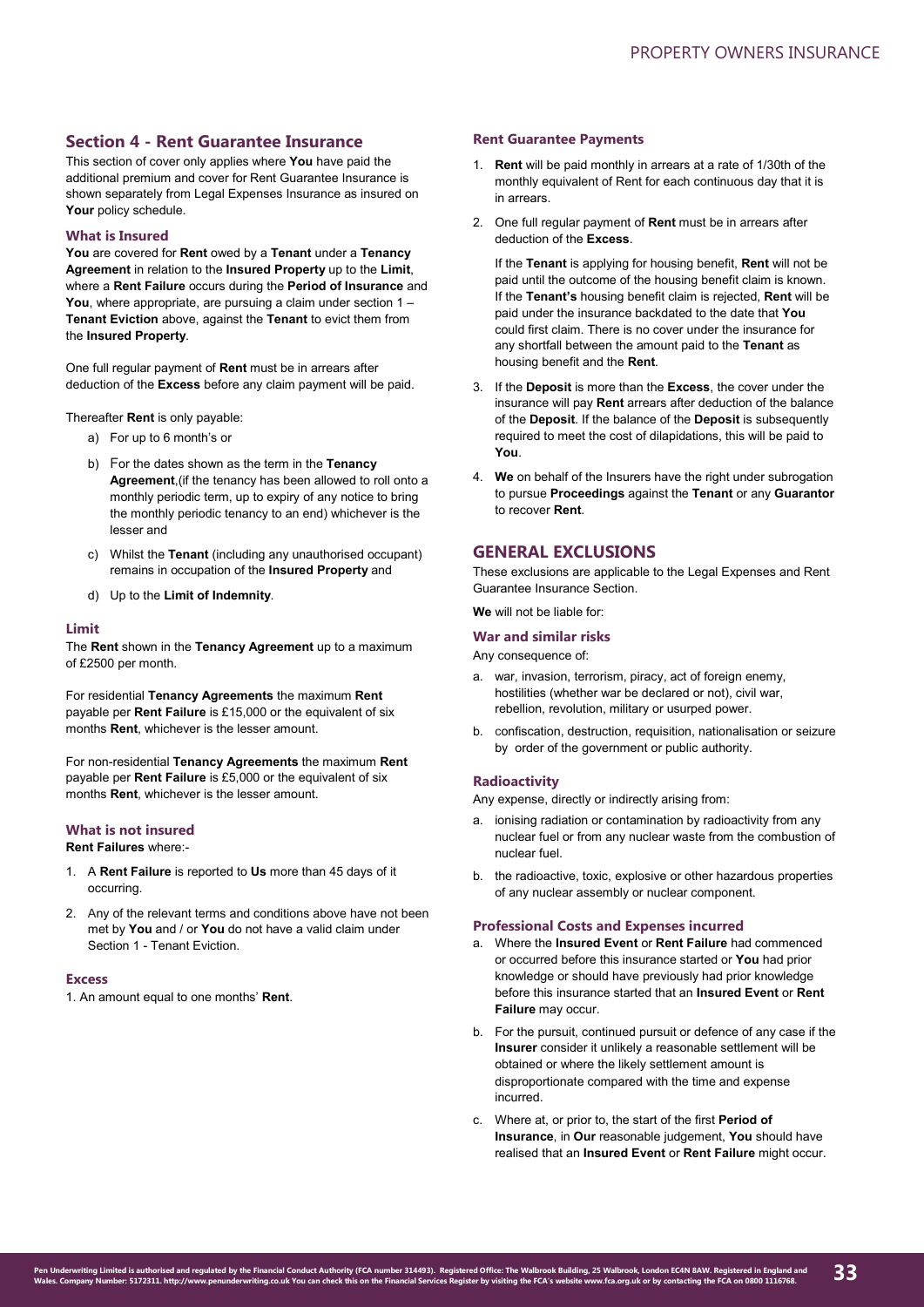## Section 4 - Rent Guarantee Insurance

This section of cover only applies where **You** have paid the additional premium and cover for Rent Guarantee Insurance is shown separately from Legal Expenses Insurance as insured on **Your** policy schedule.

### What is Insured

**You** are covered for **Rent** owed by a **Tenant** under a **Tenancy Agreement** in relation to the **Insured Property** up to the **Limit**, where a **Rent Failure** occurs during the **Period of Insurance** and **You**, where appropriate, are pursuing a claim under section 1 – **Tenant Eviction** above, against the **Tenant** to evict them from the **Insured Property**.

One full regular payment of **Rent** must be in arrears after deduction of the **Excess** before any claim payment will be paid.

Thereafter **Rent** is only payable:

a) For up to 6 month's or

b) For the dates shown as the term in the **Tenancy Agreement**,(if the tenancy has been allowed to roll onto a monthly periodic term, up to expiry of any notice to bring the monthly periodic tenancy to an end) whichever is the lesser and

c) Whilst the **Tenant** (including any unauthorised occupant) remains in occupation of the **Insured Property** and

d) Up to the **Limit of Indemnity**.

### Limit

The **Rent** shown in the **Tenancy Agreement** up to a maximum of £2500 per month.

For residential **Tenancy Agreements** the maximum **Rent** payable per **Rent Failure** is £15,000 or the equivalent of six months **Rent**, whichever is the lesser amount.

For non-residential **Tenancy Agreements** the maximum **Rent** payable per **Rent Failure** is £5,000 or the equivalent of six months **Rent**, whichever is the lesser amount.

### What is not insured

**Rent Failures** where:-

1. A **Rent Failure** is reported to **Us** more than 45 days of it occurring.
2. Any of the relevant terms and conditions above have not been met by **You** and / or **You** do not have a valid claim under Section 1 - Tenant Eviction.

### Excess

1. An amount equal to one months' **Rent**.

### Rent Guarantee Payments

1. **Rent** will be paid monthly in arrears at a rate of 1/30th of the monthly equivalent of Rent for each continuous day that it is in arrears.
2. One full regular payment of **Rent** must be in arrears after deduction of the **Excess**.

   If the **Tenant** is applying for housing benefit, **Rent** will not be paid until the outcome of the housing benefit claim is known. If the **Tenant's** housing benefit claim is rejected, **Rent** will be paid under the insurance backdated to the date that **You** could first claim. There is no cover under the insurance for any shortfall between the amount paid to the **Tenant** as housing benefit and the **Rent**.
3. If the **Deposit** is more than the **Excess**, the cover under the insurance will pay **Rent** arrears after deduction of the balance of the **Deposit**. If the balance of the **Deposit** is subsequently required to meet the cost of dilapidations, this will be paid to **You**.
4. **We** on behalf of the Insurers have the right under subrogation to pursue **Proceedings** against the **Tenant** or any **Guarantor** to recover **Rent**.

## GENERAL EXCLUSIONS

These exclusions are applicable to the Legal Expenses and Rent Guarantee Insurance Section.

**We** will not be liable for:

### War and similar risks

Any consequence of:

a. war, invasion, terrorism, piracy, act of foreign enemy, hostilities (whether war be declared or not), civil war, rebellion, revolution, military or usurped power.

b. confiscation, destruction, requisition, nationalisation or seizure by order of the government or public authority.

### Radioactivity

Any expense, directly or indirectly arising from:

a. ionising radiation or contamination by radioactivity from any nuclear fuel or from any nuclear waste from the combustion of nuclear fuel.

b. the radioactive, toxic, explosive or other hazardous properties of any nuclear assembly or nuclear component.

### Professional Costs and Expenses incurred

a. Where the **Insured Event** or **Rent Failure** had commenced or occurred before this insurance started or **You** had prior knowledge or should have previously had prior knowledge before this insurance started that an **Insured Event** or **Rent Failure** may occur.

b. For the pursuit, continued pursuit or defence of any case if the **Insurer** consider it unlikely a reasonable settlement will be obtained or where the likely settlement amount is disproportionate compared with the time and expense incurred.

c. Where at, or prior to, the start of the first **Period of Insurance**, in **Our** reasonable judgement, **You** should have realised that an **Insured Event** or **Rent Failure** might occur.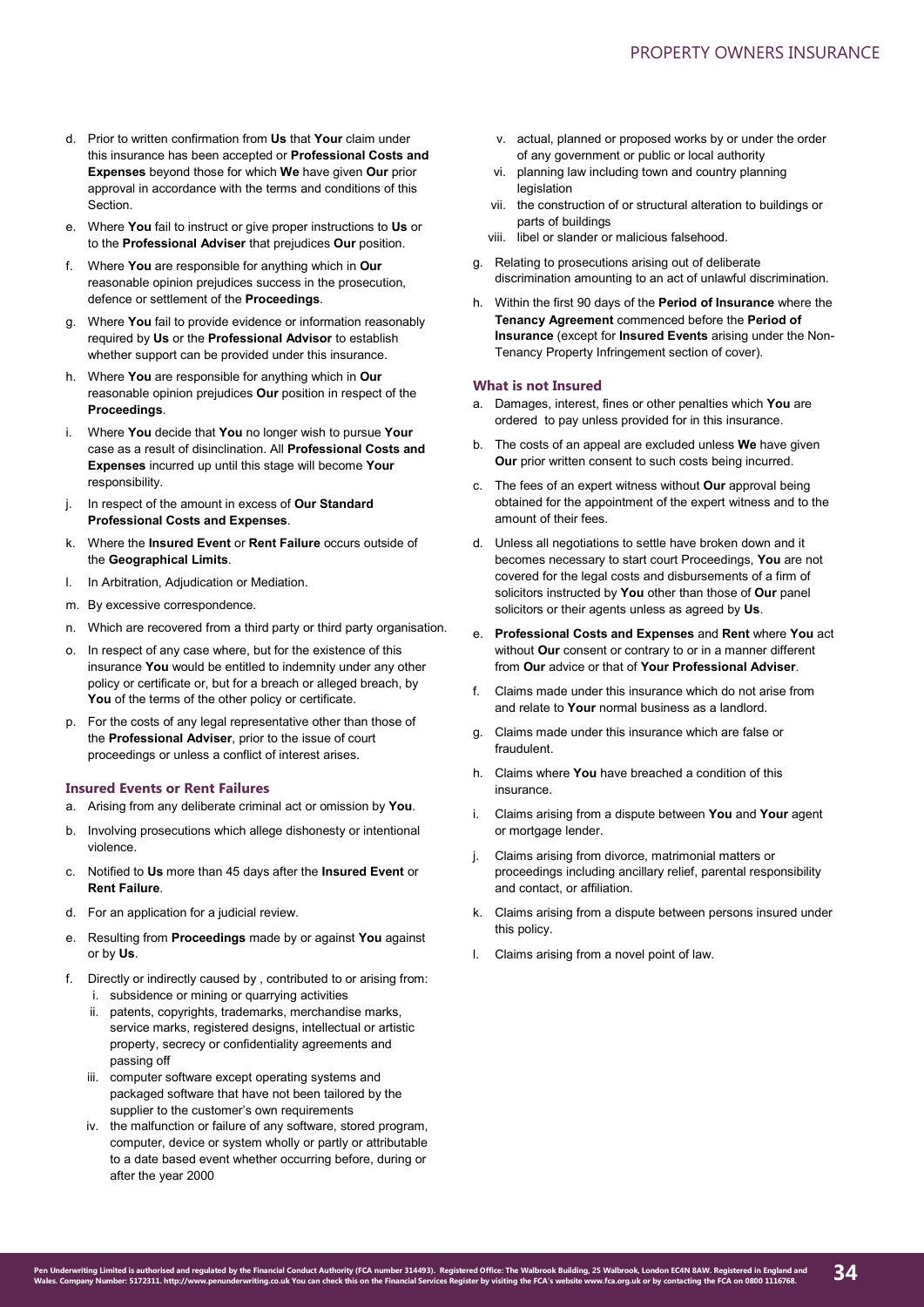d. Prior to written confirmation from **Us** that **Your** claim under this insurance has been accepted or **Professional Costs and Expenses** beyond those for which **We** have given **Our** prior approval in accordance with the terms and conditions of this Section.

e. Where **You** fail to instruct or give proper instructions to **Us** or to the **Professional Adviser** that prejudices **Our** position.

f. Where **You** are responsible for anything which in **Our** reasonable opinion prejudices success in the prosecution, defence or settlement of the **Proceedings**.

g. Where **You** fail to provide evidence or information reasonably required by **Us** or the **Professional Advisor** to establish whether support can be provided under this insurance.

h. Where **You** are responsible for anything which in **Our** reasonable opinion prejudices **Our** position in respect of the **Proceedings**.

i. Where **You** decide that **You** no longer wish to pursue **Your** case as a result of disinclination. All **Professional Costs and Expenses** incurred up until this stage will become **Your** responsibility.

j. In respect of the amount in excess of **Our Standard Professional Costs and Expenses**.

k. Where the **Insured Event** or **Rent Failure** occurs outside of the **Geographical Limits**.

l. In Arbitration, Adjudication or Mediation.

m. By excessive correspondence.

n. Which are recovered from a third party or third party organisation.

o. In respect of any case where, but for the existence of this insurance **You** would be entitled to indemnity under any other policy or certificate or, but for a breach or alleged breach, by **You** of the terms of the other policy or certificate.

p. For the costs of any legal representative other than those of the **Professional Adviser**, prior to the issue of court proceedings or unless a conflict of interest arises.

### Insured Events or Rent Failures

a. Arising from any deliberate criminal act or omission by **You**.

b. Involving prosecutions which allege dishonesty or intentional violence.

c. Notified to **Us** more than 45 days after the **Insured Event** or **Rent Failure**.

d. For an application for a judicial review.

e. Resulting from **Proceedings** made by or against **You** against or by **Us**.

f. Directly or indirectly caused by , contributed to or arising from:
   i. subsidence or mining or quarrying activities
   ii. patents, copyrights, trademarks, merchandise marks, service marks, registered designs, intellectual or artistic property, secrecy or confidentiality agreements and passing off
   iii. computer software except operating systems and packaged software that have not been tailored by the supplier to the customer's own requirements
   iv. the malfunction or failure of any software, stored program, computer, device or system wholly or partly or attributable to a date based event whether occurring before, during or after the year 2000
   v. actual, planned or proposed works by or under the order of any government or public or local authority
   vi. planning law including town and country planning legislation
   vii. the construction of or structural alteration to buildings or parts of buildings
   viii. libel or slander or malicious falsehood.

g. Relating to prosecutions arising out of deliberate discrimination amounting to an act of unlawful discrimination.

h. Within the first 90 days of the **Period of Insurance** where the **Tenancy Agreement** commenced before the **Period of Insurance** (except for **Insured Events** arising under the Non-Tenancy Property Infringement section of cover).

### What is not Insured

a. Damages, interest, fines or other penalties which **You** are ordered to pay unless provided for in this insurance.

b. The costs of an appeal are excluded unless **We** have given **Our** prior written consent to such costs being incurred.

c. The fees of an expert witness without **Our** approval being obtained for the appointment of the expert witness and to the amount of their fees.

d. Unless all negotiations to settle have broken down and it becomes necessary to start court Proceedings, **You** are not covered for the legal costs and disbursements of a firm of solicitors instructed by **You** other than those of **Our** panel solicitors or their agents unless as agreed by **Us**.

e. **Professional Costs and Expenses** and **Rent** where **You** act without **Our** consent or contrary to or in a manner different from **Our** advice or that of **Your Professional Adviser**.

f. Claims made under this insurance which do not arise from and relate to **Your** normal business as a landlord.

g. Claims made under this insurance which are false or fraudulent.

h. Claims where **You** have breached a condition of this insurance.

i. Claims arising from a dispute between **You** and **Your** agent or mortgage lender.

j. Claims arising from divorce, matrimonial matters or proceedings including ancillary relief, parental responsibility and contact, or affiliation.

k. Claims arising from a dispute between persons insured under this policy.

l. Claims arising from a novel point of law.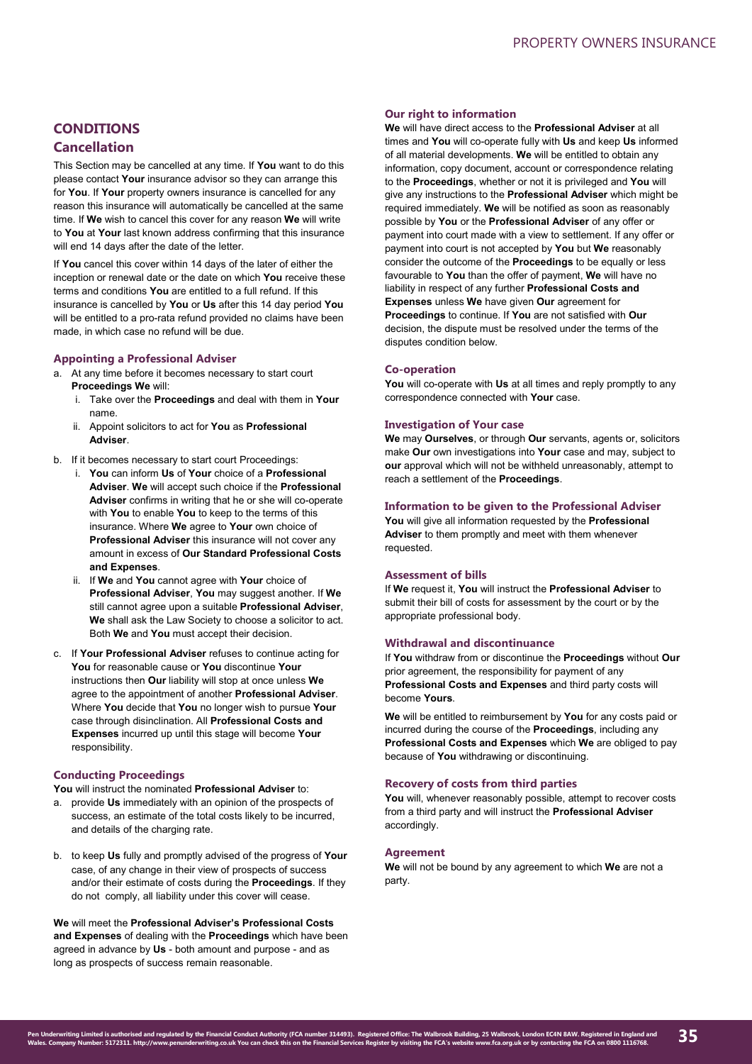## CONDITIONS

### Cancellation

This Section may be cancelled at any time. If **You** want to do this please contact **Your** insurance advisor so they can arrange this for **You**. If **Your** property owners insurance is cancelled for any reason this insurance will automatically be cancelled at the same time. If **We** wish to cancel this cover for any reason **We** will write to **You** at **Your** last known address confirming that this insurance will end 14 days after the date of the letter.

If **You** cancel this cover within 14 days of the later of either the inception or renewal date or the date on which **You** receive these terms and conditions **You** are entitled to a full refund. If this insurance is cancelled by **You** or **Us** after this 14 day period **You** will be entitled to a pro-rata refund provided no claims have been made, in which case no refund will be due.

#### Appointing a Professional Adviser

a. At any time before it becomes necessary to start court **Proceedings We** will:
   i. Take over the **Proceedings** and deal with them in **Your** name.
   ii. Appoint solicitors to act for **You** as **Professional Adviser**.
b. If it becomes necessary to start court Proceedings:
   i. **You** can inform **Us** of **Your** choice of a **Professional Adviser**. **We** will accept such choice if the **Professional Adviser** confirms in writing that he or she will co-operate with **You** to enable **You** to keep to the terms of this insurance. Where **We** agree to **Your** own choice of **Professional Adviser** this insurance will not cover any amount in excess of **Our Standard Professional Costs and Expenses**.
   ii. If **We** and **You** cannot agree with **Your** choice of **Professional Adviser**, **You** may suggest another. If **We** still cannot agree upon a suitable **Professional Adviser**, **We** shall ask the Law Society to choose a solicitor to act. Both **We** and **You** must accept their decision.
c. If **Your Professional Adviser** refuses to continue acting for **You** for reasonable cause or **You** discontinue **Your** instructions then **Our** liability will stop at once unless **We** agree to the appointment of another **Professional Adviser**. Where **You** decide that **You** no longer wish to pursue **Your** case through disinclination. All **Professional Costs and Expenses** incurred up until this stage will become **Your** responsibility.

#### Conducting Proceedings

**You** will instruct the nominated **Professional Adviser** to:

a. provide **Us** immediately with an opinion of the prospects of success, an estimate of the total costs likely to be incurred, and details of the charging rate.
b. to keep **Us** fully and promptly advised of the progress of **Your** case, of any change in their view of prospects of success and/or their estimate of costs during the **Proceedings**. If they do not comply, all liability under this cover will cease.

**We** will meet the **Professional Adviser's Professional Costs and Expenses** of dealing with the **Proceedings** which have been agreed in advance by **Us** - both amount and purpose - and as long as prospects of success remain reasonable.

#### Our right to information

**We** will have direct access to the **Professional Adviser** at all times and **You** will co-operate fully with **Us** and keep **Us** informed of all material developments. **We** will be entitled to obtain any information, copy document, account or correspondence relating to the **Proceedings**, whether or not it is privileged and **You** will give any instructions to the **Professional Adviser** which might be required immediately. **We** will be notified as soon as reasonably possible by **You** or the **Professional Adviser** of any offer or payment into court made with a view to settlement. If any offer or payment into court is not accepted by **You** but **We** reasonably consider the outcome of the **Proceedings** to be equally or less favourable to **You** than the offer of payment, **We** will have no liability in respect of any further **Professional Costs and Expenses** unless **We** have given **Our** agreement for **Proceedings** to continue. If **You** are not satisfied with **Our** decision, the dispute must be resolved under the terms of the disputes condition below.

#### Co-operation

**You** will co-operate with **Us** at all times and reply promptly to any correspondence connected with **Your** case.

#### Investigation of Your case

**We** may **Ourselves**, or through **Our** servants, agents or, solicitors make **Our** own investigations into **Your** case and may, subject to **our** approval which will not be withheld unreasonably, attempt to reach a settlement of the **Proceedings**.

#### Information to be given to the Professional Adviser

**You** will give all information requested by the **Professional Adviser** to them promptly and meet with them whenever requested.

#### Assessment of bills

If **We** request it, **You** will instruct the **Professional Adviser** to submit their bill of costs for assessment by the court or by the appropriate professional body.

#### Withdrawal and discontinuance

If **You** withdraw from or discontinue the **Proceedings** without **Our** prior agreement, the responsibility for payment of any **Professional Costs and Expenses** and third party costs will become **Yours**.

**We** will be entitled to reimbursement by **You** for any costs paid or incurred during the course of the **Proceedings**, including any **Professional Costs and Expenses** which **We** are obliged to pay because of **You** withdrawing or discontinuing.

#### Recovery of costs from third parties

**You** will, whenever reasonably possible, attempt to recover costs from a third party and will instruct the **Professional Adviser** accordingly.

#### Agreement

**We** will not be bound by any agreement to which **We** are not a party.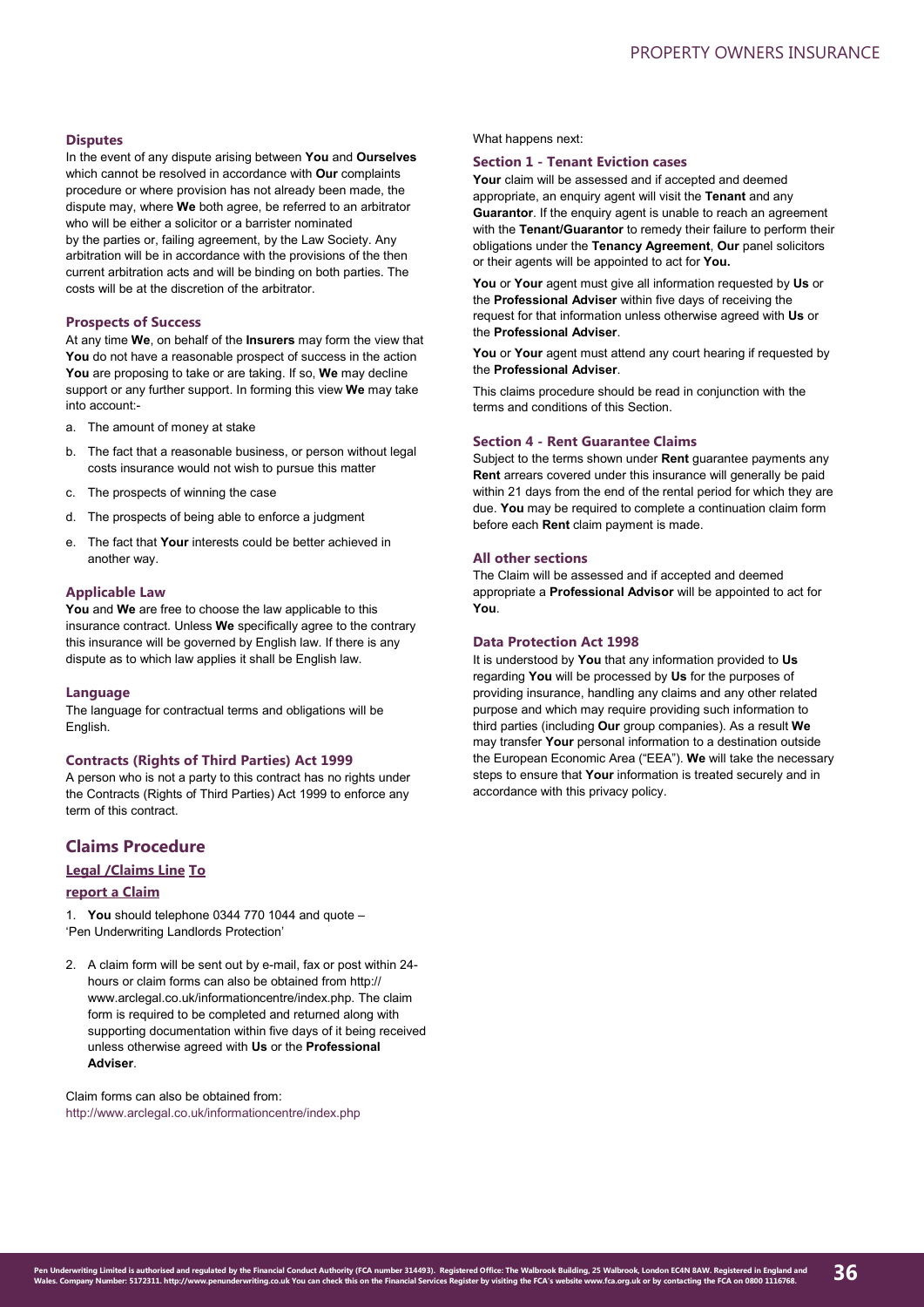### Disputes

In the event of any dispute arising between **You** and **Ourselves** which cannot be resolved in accordance with **Our** complaints procedure or where provision has not already been made, the dispute may, where **We** both agree, be referred to an arbitrator who will be either a solicitor or a barrister nominated by the parties or, failing agreement, by the Law Society. Any arbitration will be in accordance with the provisions of the then current arbitration acts and will be binding on both parties. The costs will be at the discretion of the arbitrator.

### Prospects of Success

At any time **We**, on behalf of the **Insurers** may form the view that **You** do not have a reasonable prospect of success in the action **You** are proposing to take or are taking. If so, **We** may decline support or any further support. In forming this view **We** may take into account:-

a. The amount of money at stake

b. The fact that a reasonable business, or person without legal costs insurance would not wish to pursue this matter

c. The prospects of winning the case

d. The prospects of being able to enforce a judgment

e. The fact that **Your** interests could be better achieved in another way.

### Applicable Law

**You** and **We** are free to choose the law applicable to this insurance contract. Unless **We** specifically agree to the contrary this insurance will be governed by English law. If there is any dispute as to which law applies it shall be English law.

### Language

The language for contractual terms and obligations will be English.

### Contracts (Rights of Third Parties) Act 1999

A person who is not a party to this contract has no rights under the Contracts (Rights of Third Parties) Act 1999 to enforce any term of this contract.

## Claims Procedure

### Legal /Claims Line To report a Claim

1. **You** should telephone 0344 770 1044 and quote – 'Pen Underwriting Landlords Protection'

2. A claim form will be sent out by e-mail, fax or post within 24-hours or claim forms can also be obtained from http://www.arclegal.co.uk/informationcentre/index.php. The claim form is required to be completed and returned along with supporting documentation within five days of it being received unless otherwise agreed with **Us** or the **Professional Adviser**.

Claim forms can also be obtained from: http://www.arclegal.co.uk/informationcentre/index.php

What happens next:

### Section 1 - Tenant Eviction cases

**Your** claim will be assessed and if accepted and deemed appropriate, an enquiry agent will visit the **Tenant** and any **Guarantor**. If the enquiry agent is unable to reach an agreement with the **Tenant/Guarantor** to remedy their failure to perform their obligations under the **Tenancy Agreement**, **Our** panel solicitors or their agents will be appointed to act for **You.**

**You** or **Your** agent must give all information requested by **Us** or the **Professional Adviser** within five days of receiving the request for that information unless otherwise agreed with **Us** or the **Professional Adviser**.

**You** or **Your** agent must attend any court hearing if requested by the **Professional Adviser**.

This claims procedure should be read in conjunction with the terms and conditions of this Section.

### Section 4 - Rent Guarantee Claims

Subject to the terms shown under **Rent** guarantee payments any **Rent** arrears covered under this insurance will generally be paid within 21 days from the end of the rental period for which they are due. **You** may be required to complete a continuation claim form before each **Rent** claim payment is made.

### All other sections

The Claim will be assessed and if accepted and deemed appropriate a **Professional Advisor** will be appointed to act for **You**.

### Data Protection Act 1998

It is understood by **You** that any information provided to **Us** regarding **You** will be processed by **Us** for the purposes of providing insurance, handling any claims and any other related purpose and which may require providing such information to third parties (including **Our** group companies). As a result **We** may transfer **Your** personal information to a destination outside the European Economic Area ("EEA"). **We** will take the necessary steps to ensure that **Your** information is treated securely and in accordance with this privacy policy.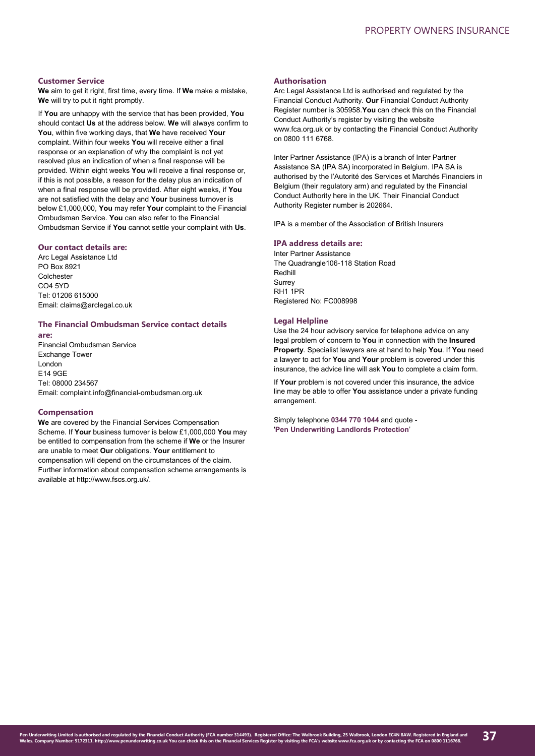### Customer Service

**We** aim to get it right, first time, every time. If **We** make a mistake, **We** will try to put it right promptly.

If **You** are unhappy with the service that has been provided, **You** should contact **Us** at the address below. **We** will always confirm to **You**, within five working days, that **We** have received **Your** complaint. Within four weeks **You** will receive either a final response or an explanation of why the complaint is not yet resolved plus an indication of when a final response will be provided. Within eight weeks **You** will receive a final response or, if this is not possible, a reason for the delay plus an indication of when a final response will be provided. After eight weeks, if **You** are not satisfied with the delay and **Your** business turnover is below £1,000,000, **You** may refer **Your** complaint to the Financial Ombudsman Service. **You** can also refer to the Financial Ombudsman Service if **You** cannot settle your complaint with **Us**.

### Our contact details are:

Arc Legal Assistance Ltd
PO Box 8921
Colchester
CO4 5YD
Tel: 01206 615000
Email: claims@arclegal.co.uk

### The Financial Ombudsman Service contact details are:

Financial Ombudsman Service
Exchange Tower
London
E14 9GE
Tel: 08000 234567
Email: complaint.info@financial-ombudsman.org.uk

### Compensation

**We** are covered by the Financial Services Compensation Scheme. If **Your** business turnover is below £1,000,000 **You** may be entitled to compensation from the scheme if **We** or the Insurer are unable to meet **Our** obligations. **Your** entitlement to compensation will depend on the circumstances of the claim. Further information about compensation scheme arrangements is available at http://www.fscs.org.uk/.

### Authorisation

Arc Legal Assistance Ltd is authorised and regulated by the Financial Conduct Authority. **Our** Financial Conduct Authority Register number is 305958.**You** can check this on the Financial Conduct Authority's register by visiting the website www.fca.org.uk or by contacting the Financial Conduct Authority on 0800 111 6768.

Inter Partner Assistance (IPA) is a branch of Inter Partner Assistance SA (IPA SA) incorporated in Belgium. IPA SA is authorised by the l'Autorité des Services et Marchés Financiers in Belgium (their regulatory arm) and regulated by the Financial Conduct Authority here in the UK. Their Financial Conduct Authority Register number is 202664.

IPA is a member of the Association of British Insurers

### IPA address details are:

Inter Partner Assistance
The Quadrangle106-118 Station Road
Redhill
Surrey
RH1 1PR
Registered No: FC008998

### Legal Helpline

Use the 24 hour advisory service for telephone advice on any legal problem of concern to **You** in connection with the **Insured Property**. Specialist lawyers are at hand to help **You**. If **You** need a lawyer to act for **You** and **Your** problem is covered under this insurance, the advice line will ask **You** to complete a claim form.

If **Your** problem is not covered under this insurance, the advice line may be able to offer **You** assistance under a private funding arrangement.

Simply telephone **0344 770 1044** and quote - '**Pen Underwriting Landlords Protection**'

Pen Underwriting Limited is authorised and regulated by the Financial Conduct Authority (FCA number 314493). Registered Office: The Walbrook Building, 25 Walbrook, London EC4N 8AW. Registered in England and Wales. Company Number: 5172311. http://www.penunderwriting.co.uk You can check this on the Financial Services Register by visiting the FCA's website www.fca.org.uk or by contacting the FCA on 0800 1116768.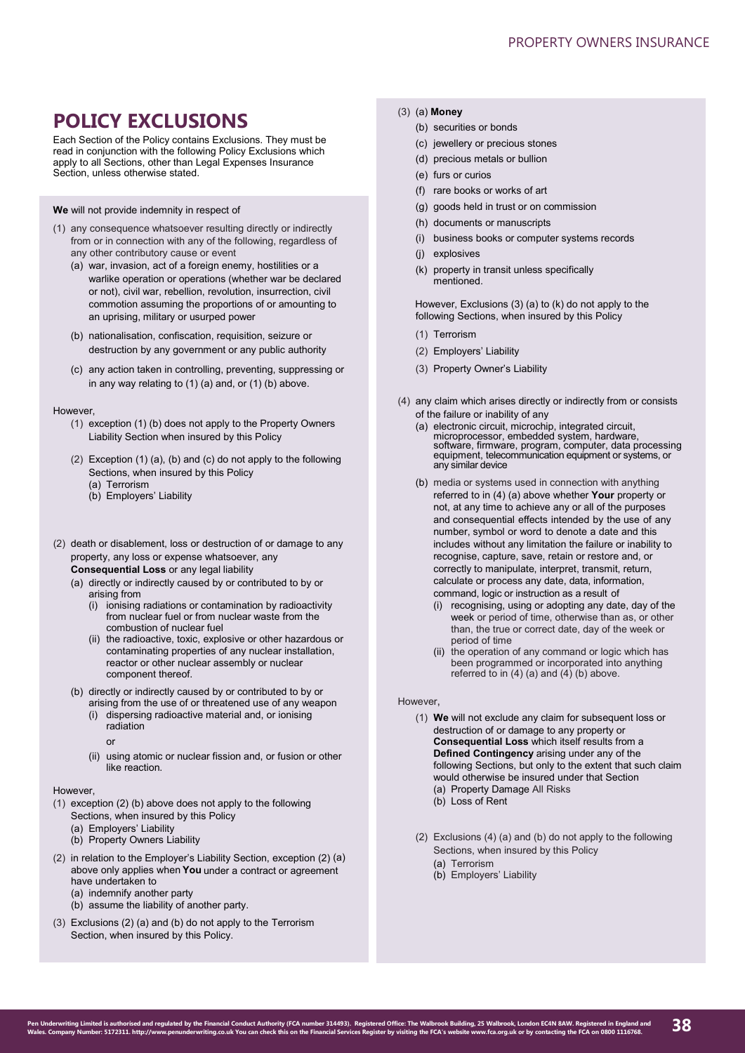# POLICY EXCLUSIONS

Each Section of the Policy contains Exclusions. They must be read in conjunction with the following Policy Exclusions which apply to all Sections, other than Legal Expenses Insurance Section, unless otherwise stated.

**We** will not provide indemnity in respect of

(1) any consequence whatsoever resulting directly or indirectly from or in connection with any of the following, regardless of any other contributory cause or event

- (a) war, invasion, act of a foreign enemy, hostilities or a warlike operation or operations (whether war be declared or not), civil war, rebellion, revolution, insurrection, civil commotion assuming the proportions of or amounting to an uprising, military or usurped power
- (b) nationalisation, confiscation, requisition, seizure or destruction by any government or any public authority
- (c) any action taken in controlling, preventing, suppressing or in any way relating to (1) (a) and, or (1) (b) above.

However,

- (1) exception (1) (b) does not apply to the Property Owners Liability Section when insured by this Policy
- (2) Exception (1) (a), (b) and (c) do not apply to the following Sections, when insured by this Policy
  - (a) Terrorism
  - (b) Employers' Liability

(2) death or disablement, loss or destruction of or damage to any property, any loss or expense whatsoever, any **Consequential Loss** or any legal liability

- (a) directly or indirectly caused by or contributed to by or arising from
  - (i) ionising radiations or contamination by radioactivity from nuclear fuel or from nuclear waste from the combustion of nuclear fuel
  - (ii) the radioactive, toxic, explosive or other hazardous or contaminating properties of any nuclear installation, reactor or other nuclear assembly or nuclear component thereof.
- (b) directly or indirectly caused by or contributed to by or arising from the use of or threatened use of any weapon
  - (i) dispersing radioactive material and, or ionising radiation

    or
  - (ii) using atomic or nuclear fission and, or fusion or other like reaction.

However,

- (1) exception (2) (b) above does not apply to the following Sections, when insured by this Policy
  - (a) Employers' Liability
  - (b) Property Owners Liability
- (2) in relation to the Employer's Liability Section, exception (2) (a) above only applies when **You** under a contract or agreement have undertaken to
  - (a) indemnify another party
  - (b) assume the liability of another party.
- (3) Exclusions (2) (a) and (b) do not apply to the Terrorism Section, when insured by this Policy.

(3)
- (a) **Money**
- (b) securities or bonds
- (c) jewellery or precious stones
- (d) precious metals or bullion
- (e) furs or curios
- (f) rare books or works of art
- (g) goods held in trust or on commission
- (h) documents or manuscripts
- (i) business books or computer systems records
- (j) explosives
- (k) property in transit unless specifically mentioned.

However, Exclusions (3) (a) to (k) do not apply to the following Sections, when insured by this Policy

- (1) Terrorism
- (2) Employers' Liability
- (3) Property Owner's Liability

(4) any claim which arises directly or indirectly from or consists of the failure or inability of any

- (a) electronic circuit, microchip, integrated circuit, microprocessor, embedded system, hardware, software, firmware, program, computer, data processing equipment, telecommunication equipment or systems, or any similar device
- (b) media or systems used in connection with anything referred to in (4) (a) above whether **Your** property or not, at any time to achieve any or all of the purposes and consequential effects intended by the use of any number, symbol or word to denote a date and this includes without any limitation the failure or inability to recognise, capture, save, retain or restore and, or correctly to manipulate, interpret, transmit, return, calculate or process any date, data, information, command, logic or instruction as a result of
  - (i) recognising, using or adopting any date, day of the week or period of time, otherwise than as, or other than, the true or correct date, day of the week or period of time
  - (ii) the operation of any command or logic which has been programmed or incorporated into anything referred to in (4) (a) and (4) (b) above.

However,

- (1) **We** will not exclude any claim for subsequent loss or destruction of or damage to any property or **Consequential Loss** which itself results from a **Defined Contingency** arising under any of the following Sections, but only to the extent that such claim would otherwise be insured under that Section
  - (a) Property Damage All Risks
  - (b) Loss of Rent
- (2) Exclusions (4) (a) and (b) do not apply to the following Sections, when insured by this Policy
  - (a) Terrorism
  - (b) Employers' Liability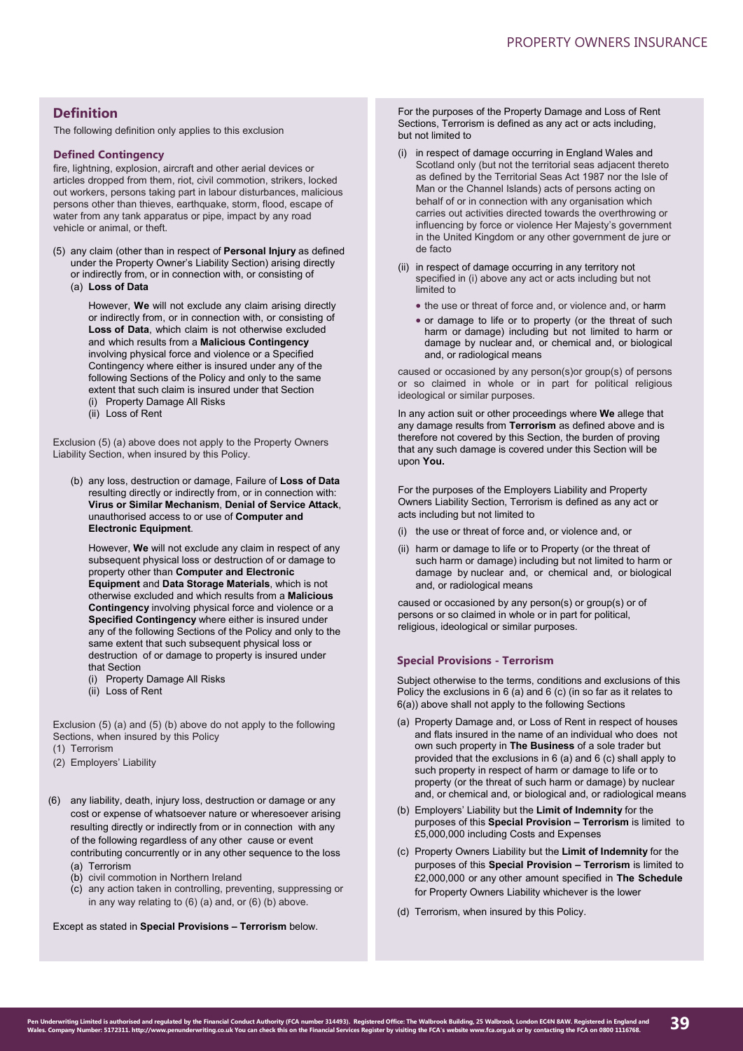## Definition

The following definition only applies to this exclusion

### Defined Contingency

fire, lightning, explosion, aircraft and other aerial devices or articles dropped from them, riot, civil commotion, strikers, locked out workers, persons taking part in labour disturbances, malicious persons other than thieves, earthquake, storm, flood, escape of water from any tank apparatus or pipe, impact by any road vehicle or animal, or theft.

(5) any claim (other than in respect of **Personal Injury** as defined under the Property Owner's Liability Section) arising directly or indirectly from, or in connection with, or consisting of

(a) **Loss of Data**

However, **We** will not exclude any claim arising directly or indirectly from, or in connection with, or consisting of **Loss of Data**, which claim is not otherwise excluded and which results from a **Malicious Contingency** involving physical force and violence or a Specified Contingency where either is insured under any of the following Sections of the Policy and only to the same extent that such claim is insured under that Section

(i) Property Damage All Risks
(ii) Loss of Rent

Exclusion (5) (a) above does not apply to the Property Owners Liability Section, when insured by this Policy.

(b) any loss, destruction or damage, Failure of **Loss of Data** resulting directly or indirectly from, or in connection with: **Virus or Similar Mechanism**, **Denial of Service Attack**, unauthorised access to or use of **Computer and Electronic Equipment**.

However, **We** will not exclude any claim in respect of any subsequent physical loss or destruction of or damage to property other than **Computer and Electronic Equipment** and **Data Storage Materials**, which is not otherwise excluded and which results from a **Malicious Contingency** involving physical force and violence or a **Specified Contingency** where either is insured under any of the following Sections of the Policy and only to the same extent that such subsequent physical loss or destruction of or damage to property is insured under that Section

(i) Property Damage All Risks
(ii) Loss of Rent

Exclusion (5) (a) and (5) (b) above do not apply to the following Sections, when insured by this Policy

(1) Terrorism
(2) Employers' Liability

(6) any liability, death, injury loss, destruction or damage or any cost or expense of whatsoever nature or wheresoever arising resulting directly or indirectly from or in connection with any of the following regardless of any other cause or event contributing concurrently or in any other sequence to the loss

(a) Terrorism
(b) civil commotion in Northern Ireland
(c) any action taken in controlling, preventing, suppressing or in any way relating to (6) (a) and, or (6) (b) above.

Except as stated in **Special Provisions – Terrorism** below.

For the purposes of the Property Damage and Loss of Rent Sections, Terrorism is defined as any act or acts including, but not limited to

(i) in respect of damage occurring in England Wales and Scotland only (but not the territorial seas adjacent thereto as defined by the Territorial Seas Act 1987 nor the Isle of Man or the Channel Islands) acts of persons acting on behalf of or in connection with any organisation which carries out activities directed towards the overthrowing or influencing by force or violence Her Majesty's government in the United Kingdom or any other government de jure or de facto

(ii) in respect of damage occurring in any territory not specified in (i) above any act or acts including but not limited to

- the use or threat of force and, or violence and, or harm
- or damage to life or to property (or the threat of such harm or damage) including but not limited to harm or damage by nuclear and, or chemical and, or biological and, or radiological means

caused or occasioned by any person(s)or group(s) of persons or so claimed in whole or in part for political religious ideological or similar purposes.

In any action suit or other proceedings where **We** allege that any damage results from **Terrorism** as defined above and is therefore not covered by this Section, the burden of proving that any such damage is covered under this Section will be upon **You.**

For the purposes of the Employers Liability and Property Owners Liability Section, Terrorism is defined as any act or acts including but not limited to

(i) the use or threat of force and, or violence and, or
(ii) harm or damage to life or to Property (or the threat of such harm or damage) including but not limited to harm or damage by nuclear and, or chemical and, or biological and, or radiological means

caused or occasioned by any person(s) or group(s) or of persons or so claimed in whole or in part for political, religious, ideological or similar purposes.

### Special Provisions - Terrorism

Subject otherwise to the terms, conditions and exclusions of this Policy the exclusions in 6 (a) and 6 (c) (in so far as it relates to 6(a)) above shall not apply to the following Sections

(a) Property Damage and, or Loss of Rent in respect of houses and flats insured in the name of an individual who does not own such property in **The Business** of a sole trader but provided that the exclusions in 6 (a) and 6 (c) shall apply to such property in respect of harm or damage to life or to property (or the threat of such harm or damage) by nuclear and, or chemical and, or biological and, or radiological means
(b) Employers' Liability but the **Limit of Indemnity** for the purposes of this **Special Provision – Terrorism** is limited to £5,000,000 including Costs and Expenses
(c) Property Owners Liability but the **Limit of Indemnity** for the purposes of this **Special Provision – Terrorism** is limited to £2,000,000 or any other amount specified in **The Schedule** for Property Owners Liability whichever is the lower
(d) Terrorism, when insured by this Policy.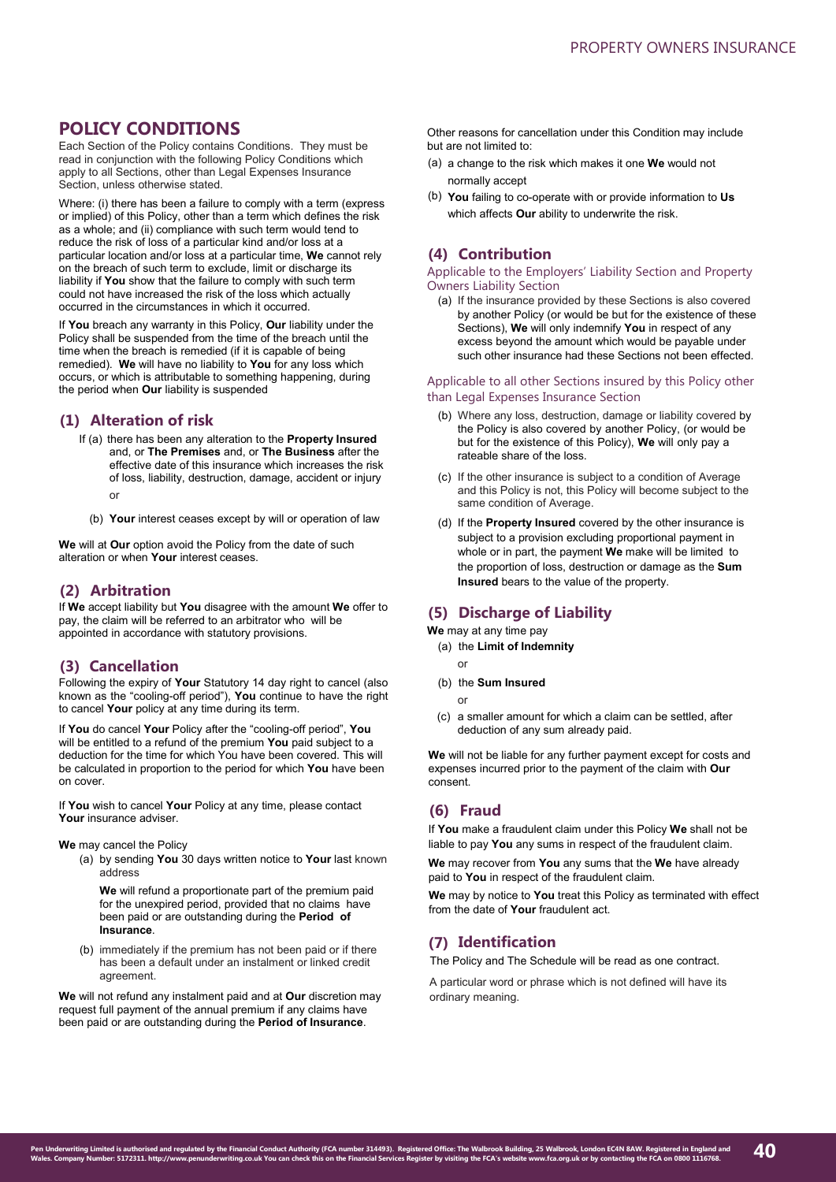# POLICY CONDITIONS

Each Section of the Policy contains Conditions. They must be read in conjunction with the following Policy Conditions which apply to all Sections, other than Legal Expenses Insurance Section, unless otherwise stated.

Where: (i) there has been a failure to comply with a term (express or implied) of this Policy, other than a term which defines the risk as a whole; and (ii) compliance with such term would tend to reduce the risk of loss of a particular kind and/or loss at a particular location and/or loss at a particular time, **We** cannot rely on the breach of such term to exclude, limit or discharge its liability if **You** show that the failure to comply with such term could not have increased the risk of the loss which actually occurred in the circumstances in which it occurred.

If **You** breach any warranty in this Policy, **Our** liability under the Policy shall be suspended from the time of the breach until the time when the breach is remedied (if it is capable of being remedied). **We** will have no liability to **You** for any loss which occurs, or which is attributable to something happening, during the period when **Our** liability is suspended

## (1) Alteration of risk

If (a) there has been any alteration to the **Property Insured** and, or **The Premises** and, or **The Business** after the effective date of this insurance which increases the risk of loss, liability, destruction, damage, accident or injury

or

(b) **Your** interest ceases except by will or operation of law

**We** will at **Our** option avoid the Policy from the date of such alteration or when **Your** interest ceases.

## (2) Arbitration

If **We** accept liability but **You** disagree with the amount **We** offer to pay, the claim will be referred to an arbitrator who will be appointed in accordance with statutory provisions.

## (3) Cancellation

Following the expiry of **Your** Statutory 14 day right to cancel (also known as the "cooling-off period"), **You** continue to have the right to cancel **Your** policy at any time during its term.

If **You** do cancel **Your** Policy after the "cooling-off period", **You** will be entitled to a refund of the premium **You** paid subject to a deduction for the time for which You have been covered. This will be calculated in proportion to the period for which **You** have been on cover.

If **You** wish to cancel **Your** Policy at any time, please contact **Your** insurance adviser.

**We** may cancel the Policy

(a) by sending **You** 30 days written notice to **Your** last known address

**We** will refund a proportionate part of the premium paid for the unexpired period, provided that no claims have been paid or are outstanding during the **Period of Insurance**.

(b) immediately if the premium has not been paid or if there has been a default under an instalment or linked credit agreement.

**We** will not refund any instalment paid and at **Our** discretion may request full payment of the annual premium if any claims have been paid or are outstanding during the **Period of Insurance**.

Other reasons for cancellation under this Condition may include but are not limited to:

(a) a change to the risk which makes it one **We** would not normally accept

(b) **You** failing to co-operate with or provide information to **Us** which affects **Our** ability to underwrite the risk.

## (4) Contribution

### Applicable to the Employers' Liability Section and Property Owners Liability Section

(a) If the insurance provided by these Sections is also covered by another Policy (or would be but for the existence of these Sections), **We** will only indemnify **You** in respect of any excess beyond the amount which would be payable under such other insurance had these Sections not been effected.

### Applicable to all other Sections insured by this Policy other than Legal Expenses Insurance Section

(b) Where any loss, destruction, damage or liability covered by the Policy is also covered by another Policy, (or would be but for the existence of this Policy), **We** will only pay a rateable share of the loss.

(c) If the other insurance is subject to a condition of Average and this Policy is not, this Policy will become subject to the same condition of Average.

(d) If the **Property Insured** covered by the other insurance is subject to a provision excluding proportional payment in whole or in part, the payment **We** make will be limited to the proportion of loss, destruction or damage as the **Sum Insured** bears to the value of the property.

## (5) Discharge of Liability

**We** may at any time pay

(a) the **Limit of Indemnity**

or

(b) the **Sum Insured**

or

(c) a smaller amount for which a claim can be settled, after deduction of any sum already paid.

**We** will not be liable for any further payment except for costs and expenses incurred prior to the payment of the claim with **Our** consent.

## (6) Fraud

If **You** make a fraudulent claim under this Policy **We** shall not be liable to pay **You** any sums in respect of the fraudulent claim.

**We** may recover from **You** any sums that the **We** have already paid to **You** in respect of the fraudulent claim.

**We** may by notice to **You** treat this Policy as terminated with effect from the date of **Your** fraudulent act.

## (7) Identification

The Policy and The Schedule will be read as one contract.

A particular word or phrase which is not defined will have its ordinary meaning.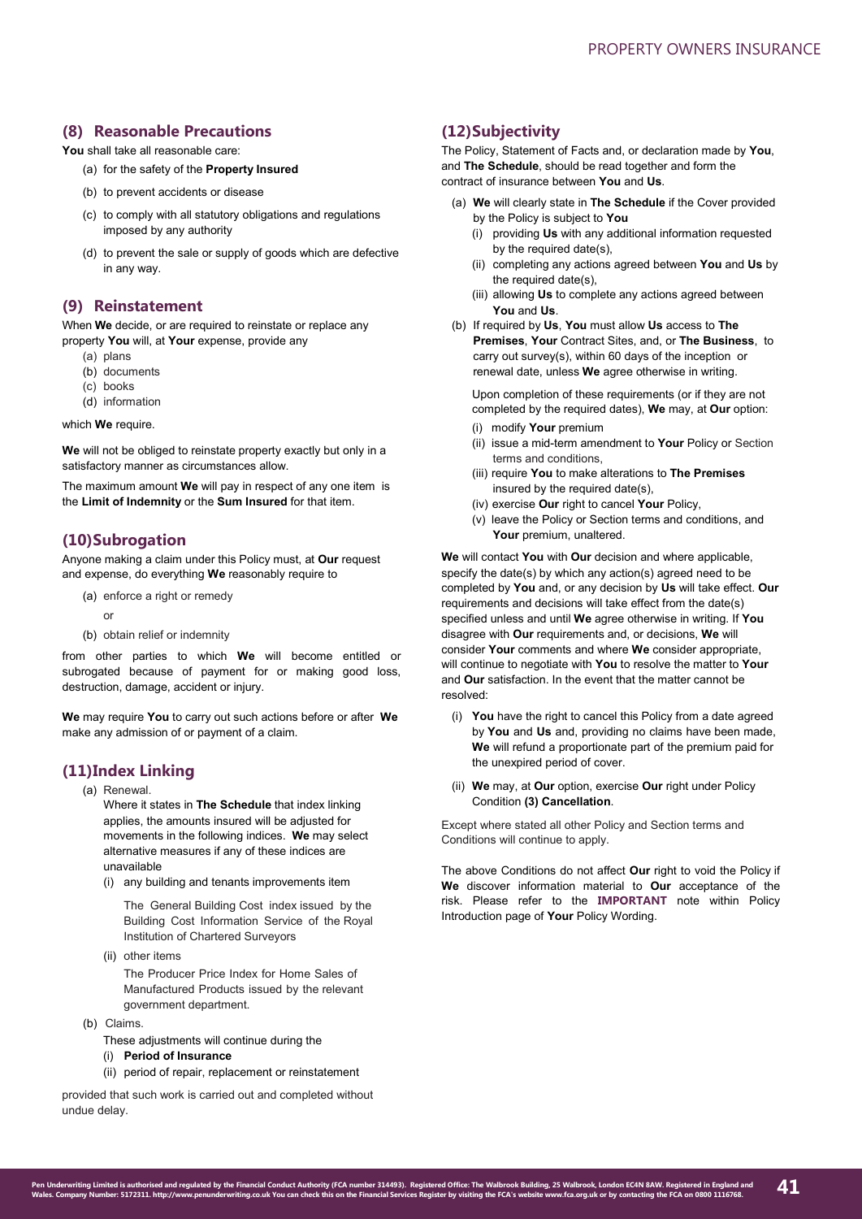## (8) Reasonable Precautions

**You** shall take all reasonable care:

(a) for the safety of the **Property Insured**

(b) to prevent accidents or disease

(c) to comply with all statutory obligations and regulations imposed by any authority

(d) to prevent the sale or supply of goods which are defective in any way.

## (9) Reinstatement

When **We** decide, or are required to reinstate or replace any property **You** will, at **Your** expense, provide any

(a) plans
(b) documents
(c) books
(d) information

which **We** require.

**We** will not be obliged to reinstate property exactly but only in a satisfactory manner as circumstances allow.

The maximum amount **We** will pay in respect of any one item is the **Limit of Indemnity** or the **Sum Insured** for that item.

## (10)Subrogation

Anyone making a claim under this Policy must, at **Our** request and expense, do everything **We** reasonably require to

(a) enforce a right or remedy

or

(b) obtain relief or indemnity

from other parties to which **We** will become entitled or subrogated because of payment for or making good loss, destruction, damage, accident or injury.

**We** may require **You** to carry out such actions before or after **We** make any admission of or payment of a claim.

## (11)Index Linking

(a) Renewal.

Where it states in **The Schedule** that index linking applies, the amounts insured will be adjusted for movements in the following indices. **We** may select alternative measures if any of these indices are unavailable

(i) any building and tenants improvements item

The General Building Cost index issued by the Building Cost Information Service of the Royal Institution of Chartered Surveyors

(ii) other items

The Producer Price Index for Home Sales of Manufactured Products issued by the relevant government department.

(b) Claims.

These adjustments will continue during the

(i) **Period of Insurance**

(ii) period of repair, replacement or reinstatement

provided that such work is carried out and completed without undue delay.

## (12)Subjectivity

The Policy, Statement of Facts and, or declaration made by **You**, and **The Schedule**, should be read together and form the contract of insurance between **You** and **Us**.

(a) **We** will clearly state in **The Schedule** if the Cover provided by the Policy is subject to **You**

(i) providing **Us** with any additional information requested by the required date(s),

(ii) completing any actions agreed between **You** and **Us** by the required date(s),

(iii) allowing **Us** to complete any actions agreed between **You** and **Us**.

(b) If required by **Us**, **You** must allow **Us** access to **The Premises**, **Your** Contract Sites, and, or **The Business**, to carry out survey(s), within 60 days of the inception or renewal date, unless **We** agree otherwise in writing.

Upon completion of these requirements (or if they are not completed by the required dates), **We** may, at **Our** option:

(i) modify **Your** premium

(ii) issue a mid-term amendment to **Your** Policy or Section terms and conditions,

(iii) require **You** to make alterations to **The Premises** insured by the required date(s),

(iv) exercise **Our** right to cancel **Your** Policy,

(v) leave the Policy or Section terms and conditions, and **Your** premium, unaltered.

**We** will contact **You** with **Our** decision and where applicable, specify the date(s) by which any action(s) agreed need to be completed by **You** and, or any decision by **Us** will take effect. **Our** requirements and decisions will take effect from the date(s) specified unless and until **We** agree otherwise in writing. If **You** disagree with **Our** requirements and, or decisions, **We** will consider **Your** comments and where **We** consider appropriate, will continue to negotiate with **You** to resolve the matter to **Your** and **Our** satisfaction. In the event that the matter cannot be resolved:

(i) **You** have the right to cancel this Policy from a date agreed by **You** and **Us** and, providing no claims have been made, **We** will refund a proportionate part of the premium paid for the unexpired period of cover.

(ii) **We** may, at **Our** option, exercise **Our** right under Policy Condition **(3) Cancellation**.

Except where stated all other Policy and Section terms and Conditions will continue to apply.

The above Conditions do not affect **Our** right to void the Policy if **We** discover information material to **Our** acceptance of the risk. Please refer to the **IMPORTANT** note within Policy Introduction page of **Your** Policy Wording.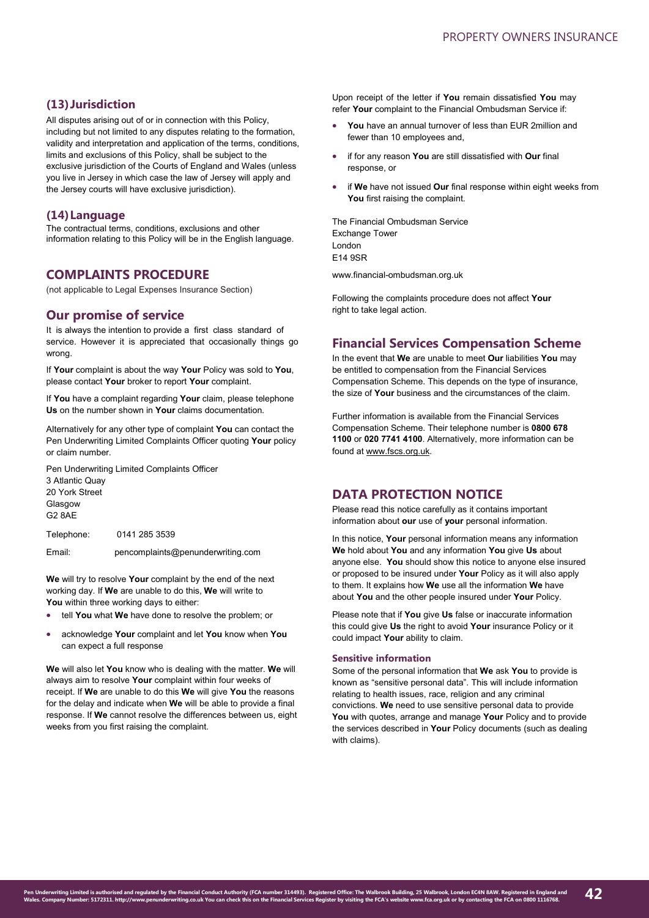### (13) Jurisdiction

All disputes arising out of or in connection with this Policy, including but not limited to any disputes relating to the formation, validity and interpretation and application of the terms, conditions, limits and exclusions of this Policy, shall be subject to the exclusive jurisdiction of the Courts of England and Wales (unless you live in Jersey in which case the law of Jersey will apply and the Jersey courts will have exclusive jurisdiction).

### (14) Language

The contractual terms, conditions, exclusions and other information relating to this Policy will be in the English language.

## COMPLAINTS PROCEDURE

(not applicable to Legal Expenses Insurance Section)

## Our promise of service

It is always the intention to provide a first class standard of service. However it is appreciated that occasionally things go wrong.

If **Your** complaint is about the way **Your** Policy was sold to **You**, please contact **Your** broker to report **Your** complaint.

If **You** have a complaint regarding **Your** claim, please telephone **Us** on the number shown in **Your** claims documentation.

Alternatively for any other type of complaint **You** can contact the Pen Underwriting Limited Complaints Officer quoting **Your** policy or claim number.

Pen Underwriting Limited Complaints Officer
3 Atlantic Quay
20 York Street
Glasgow
G2 8AE

Telephone: 0141 285 3539

Email: pencomplaints@penunderwriting.com

**We** will try to resolve **Your** complaint by the end of the next working day. If **We** are unable to do this, **We** will write to **You** within three working days to either:

- tell **You** what **We** have done to resolve the problem; or
- acknowledge **Your** complaint and let **You** know when **You** can expect a full response

**We** will also let **You** know who is dealing with the matter. **We** will always aim to resolve **Your** complaint within four weeks of receipt. If **We** are unable to do this **We** will give **You** the reasons for the delay and indicate when **We** will be able to provide a final response. If **We** cannot resolve the differences between us, eight weeks from you first raising the complaint.

Upon receipt of the letter if **You** remain dissatisfied **You** may refer **Your** complaint to the Financial Ombudsman Service if:

- **You** have an annual turnover of less than EUR 2million and fewer than 10 employees and,
- if for any reason **You** are still dissatisfied with **Our** final response, or
- if **We** have not issued **Our** final response within eight weeks from **You** first raising the complaint.

The Financial Ombudsman Service
Exchange Tower
London
E14 9SR

www.financial-ombudsman.org.uk

Following the complaints procedure does not affect **Your** right to take legal action.

## Financial Services Compensation Scheme

In the event that **We** are unable to meet **Our** liabilities **You** may be entitled to compensation from the Financial Services Compensation Scheme. This depends on the type of insurance, the size of **Your** business and the circumstances of the claim.

Further information is available from the Financial Services Compensation Scheme. Their telephone number is **0800 678 1100** or **020 7741 4100**. Alternatively, more information can be found at www.fscs.org.uk.

## DATA PROTECTION NOTICE

Please read this notice carefully as it contains important information about **our** use of **your** personal information.

In this notice, **Your** personal information means any information **We** hold about **You** and any information **You** give **Us** about anyone else. **You** should show this notice to anyone else insured or proposed to be insured under **Your** Policy as it will also apply to them. It explains how **We** use all the information **We** have about **You** and the other people insured under **Your** Policy.

Please note that if **You** give **Us** false or inaccurate information this could give **Us** the right to avoid **Your** insurance Policy or it could impact **Your** ability to claim.

#### Sensitive information

Some of the personal information that **We** ask **You** to provide is known as "sensitive personal data". This will include information relating to health issues, race, religion and any criminal convictions. **We** need to use sensitive personal data to provide **You** with quotes, arrange and manage **Your** Policy and to provide the services described in **Your** Policy documents (such as dealing with claims).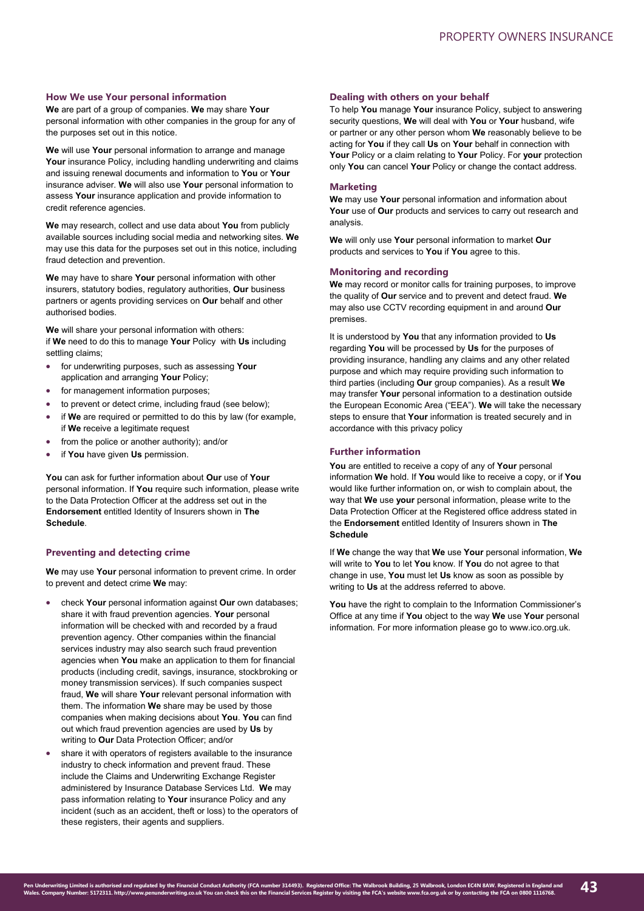### How We use Your personal information

**We** are part of a group of companies. **We** may share **Your** personal information with other companies in the group for any of the purposes set out in this notice.

**We** will use **Your** personal information to arrange and manage **Your** insurance Policy, including handling underwriting and claims and issuing renewal documents and information to **You** or **Your** insurance adviser. **We** will also use **Your** personal information to assess **Your** insurance application and provide information to credit reference agencies.

**We** may research, collect and use data about **You** from publicly available sources including social media and networking sites. **We** may use this data for the purposes set out in this notice, including fraud detection and prevention.

**We** may have to share **Your** personal information with other insurers, statutory bodies, regulatory authorities, **Our** business partners or agents providing services on **Our** behalf and other authorised bodies.

**We** will share your personal information with others:
if **We** need to do this to manage **Your** Policy with **Us** including settling claims;

- for underwriting purposes, such as assessing **Your** application and arranging **Your** Policy;
- for management information purposes;
- to prevent or detect crime, including fraud (see below);
- if **We** are required or permitted to do this by law (for example, if **We** receive a legitimate request
- from the police or another authority); and/or
- if **You** have given **Us** permission.

**You** can ask for further information about **Our** use of **Your** personal information. If **You** require such information, please write to the Data Protection Officer at the address set out in the **Endorsement** entitled Identity of Insurers shown in **The Schedule**.

### Preventing and detecting crime

**We** may use **Your** personal information to prevent crime. In order to prevent and detect crime **We** may:

- check **Your** personal information against **Our** own databases; share it with fraud prevention agencies. **Your** personal information will be checked with and recorded by a fraud prevention agency. Other companies within the financial services industry may also search such fraud prevention agencies when **You** make an application to them for financial products (including credit, savings, insurance, stockbroking or money transmission services). If such companies suspect fraud, **We** will share **Your** relevant personal information with them. The information **We** share may be used by those companies when making decisions about **You**. **You** can find out which fraud prevention agencies are used by **Us** by writing to **Our** Data Protection Officer; and/or
- share it with operators of registers available to the insurance industry to check information and prevent fraud. These include the Claims and Underwriting Exchange Register administered by Insurance Database Services Ltd. **We** may pass information relating to **Your** insurance Policy and any incident (such as an accident, theft or loss) to the operators of these registers, their agents and suppliers.

### Dealing with others on your behalf

To help **You** manage **Your** insurance Policy, subject to answering security questions, **We** will deal with **You** or **Your** husband, wife or partner or any other person whom **We** reasonably believe to be acting for **You** if they call **Us** on **Your** behalf in connection with **Your** Policy or a claim relating to **Your** Policy. For **your** protection only **You** can cancel **Your** Policy or change the contact address.

### Marketing

**We** may use **Your** personal information and information about **Your** use of **Our** products and services to carry out research and analysis.

**We** will only use **Your** personal information to market **Our** products and services to **You** if **You** agree to this.

### Monitoring and recording

**We** may record or monitor calls for training purposes, to improve the quality of **Our** service and to prevent and detect fraud. **We** may also use CCTV recording equipment in and around **Our** premises.

It is understood by **You** that any information provided to **Us** regarding **You** will be processed by **Us** for the purposes of providing insurance, handling any claims and any other related purpose and which may require providing such information to third parties (including **Our** group companies). As a result **We** may transfer **Your** personal information to a destination outside the European Economic Area ("EEA"). **We** will take the necessary steps to ensure that **Your** information is treated securely and in accordance with this privacy policy

### Further information

**You** are entitled to receive a copy of any of **Your** personal information **We** hold. If **You** would like to receive a copy, or if **You** would like further information on, or wish to complain about, the way that **We** use **your** personal information, please write to the Data Protection Officer at the Registered office address stated in the **Endorsement** entitled Identity of Insurers shown in **The Schedule**

If **We** change the way that **We** use **Your** personal information, **We** will write to **You** to let **You** know. If **You** do not agree to that change in use, **You** must let **Us** know as soon as possible by writing to **Us** at the address referred to above.

**You** have the right to complain to the Information Commissioner's Office at any time if **You** object to the way **We** use **Your** personal information. For more information please go to www.ico.org.uk.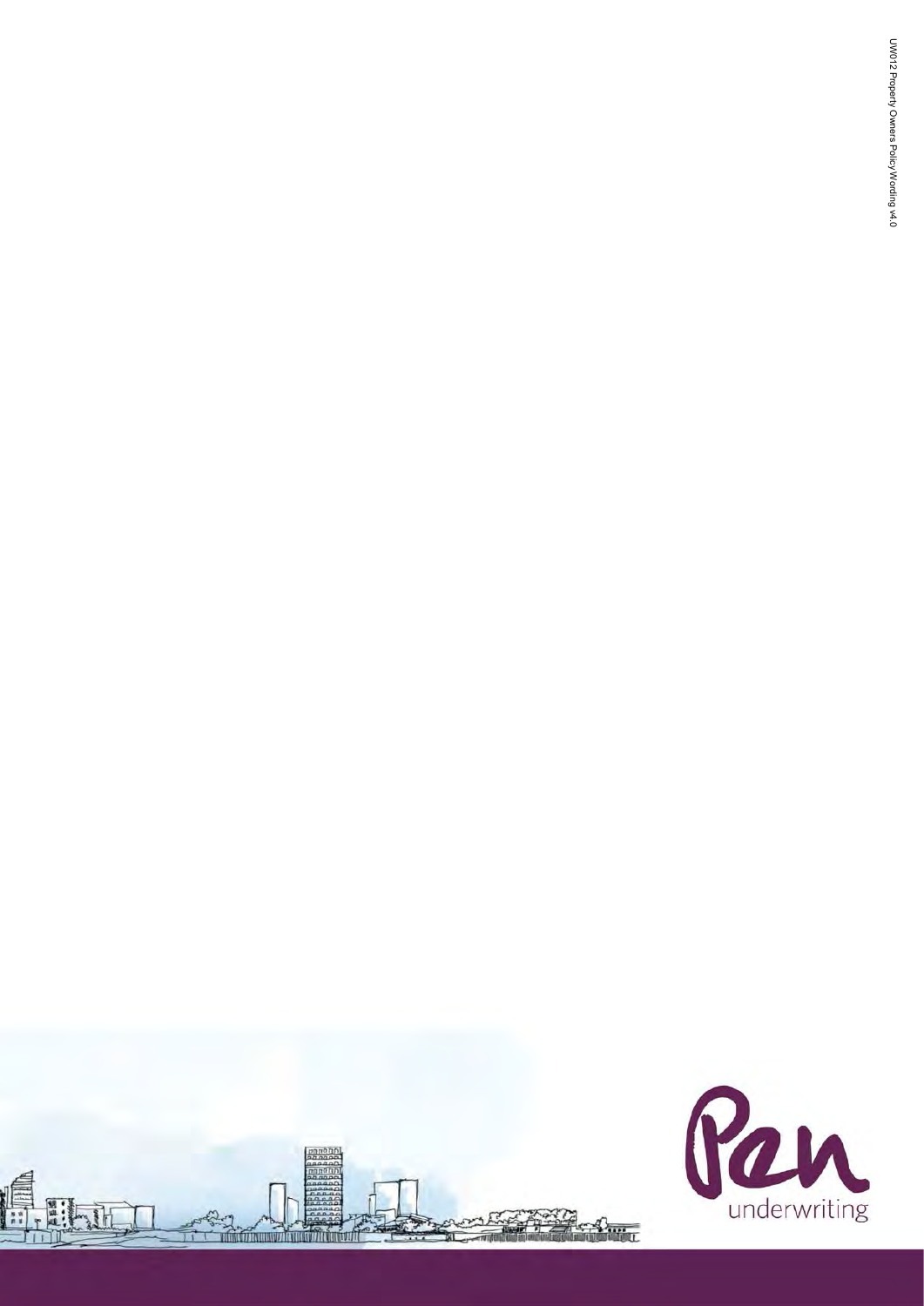UW012 Property Owners Policy Wording v4.0

underwriting